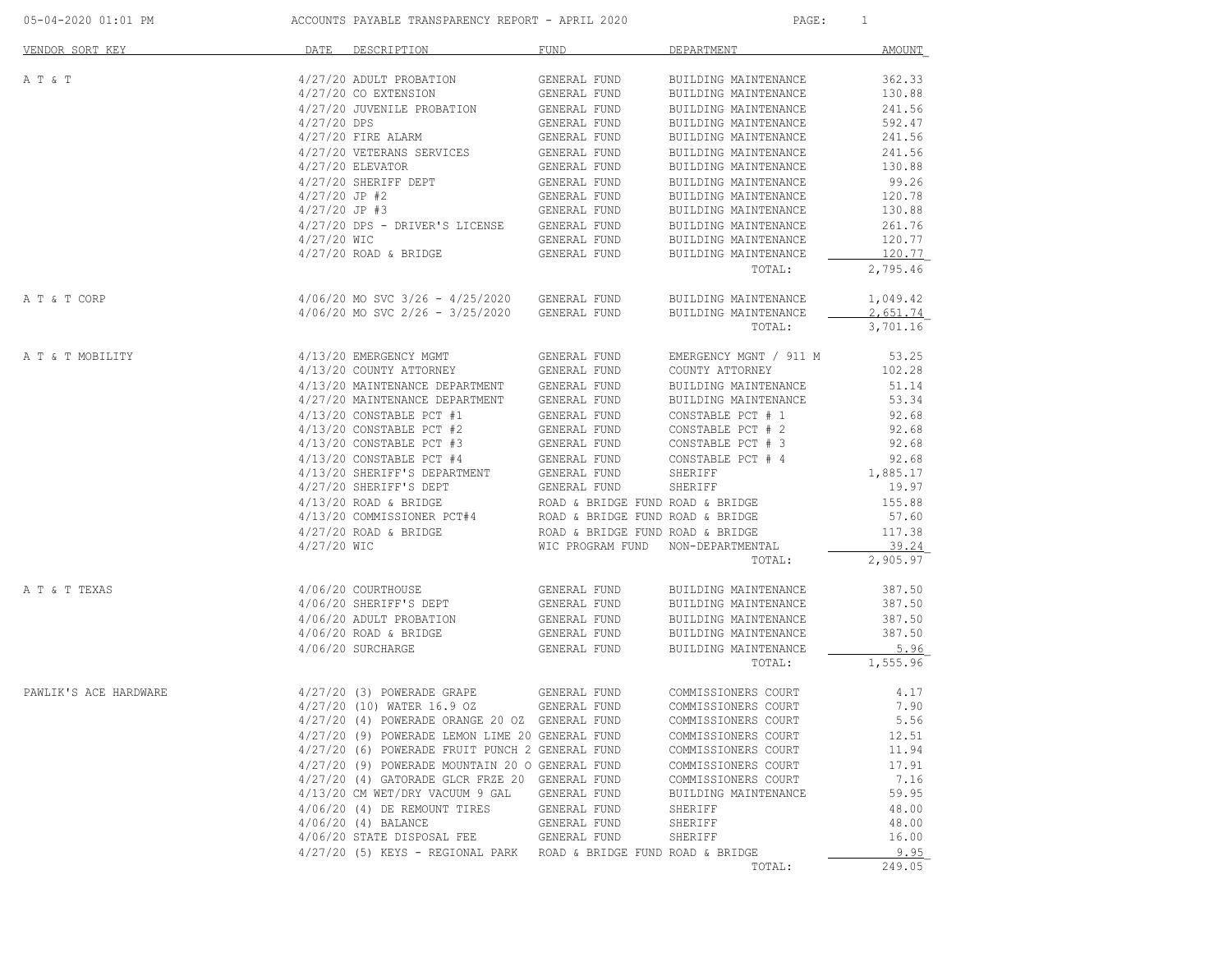# ACCOUNTS PAYABLE TRANSPARENCY REPORT - APRIL 2020

05-04-2020 01:01 PM

| VENDOR SORT KEY | DATE | DESCRIPTION | FUND | DEPARTMENT | AMOUNT |
|---|---|---|---|---|---|
| A T & T | 4/27/20 | ADULT PROBATION | GENERAL FUND | BUILDING MAINTENANCE | 362.33 |
| | 4/27/20 | CO EXTENSION | GENERAL FUND | BUILDING MAINTENANCE | 130.88 |
| | 4/27/20 | JUVENILE PROBATION | GENERAL FUND | BUILDING MAINTENANCE | 241.56 |
| | 4/27/20 | DPS | GENERAL FUND | BUILDING MAINTENANCE | 592.47 |
| | 4/27/20 | FIRE ALARM | GENERAL FUND | BUILDING MAINTENANCE | 241.56 |
| | 4/27/20 | VETERANS SERVICES | GENERAL FUND | BUILDING MAINTENANCE | 241.56 |
| | 4/27/20 | ELEVATOR | GENERAL FUND | BUILDING MAINTENANCE | 130.88 |
| | 4/27/20 | SHERIFF DEPT | GENERAL FUND | BUILDING MAINTENANCE | 99.26 |
| | 4/27/20 | JP #2 | GENERAL FUND | BUILDING MAINTENANCE | 120.78 |
| | 4/27/20 | JP #3 | GENERAL FUND | BUILDING MAINTENANCE | 130.88 |
| | 4/27/20 | DPS - DRIVER'S LICENSE | GENERAL FUND | BUILDING MAINTENANCE | 261.76 |
| | 4/27/20 | WIC | GENERAL FUND | BUILDING MAINTENANCE | 120.77 |
| | 4/27/20 | ROAD & BRIDGE | GENERAL FUND | BUILDING MAINTENANCE | 120.77 |
| | | | | TOTAL: | 2,795.46 |
| A T & T CORP | 4/06/20 | MO SVC 3/26 - 4/25/2020 | GENERAL FUND | BUILDING MAINTENANCE | 1,049.42 |
| | 4/06/20 | MO SVC 2/26 - 3/25/2020 | GENERAL FUND | BUILDING MAINTENANCE | 2,651.74 |
| | | | | TOTAL: | 3,701.16 |
| A T & T MOBILITY | 4/13/20 | EMERGENCY MGMT | GENERAL FUND | EMERGENCY MGNT / 911 M | 53.25 |
| | 4/13/20 | COUNTY ATTORNEY | GENERAL FUND | COUNTY ATTORNEY | 102.28 |
| | 4/13/20 | MAINTENANCE DEPARTMENT | GENERAL FUND | BUILDING MAINTENANCE | 51.14 |
| | 4/27/20 | MAINTENANCE DEPARTMENT | GENERAL FUND | BUILDING MAINTENANCE | 53.34 |
| | 4/13/20 | CONSTABLE PCT #1 | GENERAL FUND | CONSTABLE PCT # 1 | 92.68 |
| | 4/13/20 | CONSTABLE PCT #2 | GENERAL FUND | CONSTABLE PCT # 2 | 92.68 |
| | 4/13/20 | CONSTABLE PCT #3 | GENERAL FUND | CONSTABLE PCT # 3 | 92.68 |
| | 4/13/20 | CONSTABLE PCT #4 | GENERAL FUND | CONSTABLE PCT # 4 | 92.68 |
| | 4/13/20 | SHERIFF'S DEPARTMENT | GENERAL FUND | SHERIFF | 1,885.17 |
| | 4/27/20 | SHERIFF'S DEPT | GENERAL FUND | SHERIFF | 19.97 |
| | 4/13/20 | ROAD & BRIDGE | ROAD & BRIDGE FUND | ROAD & BRIDGE | 155.88 |
| | 4/13/20 | COMMISSIONER PCT#4 | ROAD & BRIDGE FUND | ROAD & BRIDGE | 57.60 |
| | 4/27/20 | ROAD & BRIDGE | ROAD & BRIDGE FUND | ROAD & BRIDGE | 117.38 |
| | 4/27/20 | WIC | WIC PROGRAM FUND | NON-DEPARTMENTAL | 39.24 |
| | | | | TOTAL: | 2,905.97 |
| A T & T TEXAS | 4/06/20 | COURTHOUSE | GENERAL FUND | BUILDING MAINTENANCE | 387.50 |
| | 4/06/20 | SHERIFF'S DEPT | GENERAL FUND | BUILDING MAINTENANCE | 387.50 |
| | 4/06/20 | ADULT PROBATION | GENERAL FUND | BUILDING MAINTENANCE | 387.50 |
| | 4/06/20 | ROAD & BRIDGE | GENERAL FUND | BUILDING MAINTENANCE | 387.50 |
| | 4/06/20 | SURCHARGE | GENERAL FUND | BUILDING MAINTENANCE | 5.96 |
| | | | | TOTAL: | 1,555.96 |
| PAWLIK'S ACE HARDWARE | 4/27/20 | (3) POWERADE GRAPE | GENERAL FUND | COMMISSIONERS COURT | 4.17 |
| | 4/27/20 | (10) WATER 16.9 OZ | GENERAL FUND | COMMISSIONERS COURT | 7.90 |
| | 4/27/20 | (4) POWERADE ORANGE 20 OZ | GENERAL FUND | COMMISSIONERS COURT | 5.56 |
| | 4/27/20 | (9) POWERADE LEMON LIME 20 | GENERAL FUND | COMMISSIONERS COURT | 12.51 |
| | 4/27/20 | (6) POWERADE FRUIT PUNCH 2 | GENERAL FUND | COMMISSIONERS COURT | 11.94 |
| | 4/27/20 | (9) POWERADE MOUNTAIN 20 O | GENERAL FUND | COMMISSIONERS COURT | 17.91 |
| | 4/27/20 | (4) GATORADE GLCR FRZE 20 | GENERAL FUND | COMMISSIONERS COURT | 7.16 |
| | 4/13/20 | CM WET/DRY VACUUM 9 GAL | GENERAL FUND | BUILDING MAINTENANCE | 59.95 |
| | 4/06/20 | (4) DE REMOUNT TIRES | GENERAL FUND | SHERIFF | 48.00 |
| | 4/06/20 | (4) BALANCE | GENERAL FUND | SHERIFF | 48.00 |
| | 4/06/20 | STATE DISPOSAL FEE | GENERAL FUND | SHERIFF | 16.00 |
| | 4/27/20 | (5) KEYS - REGIONAL PARK | ROAD & BRIDGE FUND | ROAD & BRIDGE | 9.95 |
| | | | | TOTAL: | 249.05 |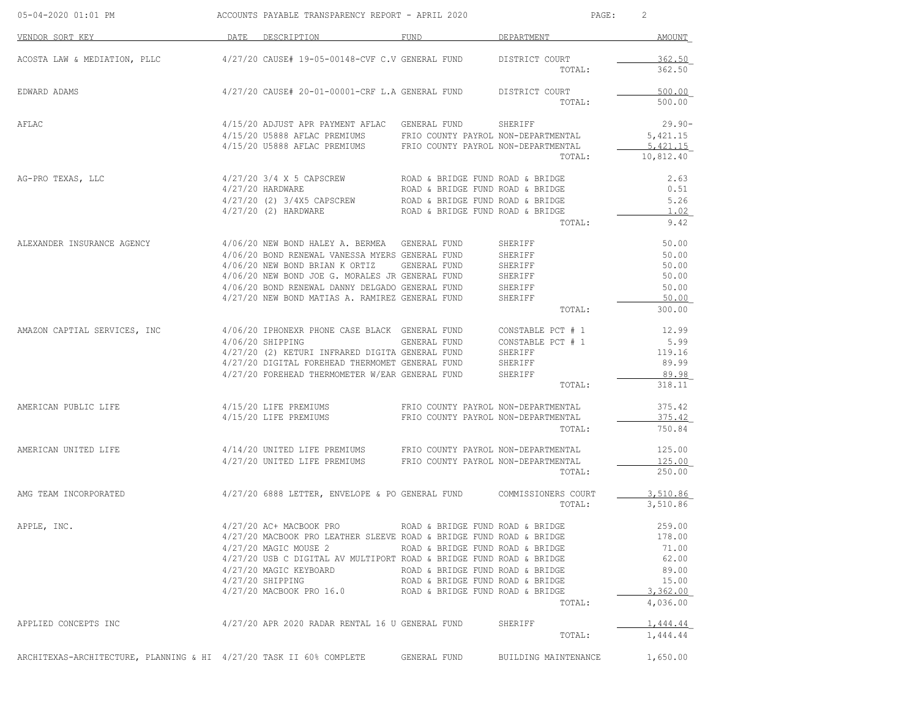ACCOUNTS PAYABLE TRANSPARENCY REPORT - APRIL 2020

| VENDOR SORT KEY | DATE | DESCRIPTION | FUND | DEPARTMENT | AMOUNT |
|---|---|---|---|---|---|
| ACOSTA LAW & MEDIATION, PLLC | 4/27/20 | CAUSE# 19-05-00148-CVF C.V | GENERAL FUND | DISTRICT COURT | 362.50 |
| | | | | TOTAL: | 362.50 |
| EDWARD ADAMS | 4/27/20 | CAUSE# 20-01-00001-CRF L.A | GENERAL FUND | DISTRICT COURT | 500.00 |
| | | | | TOTAL: | 500.00 |
| AFLAC | 4/15/20 | ADJUST APR PAYMENT AFLAC | GENERAL FUND | SHERIFF | 29.90- |
| | 4/15/20 | U5888 AFLAC PREMIUMS | FRIO COUNTY PAYROL | NON-DEPARTMENTAL | 5,421.15 |
| | 4/15/20 | U5888 AFLAC PREMIUMS | FRIO COUNTY PAYROL | NON-DEPARTMENTAL | 5,421.15 |
| | | | | TOTAL: | 10,812.40 |
| AG-PRO TEXAS, LLC | 4/27/20 | 3/4 X 5 CAPSCREW | ROAD & BRIDGE FUND | ROAD & BRIDGE | 2.63 |
| | 4/27/20 | HARDWARE | ROAD & BRIDGE FUND | ROAD & BRIDGE | 0.51 |
| | 4/27/20 | (2) 3/4X5 CAPSCREW | ROAD & BRIDGE FUND | ROAD & BRIDGE | 5.26 |
| | 4/27/20 | (2) HARDWARE | ROAD & BRIDGE FUND | ROAD & BRIDGE | 1.02 |
| | | | | TOTAL: | 9.42 |
| ALEXANDER INSURANCE AGENCY | 4/06/20 | NEW BOND HALEY A. BERMEA | GENERAL FUND | SHERIFF | 50.00 |
| | 4/06/20 | BOND RENEWAL VANESSA MYERS | GENERAL FUND | SHERIFF | 50.00 |
| | 4/06/20 | NEW BOND BRIAN K ORTIZ | GENERAL FUND | SHERIFF | 50.00 |
| | 4/06/20 | NEW BOND JOE G. MORALES JR | GENERAL FUND | SHERIFF | 50.00 |
| | 4/06/20 | BOND RENEWAL DANNY DELGADO | GENERAL FUND | SHERIFF | 50.00 |
| | 4/27/20 | NEW BOND MATIAS A. RAMIREZ | GENERAL FUND | SHERIFF | 50.00 |
| | | | | TOTAL: | 300.00 |
| AMAZON CAPTIAL SERVICES, INC | 4/06/20 | IPHONEXR PHONE CASE BLACK | GENERAL FUND | CONSTABLE PCT # 1 | 12.99 |
| | 4/06/20 | SHIPPING | GENERAL FUND | CONSTABLE PCT # 1 | 5.99 |
| | 4/27/20 | (2) KETURI INFRARED DIGITA | GENERAL FUND | SHERIFF | 119.16 |
| | 4/27/20 | DIGITAL FOREHEAD THERMOMET | GENERAL FUND | SHERIFF | 89.99 |
| | 4/27/20 | FOREHEAD THERMOMETER W/EAR | GENERAL FUND | SHERIFF | 89.98 |
| | | | | TOTAL: | 318.11 |
| AMERICAN PUBLIC LIFE | 4/15/20 | LIFE PREMIUMS | FRIO COUNTY PAYROL | NON-DEPARTMENTAL | 375.42 |
| | 4/15/20 | LIFE PREMIUMS | FRIO COUNTY PAYROL | NON-DEPARTMENTAL | 375.42 |
| | | | | TOTAL: | 750.84 |
| AMERICAN UNITED LIFE | 4/14/20 | UNITED LIFE PREMIUMS | FRIO COUNTY PAYROL | NON-DEPARTMENTAL | 125.00 |
| | 4/27/20 | UNITED LIFE PREMIUMS | FRIO COUNTY PAYROL | NON-DEPARTMENTAL | 125.00 |
| | | | | TOTAL: | 250.00 |
| AMG TEAM INCORPORATED | 4/27/20 | 6888 LETTER, ENVELOPE & PO | GENERAL FUND | COMMISSIONERS COURT | 3,510.86 |
| | | | | TOTAL: | 3,510.86 |
| APPLE, INC. | 4/27/20 | AC+ MACBOOK PRO | ROAD & BRIDGE FUND | ROAD & BRIDGE | 259.00 |
| | 4/27/20 | MACBOOK PRO LEATHER SLEEVE | ROAD & BRIDGE FUND | ROAD & BRIDGE | 178.00 |
| | 4/27/20 | MAGIC MOUSE 2 | ROAD & BRIDGE FUND | ROAD & BRIDGE | 71.00 |
| | 4/27/20 | USB C DIGITAL AV MULTIPORT | ROAD & BRIDGE FUND | ROAD & BRIDGE | 62.00 |
| | 4/27/20 | MAGIC KEYBOARD | ROAD & BRIDGE FUND | ROAD & BRIDGE | 89.00 |
| | 4/27/20 | SHIPPING | ROAD & BRIDGE FUND | ROAD & BRIDGE | 15.00 |
| | 4/27/20 | MACBOOK PRO 16.0 | ROAD & BRIDGE FUND | ROAD & BRIDGE | 3,362.00 |
| | | | | TOTAL: | 4,036.00 |
| APPLIED CONCEPTS INC | 4/27/20 | APR 2020 RADAR RENTAL 16 U | GENERAL FUND | SHERIFF | 1,444.44 |
| | | | | TOTAL: | 1,444.44 |
| ARCHITEXAS-ARCHITECTURE, PLANNING & HI | 4/27/20 | TASK II 60% COMPLETE | GENERAL FUND | BUILDING MAINTENANCE | 1,650.00 |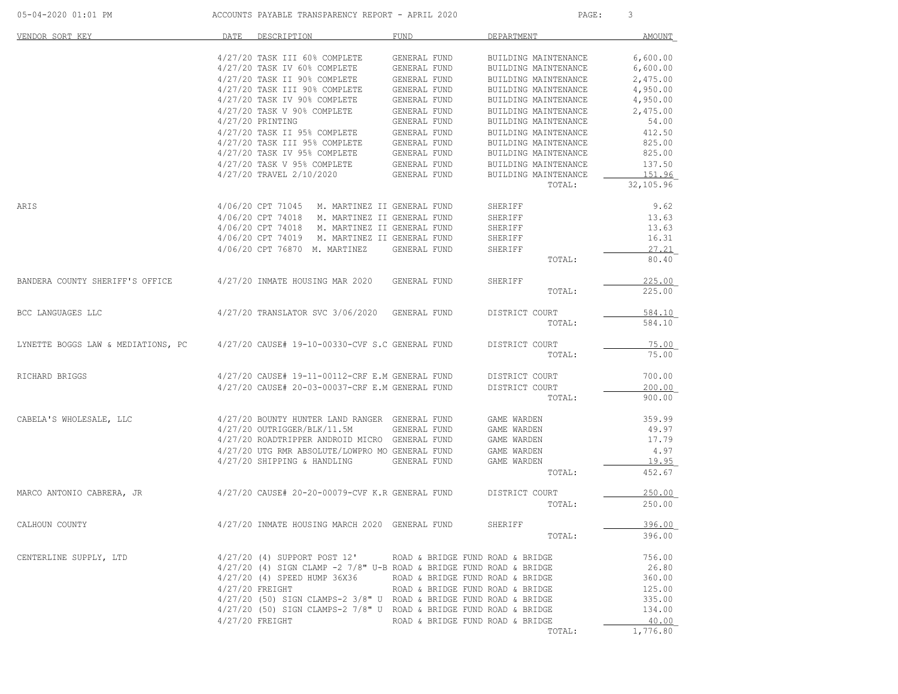| VENDOR SORT KEY | DATE | DESCRIPTION | FUND | DEPARTMENT | AMOUNT |
|---|---|---|---|---|---|
| | 4/27/20 | TASK III 60% COMPLETE | GENERAL FUND | BUILDING MAINTENANCE | 6,600.00 |
| | 4/27/20 | TASK IV 60% COMPLETE | GENERAL FUND | BUILDING MAINTENANCE | 6,600.00 |
| | 4/27/20 | TASK II 90% COMPLETE | GENERAL FUND | BUILDING MAINTENANCE | 2,475.00 |
| | 4/27/20 | TASK III 90% COMPLETE | GENERAL FUND | BUILDING MAINTENANCE | 4,950.00 |
| | 4/27/20 | TASK IV 90% COMPLETE | GENERAL FUND | BUILDING MAINTENANCE | 4,950.00 |
| | 4/27/20 | TASK V 90% COMPLETE | GENERAL FUND | BUILDING MAINTENANCE | 2,475.00 |
| | 4/27/20 | PRINTING | GENERAL FUND | BUILDING MAINTENANCE | 54.00 |
| | 4/27/20 | TASK II 95% COMPLETE | GENERAL FUND | BUILDING MAINTENANCE | 412.50 |
| | 4/27/20 | TASK III 95% COMPLETE | GENERAL FUND | BUILDING MAINTENANCE | 825.00 |
| | 4/27/20 | TASK IV 95% COMPLETE | GENERAL FUND | BUILDING MAINTENANCE | 825.00 |
| | 4/27/20 | TASK V 95% COMPLETE | GENERAL FUND | BUILDING MAINTENANCE | 137.50 |
| | 4/27/20 | TRAVEL 2/10/2020 | GENERAL FUND | BUILDING MAINTENANCE | 151.96 |
| | | | | TOTAL: | 32,105.96 |
| ARIS | 4/06/20 | CPT 71045 M. MARTINEZ II | GENERAL FUND | SHERIFF | 9.62 |
| | 4/06/20 | CPT 74018 M. MARTINEZ II | GENERAL FUND | SHERIFF | 13.63 |
| | 4/06/20 | CPT 74018 M. MARTINEZ II | GENERAL FUND | SHERIFF | 13.63 |
| | 4/06/20 | CPT 74019 M. MARTINEZ II | GENERAL FUND | SHERIFF | 16.31 |
| | 4/06/20 | CPT 76870 M. MARTINEZ | GENERAL FUND | SHERIFF | 27.21 |
| | | | | TOTAL: | 80.40 |
| BANDERA COUNTY SHERIFF'S OFFICE | 4/27/20 | INMATE HOUSING MAR 2020 | GENERAL FUND | SHERIFF | 225.00 |
| | | | | TOTAL: | 225.00 |
| BCC LANGUAGES LLC | 4/27/20 | TRANSLATOR SVC 3/06/2020 | GENERAL FUND | DISTRICT COURT | 584.10 |
| | | | | TOTAL: | 584.10 |
| LYNETTE BOGGS LAW & MEDIATIONS, PC | 4/27/20 | CAUSE# 19-10-00330-CVF S.C | GENERAL FUND | DISTRICT COURT | 75.00 |
| | | | | TOTAL: | 75.00 |
| RICHARD BRIGGS | 4/27/20 | CAUSE# 19-11-00112-CRF E.M | GENERAL FUND | DISTRICT COURT | 700.00 |
| | 4/27/20 | CAUSE# 20-03-00037-CRF E.M | GENERAL FUND | DISTRICT COURT | 200.00 |
| | | | | TOTAL: | 900.00 |
| CABELA'S WHOLESALE, LLC | 4/27/20 | BOUNTY HUNTER LAND RANGER | GENERAL FUND | GAME WARDEN | 359.99 |
| | 4/27/20 | OUTRIGGER/BLK/11.5M | GENERAL FUND | GAME WARDEN | 49.97 |
| | 4/27/20 | ROADTRIPPER ANDROID MICRO | GENERAL FUND | GAME WARDEN | 17.79 |
| | 4/27/20 | UTG RMR ABSOLUTE/LOWPRO MO | GENERAL FUND | GAME WARDEN | 4.97 |
| | 4/27/20 | SHIPPING & HANDLING | GENERAL FUND | GAME WARDEN | 19.95 |
| | | | | TOTAL: | 452.67 |
| MARCO ANTONIO CABRERA, JR | 4/27/20 | CAUSE# 20-20-00079-CVF K.R | GENERAL FUND | DISTRICT COURT | 250.00 |
| | | | | TOTAL: | 250.00 |
| CALHOUN COUNTY | 4/27/20 | INMATE HOUSING MARCH 2020 | GENERAL FUND | SHERIFF | 396.00 |
| | | | | TOTAL: | 396.00 |
| CENTERLINE SUPPLY, LTD | 4/27/20 | (4) SUPPORT POST 12' | ROAD & BRIDGE FUND | ROAD & BRIDGE | 756.00 |
| | 4/27/20 | (4) SIGN CLAMP -2 7/8" U-B | ROAD & BRIDGE FUND | ROAD & BRIDGE | 26.80 |
| | 4/27/20 | (4) SPEED HUMP 36X36 | ROAD & BRIDGE FUND | ROAD & BRIDGE | 360.00 |
| | 4/27/20 | FREIGHT | ROAD & BRIDGE FUND | ROAD & BRIDGE | 125.00 |
| | 4/27/20 | (50) SIGN CLAMPS-2 3/8" U | ROAD & BRIDGE FUND | ROAD & BRIDGE | 335.00 |
| | 4/27/20 | (50) SIGN CLAMPS-2 7/8" U | ROAD & BRIDGE FUND | ROAD & BRIDGE | 134.00 |
| | 4/27/20 | FREIGHT | ROAD & BRIDGE FUND | ROAD & BRIDGE | 40.00 |
| | | | | TOTAL: | 1,776.80 |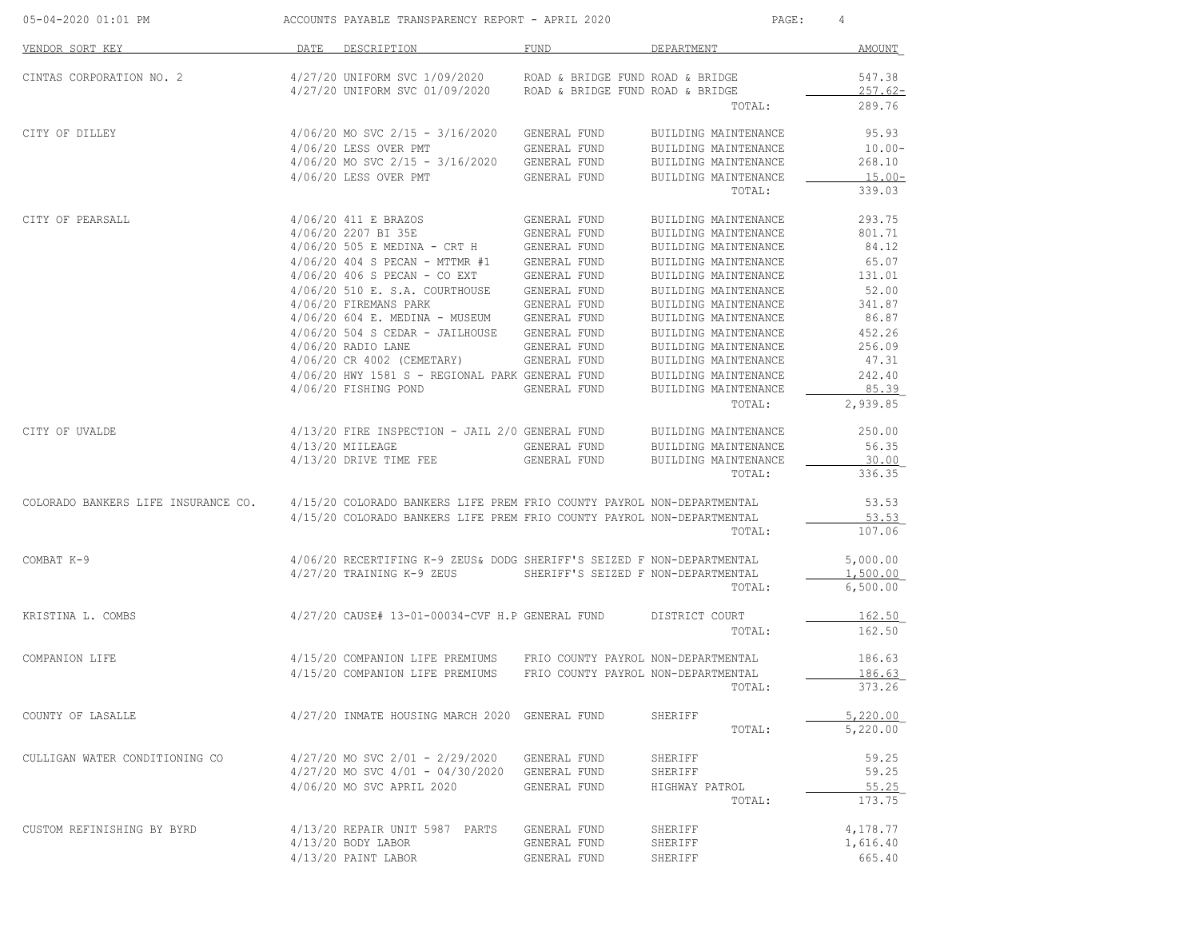ACCOUNTS PAYABLE TRANSPARENCY REPORT - APRIL 2020

| VENDOR SORT KEY | DATE | DESCRIPTION | FUND | DEPARTMENT | AMOUNT |
|---|---|---|---|---|---|
| CINTAS CORPORATION NO. 2 | 4/27/20 | UNIFORM SVC 1/09/2020 | ROAD & BRIDGE FUND | ROAD & BRIDGE | 547.38 |
| | 4/27/20 | UNIFORM SVC 01/09/2020 | ROAD & BRIDGE FUND | ROAD & BRIDGE | 257.62- |
| | | | | TOTAL: | 289.76 |
| CITY OF DILLEY | 4/06/20 | MO SVC 2/15 - 3/16/2020 | GENERAL FUND | BUILDING MAINTENANCE | 95.93 |
| | 4/06/20 | LESS OVER PMT | GENERAL FUND | BUILDING MAINTENANCE | 10.00- |
| | 4/06/20 | MO SVC 2/15 - 3/16/2020 | GENERAL FUND | BUILDING MAINTENANCE | 268.10 |
| | 4/06/20 | LESS OVER PMT | GENERAL FUND | BUILDING MAINTENANCE | 15.00- |
| | | | | TOTAL: | 339.03 |
| CITY OF PEARSALL | 4/06/20 | 411 E BRAZOS | GENERAL FUND | BUILDING MAINTENANCE | 293.75 |
| | 4/06/20 | 2207 BI 35E | GENERAL FUND | BUILDING MAINTENANCE | 801.71 |
| | 4/06/20 | 505 E MEDINA - CRT H | GENERAL FUND | BUILDING MAINTENANCE | 84.12 |
| | 4/06/20 | 404 S PECAN - MTTMR #1 | GENERAL FUND | BUILDING MAINTENANCE | 65.07 |
| | 4/06/20 | 406 S PECAN - CO EXT | GENERAL FUND | BUILDING MAINTENANCE | 131.01 |
| | 4/06/20 | 510 E. S.A. COURTHOUSE | GENERAL FUND | BUILDING MAINTENANCE | 52.00 |
| | 4/06/20 | FIREMANS PARK | GENERAL FUND | BUILDING MAINTENANCE | 341.87 |
| | 4/06/20 | 604 E. MEDINA - MUSEUM | GENERAL FUND | BUILDING MAINTENANCE | 86.87 |
| | 4/06/20 | 504 S CEDAR - JAILHOUSE | GENERAL FUND | BUILDING MAINTENANCE | 452.26 |
| | 4/06/20 | RADIO LANE | GENERAL FUND | BUILDING MAINTENANCE | 256.09 |
| | 4/06/20 | CR 4002 (CEMETARY) | GENERAL FUND | BUILDING MAINTENANCE | 47.31 |
| | 4/06/20 | HWY 1581 S - REGIONAL PARK | GENERAL FUND | BUILDING MAINTENANCE | 242.40 |
| | 4/06/20 | FISHING POND | GENERAL FUND | BUILDING MAINTENANCE | 85.39 |
| | | | | TOTAL: | 2,939.85 |
| CITY OF UVALDE | 4/13/20 | FIRE INSPECTION - JAIL 2/0 | GENERAL FUND | BUILDING MAINTENANCE | 250.00 |
| | 4/13/20 | MIILEAGE | GENERAL FUND | BUILDING MAINTENANCE | 56.35 |
| | 4/13/20 | DRIVE TIME FEE | GENERAL FUND | BUILDING MAINTENANCE | 30.00 |
| | | | | TOTAL: | 336.35 |
| COLORADO BANKERS LIFE INSURANCE CO. | 4/15/20 | COLORADO BANKERS LIFE PREM | FRIO COUNTY PAYROL | NON-DEPARTMENTAL | 53.53 |
| | 4/15/20 | COLORADO BANKERS LIFE PREM | FRIO COUNTY PAYROL | NON-DEPARTMENTAL | 53.53 |
| | | | | TOTAL: | 107.06 |
| COMBAT K-9 | 4/06/20 | RECERTIFING K-9 ZEUS& DODG | SHERIFF'S SEIZED F | NON-DEPARTMENTAL | 5,000.00 |
| | 4/27/20 | TRAINING K-9 ZEUS | SHERIFF'S SEIZED F | NON-DEPARTMENTAL | 1,500.00 |
| | | | | TOTAL: | 6,500.00 |
| KRISTINA L. COMBS | 4/27/20 | CAUSE# 13-01-00034-CVF H.P | GENERAL FUND | DISTRICT COURT | 162.50 |
| | | | | TOTAL: | 162.50 |
| COMPANION LIFE | 4/15/20 | COMPANION LIFE PREMIUMS | FRIO COUNTY PAYROL | NON-DEPARTMENTAL | 186.63 |
| | 4/15/20 | COMPANION LIFE PREMIUMS | FRIO COUNTY PAYROL | NON-DEPARTMENTAL | 186.63 |
| | | | | TOTAL: | 373.26 |
| COUNTY OF LASALLE | 4/27/20 | INMATE HOUSING MARCH 2020 | GENERAL FUND | SHERIFF | 5,220.00 |
| | | | | TOTAL: | 5,220.00 |
| CULLIGAN WATER CONDITIONING CO | 4/27/20 | MO SVC 2/01 - 2/29/2020 | GENERAL FUND | SHERIFF | 59.25 |
| | 4/27/20 | MO SVC 4/01 - 04/30/2020 | GENERAL FUND | SHERIFF | 59.25 |
| | 4/06/20 | MO SVC APRIL 2020 | GENERAL FUND | HIGHWAY PATROL | 55.25 |
| | | | | TOTAL: | 173.75 |
| CUSTOM REFINISHING BY BYRD | 4/13/20 | REPAIR UNIT 5987 PARTS | GENERAL FUND | SHERIFF | 4,178.77 |
| | 4/13/20 | BODY LABOR | GENERAL FUND | SHERIFF | 1,616.40 |
| | 4/13/20 | PAINT LABOR | GENERAL FUND | SHERIFF | 665.40 |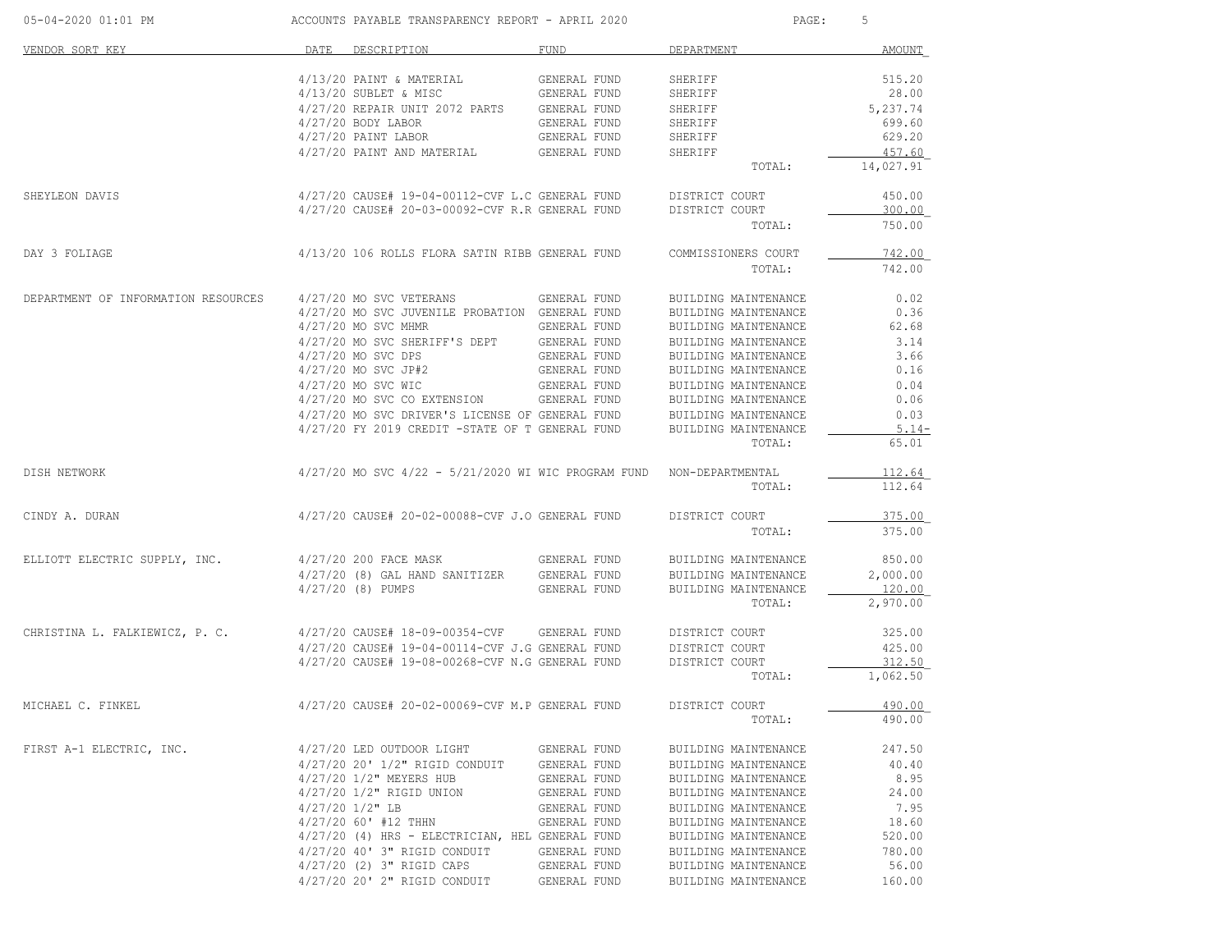| VENDOR SORT KEY | DATE | DESCRIPTION | FUND | DEPARTMENT | AMOUNT |
|---|---|---|---|---|---|
| | 4/13/20 | PAINT & MATERIAL | GENERAL FUND | SHERIFF | 515.20 |
| | 4/13/20 | SUBLET & MISC | GENERAL FUND | SHERIFF | 28.00 |
| | 4/27/20 | REPAIR UNIT 2072 PARTS | GENERAL FUND | SHERIFF | 5,237.74 |
| | 4/27/20 | BODY LABOR | GENERAL FUND | SHERIFF | 699.60 |
| | 4/27/20 | PAINT LABOR | GENERAL FUND | SHERIFF | 629.20 |
| | 4/27/20 | PAINT AND MATERIAL | GENERAL FUND | SHERIFF | 457.60 |
| | | | | TOTAL: | 14,027.91 |
| SHEYLEON DAVIS | 4/27/20 | CAUSE# 19-04-00112-CVF L.C | GENERAL FUND | DISTRICT COURT | 450.00 |
| | 4/27/20 | CAUSE# 20-03-00092-CVF R.R | GENERAL FUND | DISTRICT COURT | 300.00 |
| | | | | TOTAL: | 750.00 |
| DAY 3 FOLIAGE | 4/13/20 | 106 ROLLS FLORA SATIN RIBB | GENERAL FUND | COMMISSIONERS COURT | 742.00 |
| | | | | TOTAL: | 742.00 |
| DEPARTMENT OF INFORMATION RESOURCES | 4/27/20 | MO SVC VETERANS | GENERAL FUND | BUILDING MAINTENANCE | 0.02 |
| | 4/27/20 | MO SVC JUVENILE PROBATION | GENERAL FUND | BUILDING MAINTENANCE | 0.36 |
| | 4/27/20 | MO SVC MHMR | GENERAL FUND | BUILDING MAINTENANCE | 62.68 |
| | 4/27/20 | MO SVC SHERIFF'S DEPT | GENERAL FUND | BUILDING MAINTENANCE | 3.14 |
| | 4/27/20 | MO SVC DPS | GENERAL FUND | BUILDING MAINTENANCE | 3.66 |
| | 4/27/20 | MO SVC JP#2 | GENERAL FUND | BUILDING MAINTENANCE | 0.16 |
| | 4/27/20 | MO SVC WIC | GENERAL FUND | BUILDING MAINTENANCE | 0.04 |
| | 4/27/20 | MO SVC CO EXTENSION | GENERAL FUND | BUILDING MAINTENANCE | 0.06 |
| | 4/27/20 | MO SVC DRIVER'S LICENSE OF | GENERAL FUND | BUILDING MAINTENANCE | 0.03 |
| | 4/27/20 | FY 2019 CREDIT -STATE OF T | GENERAL FUND | BUILDING MAINTENANCE | 5.14- |
| | | | | TOTAL: | 65.01 |
| DISH NETWORK | 4/27/20 | MO SVC 4/22 - 5/21/2020 WI | WIC PROGRAM FUND | NON-DEPARTMENTAL | 112.64 |
| | | | | TOTAL: | 112.64 |
| CINDY A. DURAN | 4/27/20 | CAUSE# 20-02-00088-CVF J.O | GENERAL FUND | DISTRICT COURT | 375.00 |
| | | | | TOTAL: | 375.00 |
| ELLIOTT ELECTRIC SUPPLY, INC. | 4/27/20 | 200 FACE MASK | GENERAL FUND | BUILDING MAINTENANCE | 850.00 |
| | 4/27/20 | (8) GAL HAND SANITIZER | GENERAL FUND | BUILDING MAINTENANCE | 2,000.00 |
| | 4/27/20 | (8) PUMPS | GENERAL FUND | BUILDING MAINTENANCE | 120.00 |
| | | | | TOTAL: | 2,970.00 |
| CHRISTINA L. FALKIEWICZ, P. C. | 4/27/20 | CAUSE# 18-09-00354-CVF | GENERAL FUND | DISTRICT COURT | 325.00 |
| | 4/27/20 | CAUSE# 19-04-00114-CVF J.G | GENERAL FUND | DISTRICT COURT | 425.00 |
| | 4/27/20 | CAUSE# 19-08-00268-CVF N.G | GENERAL FUND | DISTRICT COURT | 312.50 |
| | | | | TOTAL: | 1,062.50 |
| MICHAEL C. FINKEL | 4/27/20 | CAUSE# 20-02-00069-CVF M.P | GENERAL FUND | DISTRICT COURT | 490.00 |
| | | | | TOTAL: | 490.00 |
| FIRST A-1 ELECTRIC, INC. | 4/27/20 | LED OUTDOOR LIGHT | GENERAL FUND | BUILDING MAINTENANCE | 247.50 |
| | 4/27/20 | 20' 1/2" RIGID CONDUIT | GENERAL FUND | BUILDING MAINTENANCE | 40.40 |
| | 4/27/20 | 1/2" MEYERS HUB | GENERAL FUND | BUILDING MAINTENANCE | 8.95 |
| | 4/27/20 | 1/2" RIGID UNION | GENERAL FUND | BUILDING MAINTENANCE | 24.00 |
| | 4/27/20 | 1/2" LB | GENERAL FUND | BUILDING MAINTENANCE | 7.95 |
| | 4/27/20 | 60' #12 THHN | GENERAL FUND | BUILDING MAINTENANCE | 18.60 |
| | 4/27/20 | (4) HRS - ELECTRICIAN, HEL | GENERAL FUND | BUILDING MAINTENANCE | 520.00 |
| | 4/27/20 | 40' 3" RIGID CONDUIT | GENERAL FUND | BUILDING MAINTENANCE | 780.00 |
| | 4/27/20 | (2) 3" RIGID CAPS | GENERAL FUND | BUILDING MAINTENANCE | 56.00 |
| | 4/27/20 | 20' 2" RIGID CONDUIT | GENERAL FUND | BUILDING MAINTENANCE | 160.00 |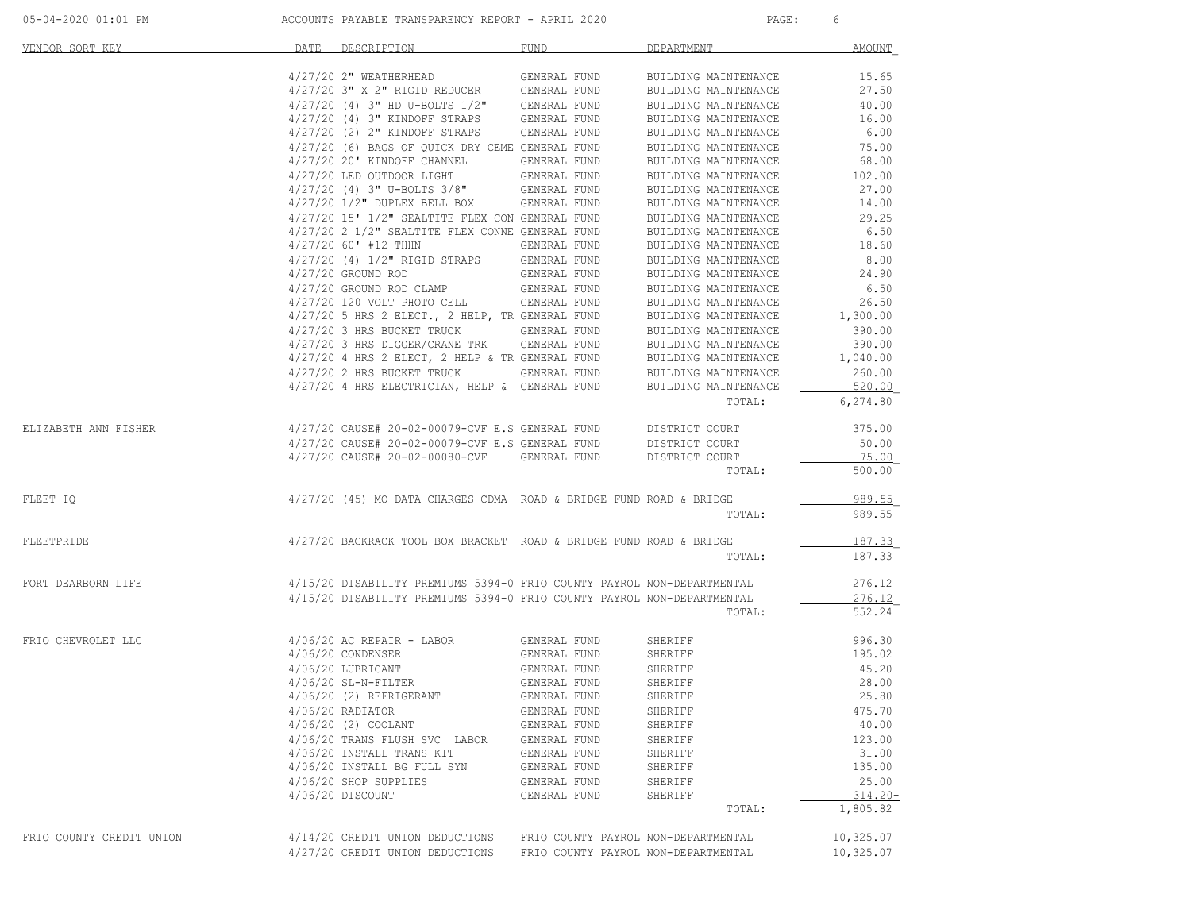| VENDOR SORT KEY | DATE | DESCRIPTION | FUND | DEPARTMENT | AMOUNT |
|---|---|---|---|---|---|
| | 4/27/20 | 2" WEATHERHEAD | GENERAL FUND | BUILDING MAINTENANCE | 15.65 |
| | 4/27/20 | 3" X 2" RIGID REDUCER | GENERAL FUND | BUILDING MAINTENANCE | 27.50 |
| | 4/27/20 | (4) 3" HD U-BOLTS 1/2" | GENERAL FUND | BUILDING MAINTENANCE | 40.00 |
| | 4/27/20 | (4) 3" KINDOFF STRAPS | GENERAL FUND | BUILDING MAINTENANCE | 16.00 |
| | 4/27/20 | (2) 2" KINDOFF STRAPS | GENERAL FUND | BUILDING MAINTENANCE | 6.00 |
| | 4/27/20 | (6) BAGS OF QUICK DRY CEME | GENERAL FUND | BUILDING MAINTENANCE | 75.00 |
| | 4/27/20 | 20' KINDOFF CHANNEL | GENERAL FUND | BUILDING MAINTENANCE | 68.00 |
| | 4/27/20 | LED OUTDOOR LIGHT | GENERAL FUND | BUILDING MAINTENANCE | 102.00 |
| | 4/27/20 | (4) 3" U-BOLTS 3/8" | GENERAL FUND | BUILDING MAINTENANCE | 27.00 |
| | 4/27/20 | 1/2" DUPLEX BELL BOX | GENERAL FUND | BUILDING MAINTENANCE | 14.00 |
| | 4/27/20 | 15' 1/2" SEALTITE FLEX CON | GENERAL FUND | BUILDING MAINTENANCE | 29.25 |
| | 4/27/20 | 2 1/2" SEALTITE FLEX CONNE | GENERAL FUND | BUILDING MAINTENANCE | 6.50 |
| | 4/27/20 | 60' #12 THHN | GENERAL FUND | BUILDING MAINTENANCE | 18.60 |
| | 4/27/20 | (4) 1/2" RIGID STRAPS | GENERAL FUND | BUILDING MAINTENANCE | 8.00 |
| | 4/27/20 | GROUND ROD | GENERAL FUND | BUILDING MAINTENANCE | 24.90 |
| | 4/27/20 | GROUND ROD CLAMP | GENERAL FUND | BUILDING MAINTENANCE | 6.50 |
| | 4/27/20 | 120 VOLT PHOTO CELL | GENERAL FUND | BUILDING MAINTENANCE | 26.50 |
| | 4/27/20 | 5 HRS 2 ELECT., 2 HELP, TR | GENERAL FUND | BUILDING MAINTENANCE | 1,300.00 |
| | 4/27/20 | 3 HRS BUCKET TRUCK | GENERAL FUND | BUILDING MAINTENANCE | 390.00 |
| | 4/27/20 | 3 HRS DIGGER/CRANE TRK | GENERAL FUND | BUILDING MAINTENANCE | 390.00 |
| | 4/27/20 | 4 HRS 2 ELECT, 2 HELP & TR | GENERAL FUND | BUILDING MAINTENANCE | 1,040.00 |
| | 4/27/20 | 2 HRS BUCKET TRUCK | GENERAL FUND | BUILDING MAINTENANCE | 260.00 |
| | 4/27/20 | 4 HRS ELECTRICIAN, HELP & | GENERAL FUND | BUILDING MAINTENANCE | 520.00 |
| | | | | TOTAL: | 6,274.80 |
| ELIZABETH ANN FISHER | 4/27/20 | CAUSE# 20-02-00079-CVF E.S | GENERAL FUND | DISTRICT COURT | 375.00 |
| | 4/27/20 | CAUSE# 20-02-00079-CVF E.S | GENERAL FUND | DISTRICT COURT | 50.00 |
| | 4/27/20 | CAUSE# 20-02-00080-CVF | GENERAL FUND | DISTRICT COURT | 75.00 |
| | | | | TOTAL: | 500.00 |
| FLEET IQ | 4/27/20 | (45) MO DATA CHARGES CDMA | ROAD & BRIDGE FUND | ROAD & BRIDGE | 989.55 |
| | | | | TOTAL: | 989.55 |
| FLEETPRIDE | 4/27/20 | BACKRACK TOOL BOX BRACKET | ROAD & BRIDGE FUND | ROAD & BRIDGE | 187.33 |
| | | | | TOTAL: | 187.33 |
| FORT DEARBORN LIFE | 4/15/20 | DISABILITY PREMIUMS 5394-0 | FRIO COUNTY PAYROL | NON-DEPARTMENTAL | 276.12 |
| | 4/15/20 | DISABILITY PREMIUMS 5394-0 | FRIO COUNTY PAYROL | NON-DEPARTMENTAL | 276.12 |
| | | | | TOTAL: | 552.24 |
| FRIO CHEVROLET LLC | 4/06/20 | AC REPAIR - LABOR | GENERAL FUND | SHERIFF | 996.30 |
| | 4/06/20 | CONDENSER | GENERAL FUND | SHERIFF | 195.02 |
| | 4/06/20 | LUBRICANT | GENERAL FUND | SHERIFF | 45.20 |
| | 4/06/20 | SL-N-FILTER | GENERAL FUND | SHERIFF | 28.00 |
| | 4/06/20 | (2) REFRIGERANT | GENERAL FUND | SHERIFF | 25.80 |
| | 4/06/20 | RADIATOR | GENERAL FUND | SHERIFF | 475.70 |
| | 4/06/20 | (2) COOLANT | GENERAL FUND | SHERIFF | 40.00 |
| | 4/06/20 | TRANS FLUSH SVC LABOR | GENERAL FUND | SHERIFF | 123.00 |
| | 4/06/20 | INSTALL TRANS KIT | GENERAL FUND | SHERIFF | 31.00 |
| | 4/06/20 | INSTALL BG FULL SYN | GENERAL FUND | SHERIFF | 135.00 |
| | 4/06/20 | SHOP SUPPLIES | GENERAL FUND | SHERIFF | 25.00 |
| | 4/06/20 | DISCOUNT | GENERAL FUND | SHERIFF | 314.20- |
| | | | | TOTAL: | 1,805.82 |
| FRIO COUNTY CREDIT UNION | 4/14/20 | CREDIT UNION DEDUCTIONS | FRIO COUNTY PAYROL | NON-DEPARTMENTAL | 10,325.07 |
| | 4/27/20 | CREDIT UNION DEDUCTIONS | FRIO COUNTY PAYROL | NON-DEPARTMENTAL | 10,325.07 |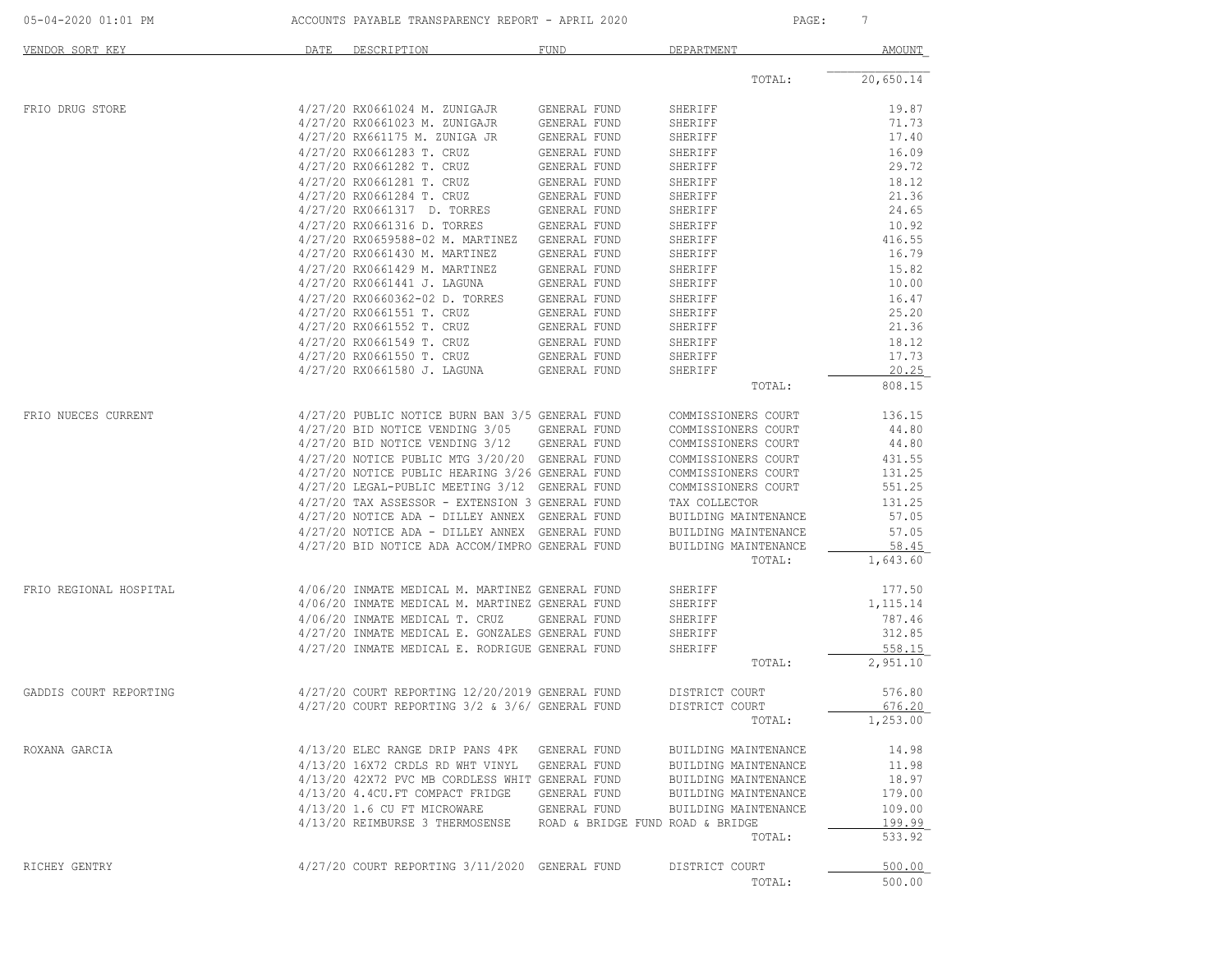| VENDOR SORT KEY | DATE | DESCRIPTION | FUND | DEPARTMENT | AMOUNT |
|---|---|---|---|---|---|
| | | | | TOTAL: | 20,650.14 |
| FRIO DRUG STORE | 4/27/20 | RX0661024 M. ZUNIGAJR | GENERAL FUND | SHERIFF | 19.87 |
| | 4/27/20 | RX0661023 M. ZUNIGAJR | GENERAL FUND | SHERIFF | 71.73 |
| | 4/27/20 | RX661175 M. ZUNIGA JR | GENERAL FUND | SHERIFF | 17.40 |
| | 4/27/20 | RX0661283 T. CRUZ | GENERAL FUND | SHERIFF | 16.09 |
| | 4/27/20 | RX0661282 T. CRUZ | GENERAL FUND | SHERIFF | 29.72 |
| | 4/27/20 | RX0661281 T. CRUZ | GENERAL FUND | SHERIFF | 18.12 |
| | 4/27/20 | RX0661284 T. CRUZ | GENERAL FUND | SHERIFF | 21.36 |
| | 4/27/20 | RX0661317 D. TORRES | GENERAL FUND | SHERIFF | 24.65 |
| | 4/27/20 | RX0661316 D. TORRES | GENERAL FUND | SHERIFF | 10.92 |
| | 4/27/20 | RX0659588-02 M. MARTINEZ | GENERAL FUND | SHERIFF | 416.55 |
| | 4/27/20 | RX0661430 M. MARTINEZ | GENERAL FUND | SHERIFF | 16.79 |
| | 4/27/20 | RX0661429 M. MARTINEZ | GENERAL FUND | SHERIFF | 15.82 |
| | 4/27/20 | RX0661441 J. LAGUNA | GENERAL FUND | SHERIFF | 10.00 |
| | 4/27/20 | RX0660362-02 D. TORRES | GENERAL FUND | SHERIFF | 16.47 |
| | 4/27/20 | RX0661551 T. CRUZ | GENERAL FUND | SHERIFF | 25.20 |
| | 4/27/20 | RX0661552 T. CRUZ | GENERAL FUND | SHERIFF | 21.36 |
| | 4/27/20 | RX0661549 T. CRUZ | GENERAL FUND | SHERIFF | 18.12 |
| | 4/27/20 | RX0661550 T. CRUZ | GENERAL FUND | SHERIFF | 17.73 |
| | 4/27/20 | RX0661580 J. LAGUNA | GENERAL FUND | SHERIFF | 20.25 |
| | | | | TOTAL: | 808.15 |
| FRIO NUECES CURRENT | 4/27/20 | PUBLIC NOTICE BURN BAN 3/5 | GENERAL FUND | COMMISSIONERS COURT | 136.15 |
| | 4/27/20 | BID NOTICE VENDING 3/05 | GENERAL FUND | COMMISSIONERS COURT | 44.80 |
| | 4/27/20 | BID NOTICE VENDING 3/12 | GENERAL FUND | COMMISSIONERS COURT | 44.80 |
| | 4/27/20 | NOTICE PUBLIC MTG 3/20/20 | GENERAL FUND | COMMISSIONERS COURT | 431.55 |
| | 4/27/20 | NOTICE PUBLIC HEARING 3/26 | GENERAL FUND | COMMISSIONERS COURT | 131.25 |
| | 4/27/20 | LEGAL-PUBLIC MEETING 3/12 | GENERAL FUND | COMMISSIONERS COURT | 551.25 |
| | 4/27/20 | TAX ASSESSOR - EXTENSION 3 | GENERAL FUND | TAX COLLECTOR | 131.25 |
| | 4/27/20 | NOTICE ADA - DILLEY ANNEX | GENERAL FUND | BUILDING MAINTENANCE | 57.05 |
| | 4/27/20 | NOTICE ADA - DILLEY ANNEX | GENERAL FUND | BUILDING MAINTENANCE | 57.05 |
| | 4/27/20 | BID NOTICE ADA ACCOM/IMPRO | GENERAL FUND | BUILDING MAINTENANCE | 58.45 |
| | | | | TOTAL: | 1,643.60 |
| FRIO REGIONAL HOSPITAL | 4/06/20 | INMATE MEDICAL M. MARTINEZ | GENERAL FUND | SHERIFF | 177.50 |
| | 4/06/20 | INMATE MEDICAL M. MARTINEZ | GENERAL FUND | SHERIFF | 1,115.14 |
| | 4/06/20 | INMATE MEDICAL T. CRUZ | GENERAL FUND | SHERIFF | 787.46 |
| | 4/27/20 | INMATE MEDICAL E. GONZALES | GENERAL FUND | SHERIFF | 312.85 |
| | 4/27/20 | INMATE MEDICAL E. RODRIGUE | GENERAL FUND | SHERIFF | 558.15 |
| | | | | TOTAL: | 2,951.10 |
| GADDIS COURT REPORTING | 4/27/20 | COURT REPORTING 12/20/2019 | GENERAL FUND | DISTRICT COURT | 576.80 |
| | 4/27/20 | COURT REPORTING 3/2 & 3/6/ | GENERAL FUND | DISTRICT COURT | 676.20 |
| | | | | TOTAL: | 1,253.00 |
| ROXANA GARCIA | 4/13/20 | ELEC RANGE DRIP PANS 4PK | GENERAL FUND | BUILDING MAINTENANCE | 14.98 |
| | 4/13/20 | 16X72 CRDLS RD WHT VINYL | GENERAL FUND | BUILDING MAINTENANCE | 11.98 |
| | 4/13/20 | 42X72 PVC MB CORDLESS WHIT | GENERAL FUND | BUILDING MAINTENANCE | 18.97 |
| | 4/13/20 | 4.4CU.FT COMPACT FRIDGE | GENERAL FUND | BUILDING MAINTENANCE | 179.00 |
| | 4/13/20 | 1.6 CU FT MICROWARE | GENERAL FUND | BUILDING MAINTENANCE | 109.00 |
| | 4/13/20 | REIMBURSE 3 THERMOSENSE | ROAD & BRIDGE FUND | ROAD & BRIDGE | 199.99 |
| | | | | TOTAL: | 533.92 |
| RICHEY GENTRY | 4/27/20 | COURT REPORTING 3/11/2020 | GENERAL FUND | DISTRICT COURT | 500.00 |
| | | | | TOTAL: | 500.00 |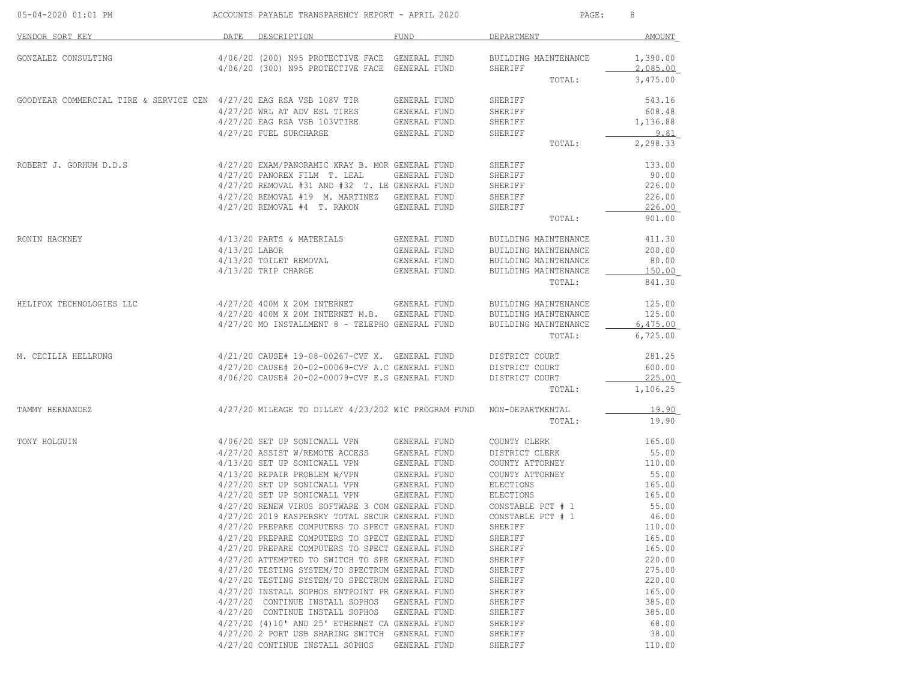| VENDOR SORT KEY | DATE | DESCRIPTION | FUND | DEPARTMENT | AMOUNT |
|---|---|---|---|---|---|
| GONZALEZ CONSULTING | 4/06/20 | (200) N95 PROTECTIVE FACE | GENERAL FUND | BUILDING MAINTENANCE | 1,390.00 |
| | 4/06/20 | (300) N95 PROTECTIVE FACE | GENERAL FUND | SHERIFF | 2,085.00 |
| | | | | TOTAL: | 3,475.00 |
| GOODYEAR COMMERCIAL TIRE & SERVICE CEN | 4/27/20 | EAG RSA VSB 108V TIR | GENERAL FUND | SHERIFF | 543.16 |
| | 4/27/20 | WRL AT ADV ESL TIRES | GENERAL FUND | SHERIFF | 608.48 |
| | 4/27/20 | EAG RSA VSB 103VTIRE | GENERAL FUND | SHERIFF | 1,136.88 |
| | 4/27/20 | FUEL SURCHARGE | GENERAL FUND | SHERIFF | 9.81 |
| | | | | TOTAL: | 2,298.33 |
| ROBERT J. GORHUM D.D.S | 4/27/20 | EXAM/PANORAMIC XRAY B. MOR | GENERAL FUND | SHERIFF | 133.00 |
| | 4/27/20 | PANOREX FILM T. LEAL | GENERAL FUND | SHERIFF | 90.00 |
| | 4/27/20 | REMOVAL #31 AND #32 T. LE | GENERAL FUND | SHERIFF | 226.00 |
| | 4/27/20 | REMOVAL #19 M. MARTINEZ | GENERAL FUND | SHERIFF | 226.00 |
| | 4/27/20 | REMOVAL #4 T. RAMON | GENERAL FUND | SHERIFF | 226.00 |
| | | | | TOTAL: | 901.00 |
| RONIN HACKNEY | 4/13/20 | PARTS & MATERIALS | GENERAL FUND | BUILDING MAINTENANCE | 411.30 |
| | 4/13/20 | LABOR | GENERAL FUND | BUILDING MAINTENANCE | 200.00 |
| | 4/13/20 | TOILET REMOVAL | GENERAL FUND | BUILDING MAINTENANCE | 80.00 |
| | 4/13/20 | TRIP CHARGE | GENERAL FUND | BUILDING MAINTENANCE | 150.00 |
| | | | | TOTAL: | 841.30 |
| HELIFOX TECHNOLOGIES LLC | 4/27/20 | 400M X 20M INTERNET | GENERAL FUND | BUILDING MAINTENANCE | 125.00 |
| | 4/27/20 | 400M X 20M INTERNET M.B. | GENERAL FUND | BUILDING MAINTENANCE | 125.00 |
| | 4/27/20 | MO INSTALLMENT 8 - TELEPHO | GENERAL FUND | BUILDING MAINTENANCE | 6,475.00 |
| | | | | TOTAL: | 6,725.00 |
| M. CECILIA HELLRUNG | 4/21/20 | CAUSE# 19-08-00267-CVF X. | GENERAL FUND | DISTRICT COURT | 281.25 |
| | 4/27/20 | CAUSE# 20-02-00069-CVF A.C | GENERAL FUND | DISTRICT COURT | 600.00 |
| | 4/06/20 | CAUSE# 20-02-00079-CVF E.S | GENERAL FUND | DISTRICT COURT | 225.00 |
| | | | | TOTAL: | 1,106.25 |
| TAMMY HERNANDEZ | 4/27/20 | MILEAGE TO DILLEY 4/23/202 | WIC PROGRAM FUND | NON-DEPARTMENTAL | 19.90 |
| | | | | TOTAL: | 19.90 |
| TONY HOLGUIN | 4/06/20 | SET UP SONICWALL VPN | GENERAL FUND | COUNTY CLERK | 165.00 |
| | 4/27/20 | ASSIST W/REMOTE ACCESS | GENERAL FUND | DISTRICT CLERK | 55.00 |
| | 4/13/20 | SET UP SONICWALL VPN | GENERAL FUND | COUNTY ATTORNEY | 110.00 |
| | 4/13/20 | REPAIR PROBLEM W/VPN | GENERAL FUND | COUNTY ATTORNEY | 55.00 |
| | 4/27/20 | SET UP SONICWALL VPN | GENERAL FUND | ELECTIONS | 165.00 |
| | 4/27/20 | SET UP SONICWALL VPN | GENERAL FUND | ELECTIONS | 165.00 |
| | 4/27/20 | RENEW VIRUS SOFTWARE 3 COM | GENERAL FUND | CONSTABLE PCT # 1 | 55.00 |
| | 4/27/20 | 2019 KASPERSKY TOTAL SECUR | GENERAL FUND | CONSTABLE PCT # 1 | 46.00 |
| | 4/27/20 | PREPARE COMPUTERS TO SPECT | GENERAL FUND | SHERIFF | 110.00 |
| | 4/27/20 | PREPARE COMPUTERS TO SPECT | GENERAL FUND | SHERIFF | 165.00 |
| | 4/27/20 | PREPARE COMPUTERS TO SPECT | GENERAL FUND | SHERIFF | 165.00 |
| | 4/27/20 | ATTEMPTED TO SWITCH TO SPE | GENERAL FUND | SHERIFF | 220.00 |
| | 4/27/20 | TESTING SYSTEM/TO SPECTRUM | GENERAL FUND | SHERIFF | 275.00 |
| | 4/27/20 | TESTING SYSTEM/TO SPECTRUM | GENERAL FUND | SHERIFF | 220.00 |
| | 4/27/20 | INSTALL SOPHOS ENTPOINT PR | GENERAL FUND | SHERIFF | 165.00 |
| | 4/27/20 | CONTINUE INSTALL SOPHOS | GENERAL FUND | SHERIFF | 385.00 |
| | 4/27/20 | CONTINUE INSTALL SOPHOS | GENERAL FUND | SHERIFF | 385.00 |
| | 4/27/20 | (4)10' AND 25' ETHERNET CA | GENERAL FUND | SHERIFF | 68.00 |
| | 4/27/20 | 2 PORT USB SHARING SWITCH | GENERAL FUND | SHERIFF | 38.00 |
| | 4/27/20 | CONTINUE INSTALL SOPHOS | GENERAL FUND | SHERIFF | 110.00 |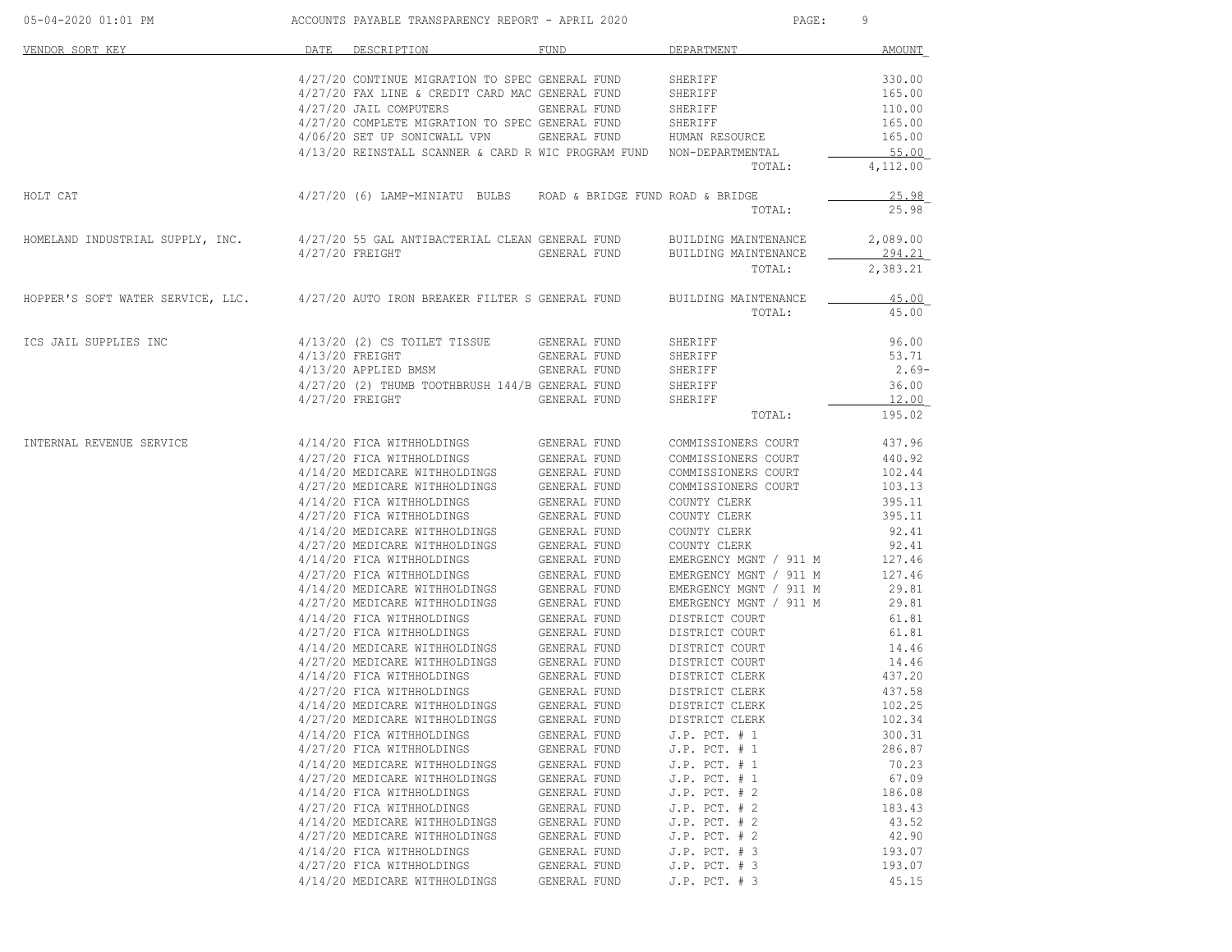| VENDOR SORT KEY | DATE | DESCRIPTION | FUND | DEPARTMENT | AMOUNT |
|---|---|---|---|---|---|
| | 4/27/20 | CONTINUE MIGRATION TO SPEC | GENERAL FUND | SHERIFF | 330.00 |
| | 4/27/20 | FAX LINE & CREDIT CARD MAC | GENERAL FUND | SHERIFF | 165.00 |
| | 4/27/20 | JAIL COMPUTERS | GENERAL FUND | SHERIFF | 110.00 |
| | 4/27/20 | COMPLETE MIGRATION TO SPEC | GENERAL FUND | SHERIFF | 165.00 |
| | 4/06/20 | SET UP SONICWALL VPN | GENERAL FUND | HUMAN RESOURCE | 165.00 |
| | 4/13/20 | REINSTALL SCANNER & CARD R | WIC PROGRAM FUND | NON-DEPARTMENTAL | 55.00 |
| | | | | TOTAL: | 4,112.00 |
| HOLT CAT | 4/27/20 | (6) LAMP-MINIATU BULBS | ROAD & BRIDGE FUND | ROAD & BRIDGE | 25.98 |
| | | | | TOTAL: | 25.98 |
| HOMELAND INDUSTRIAL SUPPLY, INC. | 4/27/20 | 55 GAL ANTIBACTERIAL CLEAN | GENERAL FUND | BUILDING MAINTENANCE | 2,089.00 |
| | 4/27/20 | FREIGHT | GENERAL FUND | BUILDING MAINTENANCE | 294.21 |
| | | | | TOTAL: | 2,383.21 |
| HOPPER'S SOFT WATER SERVICE, LLC. | 4/27/20 | AUTO IRON BREAKER FILTER S | GENERAL FUND | BUILDING MAINTENANCE | 45.00 |
| | | | | TOTAL: | 45.00 |
| ICS JAIL SUPPLIES INC | 4/13/20 | (2) CS TOILET TISSUE | GENERAL FUND | SHERIFF | 96.00 |
| | 4/13/20 | FREIGHT | GENERAL FUND | SHERIFF | 53.71 |
| | 4/13/20 | APPLIED BMSM | GENERAL FUND | SHERIFF | 2.69- |
| | 4/27/20 | (2) THUMB TOOTHBRUSH 144/B | GENERAL FUND | SHERIFF | 36.00 |
| | 4/27/20 | FREIGHT | GENERAL FUND | SHERIFF | 12.00 |
| | | | | TOTAL: | 195.02 |
| INTERNAL REVENUE SERVICE | 4/14/20 | FICA WITHHOLDINGS | GENERAL FUND | COMMISSIONERS COURT | 437.96 |
| | 4/27/20 | FICA WITHHOLDINGS | GENERAL FUND | COMMISSIONERS COURT | 440.92 |
| | 4/14/20 | MEDICARE WITHHOLDINGS | GENERAL FUND | COMMISSIONERS COURT | 102.44 |
| | 4/27/20 | MEDICARE WITHHOLDINGS | GENERAL FUND | COMMISSIONERS COURT | 103.13 |
| | 4/14/20 | FICA WITHHOLDINGS | GENERAL FUND | COUNTY CLERK | 395.11 |
| | 4/27/20 | FICA WITHHOLDINGS | GENERAL FUND | COUNTY CLERK | 395.11 |
| | 4/14/20 | MEDICARE WITHHOLDINGS | GENERAL FUND | COUNTY CLERK | 92.41 |
| | 4/27/20 | MEDICARE WITHHOLDINGS | GENERAL FUND | COUNTY CLERK | 92.41 |
| | 4/14/20 | FICA WITHHOLDINGS | GENERAL FUND | EMERGENCY MGNT / 911 M | 127.46 |
| | 4/27/20 | FICA WITHHOLDINGS | GENERAL FUND | EMERGENCY MGNT / 911 M | 127.46 |
| | 4/14/20 | MEDICARE WITHHOLDINGS | GENERAL FUND | EMERGENCY MGNT / 911 M | 29.81 |
| | 4/27/20 | MEDICARE WITHHOLDINGS | GENERAL FUND | EMERGENCY MGNT / 911 M | 29.81 |
| | 4/14/20 | FICA WITHHOLDINGS | GENERAL FUND | DISTRICT COURT | 61.81 |
| | 4/27/20 | FICA WITHHOLDINGS | GENERAL FUND | DISTRICT COURT | 61.81 |
| | 4/14/20 | MEDICARE WITHHOLDINGS | GENERAL FUND | DISTRICT COURT | 14.46 |
| | 4/27/20 | MEDICARE WITHHOLDINGS | GENERAL FUND | DISTRICT COURT | 14.46 |
| | 4/14/20 | FICA WITHHOLDINGS | GENERAL FUND | DISTRICT CLERK | 437.20 |
| | 4/27/20 | FICA WITHHOLDINGS | GENERAL FUND | DISTRICT CLERK | 437.58 |
| | 4/14/20 | MEDICARE WITHHOLDINGS | GENERAL FUND | DISTRICT CLERK | 102.25 |
| | 4/27/20 | MEDICARE WITHHOLDINGS | GENERAL FUND | DISTRICT CLERK | 102.34 |
| | 4/14/20 | FICA WITHHOLDINGS | GENERAL FUND | J.P. PCT. # 1 | 300.31 |
| | 4/27/20 | FICA WITHHOLDINGS | GENERAL FUND | J.P. PCT. # 1 | 286.87 |
| | 4/14/20 | MEDICARE WITHHOLDINGS | GENERAL FUND | J.P. PCT. # 1 | 70.23 |
| | 4/27/20 | MEDICARE WITHHOLDINGS | GENERAL FUND | J.P. PCT. # 1 | 67.09 |
| | 4/14/20 | FICA WITHHOLDINGS | GENERAL FUND | J.P. PCT. # 2 | 186.08 |
| | 4/27/20 | FICA WITHHOLDINGS | GENERAL FUND | J.P. PCT. # 2 | 183.43 |
| | 4/14/20 | MEDICARE WITHHOLDINGS | GENERAL FUND | J.P. PCT. # 2 | 43.52 |
| | 4/27/20 | MEDICARE WITHHOLDINGS | GENERAL FUND | J.P. PCT. # 2 | 42.90 |
| | 4/14/20 | FICA WITHHOLDINGS | GENERAL FUND | J.P. PCT. # 3 | 193.07 |
| | 4/27/20 | FICA WITHHOLDINGS | GENERAL FUND | J.P. PCT. # 3 | 193.07 |
| | 4/14/20 | MEDICARE WITHHOLDINGS | GENERAL FUND | J.P. PCT. # 3 | 45.15 |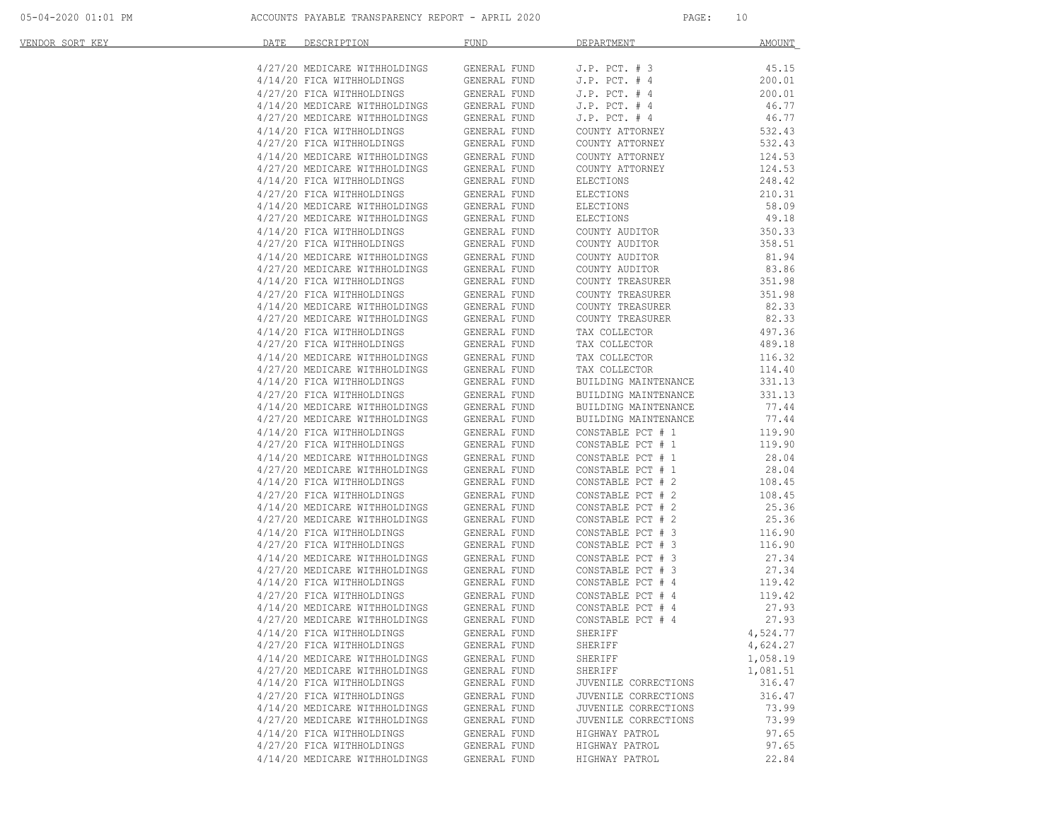| VENDOR SORT KEY | DATE | DESCRIPTION | FUND | DEPARTMENT | AMOUNT |
|---|---|---|---|---|---|
| | 4/27/20 | MEDICARE WITHHOLDINGS | GENERAL FUND | J.P. PCT. # 3 | 45.15 |
| | 4/14/20 | FICA WITHHOLDINGS | GENERAL FUND | J.P. PCT. # 4 | 200.01 |
| | 4/27/20 | FICA WITHHOLDINGS | GENERAL FUND | J.P. PCT. # 4 | 200.01 |
| | 4/14/20 | MEDICARE WITHHOLDINGS | GENERAL FUND | J.P. PCT. # 4 | 46.77 |
| | 4/27/20 | MEDICARE WITHHOLDINGS | GENERAL FUND | J.P. PCT. # 4 | 46.77 |
| | 4/14/20 | FICA WITHHOLDINGS | GENERAL FUND | COUNTY ATTORNEY | 532.43 |
| | 4/27/20 | FICA WITHHOLDINGS | GENERAL FUND | COUNTY ATTORNEY | 532.43 |
| | 4/14/20 | MEDICARE WITHHOLDINGS | GENERAL FUND | COUNTY ATTORNEY | 124.53 |
| | 4/27/20 | MEDICARE WITHHOLDINGS | GENERAL FUND | COUNTY ATTORNEY | 124.53 |
| | 4/14/20 | FICA WITHHOLDINGS | GENERAL FUND | ELECTIONS | 248.42 |
| | 4/27/20 | FICA WITHHOLDINGS | GENERAL FUND | ELECTIONS | 210.31 |
| | 4/14/20 | MEDICARE WITHHOLDINGS | GENERAL FUND | ELECTIONS | 58.09 |
| | 4/27/20 | MEDICARE WITHHOLDINGS | GENERAL FUND | ELECTIONS | 49.18 |
| | 4/14/20 | FICA WITHHOLDINGS | GENERAL FUND | COUNTY AUDITOR | 350.33 |
| | 4/27/20 | FICA WITHHOLDINGS | GENERAL FUND | COUNTY AUDITOR | 358.51 |
| | 4/14/20 | MEDICARE WITHHOLDINGS | GENERAL FUND | COUNTY AUDITOR | 81.94 |
| | 4/27/20 | MEDICARE WITHHOLDINGS | GENERAL FUND | COUNTY AUDITOR | 83.86 |
| | 4/14/20 | FICA WITHHOLDINGS | GENERAL FUND | COUNTY TREASURER | 351.98 |
| | 4/27/20 | FICA WITHHOLDINGS | GENERAL FUND | COUNTY TREASURER | 351.98 |
| | 4/14/20 | MEDICARE WITHHOLDINGS | GENERAL FUND | COUNTY TREASURER | 82.33 |
| | 4/27/20 | MEDICARE WITHHOLDINGS | GENERAL FUND | COUNTY TREASURER | 82.33 |
| | 4/14/20 | FICA WITHHOLDINGS | GENERAL FUND | TAX COLLECTOR | 497.36 |
| | 4/27/20 | FICA WITHHOLDINGS | GENERAL FUND | TAX COLLECTOR | 489.18 |
| | 4/14/20 | MEDICARE WITHHOLDINGS | GENERAL FUND | TAX COLLECTOR | 116.32 |
| | 4/27/20 | MEDICARE WITHHOLDINGS | GENERAL FUND | TAX COLLECTOR | 114.40 |
| | 4/14/20 | FICA WITHHOLDINGS | GENERAL FUND | BUILDING MAINTENANCE | 331.13 |
| | 4/27/20 | FICA WITHHOLDINGS | GENERAL FUND | BUILDING MAINTENANCE | 331.13 |
| | 4/14/20 | MEDICARE WITHHOLDINGS | GENERAL FUND | BUILDING MAINTENANCE | 77.44 |
| | 4/27/20 | MEDICARE WITHHOLDINGS | GENERAL FUND | BUILDING MAINTENANCE | 77.44 |
| | 4/14/20 | FICA WITHHOLDINGS | GENERAL FUND | CONSTABLE PCT # 1 | 119.90 |
| | 4/27/20 | FICA WITHHOLDINGS | GENERAL FUND | CONSTABLE PCT # 1 | 119.90 |
| | 4/14/20 | MEDICARE WITHHOLDINGS | GENERAL FUND | CONSTABLE PCT # 1 | 28.04 |
| | 4/27/20 | MEDICARE WITHHOLDINGS | GENERAL FUND | CONSTABLE PCT # 1 | 28.04 |
| | 4/14/20 | FICA WITHHOLDINGS | GENERAL FUND | CONSTABLE PCT # 2 | 108.45 |
| | 4/27/20 | FICA WITHHOLDINGS | GENERAL FUND | CONSTABLE PCT # 2 | 108.45 |
| | 4/14/20 | MEDICARE WITHHOLDINGS | GENERAL FUND | CONSTABLE PCT # 2 | 25.36 |
| | 4/27/20 | MEDICARE WITHHOLDINGS | GENERAL FUND | CONSTABLE PCT # 2 | 25.36 |
| | 4/14/20 | FICA WITHHOLDINGS | GENERAL FUND | CONSTABLE PCT # 3 | 116.90 |
| | 4/27/20 | FICA WITHHOLDINGS | GENERAL FUND | CONSTABLE PCT # 3 | 116.90 |
| | 4/14/20 | MEDICARE WITHHOLDINGS | GENERAL FUND | CONSTABLE PCT # 3 | 27.34 |
| | 4/27/20 | MEDICARE WITHHOLDINGS | GENERAL FUND | CONSTABLE PCT # 3 | 27.34 |
| | 4/14/20 | FICA WITHHOLDINGS | GENERAL FUND | CONSTABLE PCT # 4 | 119.42 |
| | 4/27/20 | FICA WITHHOLDINGS | GENERAL FUND | CONSTABLE PCT # 4 | 119.42 |
| | 4/14/20 | MEDICARE WITHHOLDINGS | GENERAL FUND | CONSTABLE PCT # 4 | 27.93 |
| | 4/27/20 | MEDICARE WITHHOLDINGS | GENERAL FUND | CONSTABLE PCT # 4 | 27.93 |
| | 4/14/20 | FICA WITHHOLDINGS | GENERAL FUND | SHERIFF | 4,524.77 |
| | 4/27/20 | FICA WITHHOLDINGS | GENERAL FUND | SHERIFF | 4,624.27 |
| | 4/14/20 | MEDICARE WITHHOLDINGS | GENERAL FUND | SHERIFF | 1,058.19 |
| | 4/27/20 | MEDICARE WITHHOLDINGS | GENERAL FUND | SHERIFF | 1,081.51 |
| | 4/14/20 | FICA WITHHOLDINGS | GENERAL FUND | JUVENILE CORRECTIONS | 316.47 |
| | 4/27/20 | FICA WITHHOLDINGS | GENERAL FUND | JUVENILE CORRECTIONS | 316.47 |
| | 4/14/20 | MEDICARE WITHHOLDINGS | GENERAL FUND | JUVENILE CORRECTIONS | 73.99 |
| | 4/27/20 | MEDICARE WITHHOLDINGS | GENERAL FUND | JUVENILE CORRECTIONS | 73.99 |
| | 4/14/20 | FICA WITHHOLDINGS | GENERAL FUND | HIGHWAY PATROL | 97.65 |
| | 4/27/20 | FICA WITHHOLDINGS | GENERAL FUND | HIGHWAY PATROL | 97.65 |
| | 4/14/20 | MEDICARE WITHHOLDINGS | GENERAL FUND | HIGHWAY PATROL | 22.84 |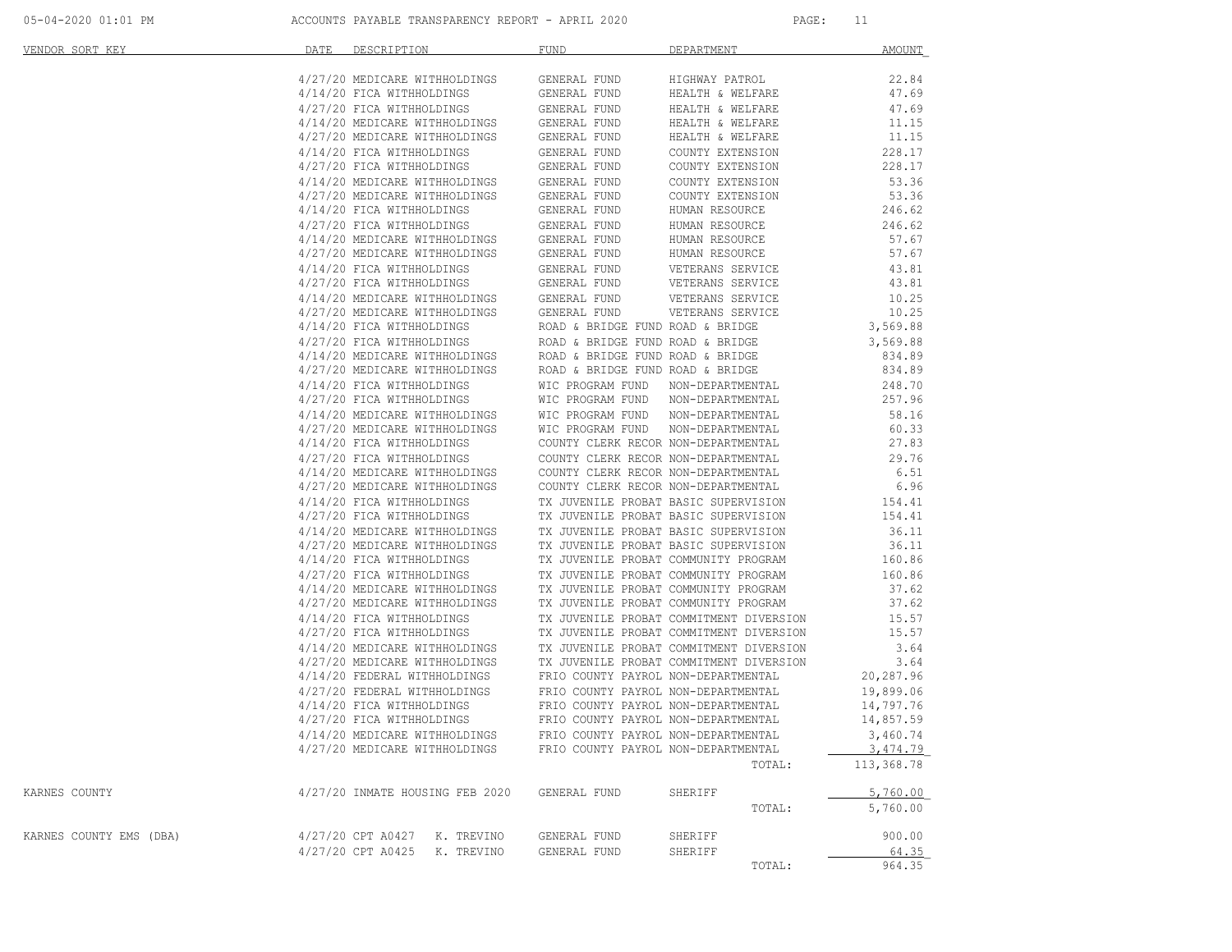| VENDOR SORT KEY | DATE | DESCRIPTION | FUND | DEPARTMENT | AMOUNT |
|---|---|---|---|---|---|
| | 4/27/20 | MEDICARE WITHHOLDINGS | GENERAL FUND | HIGHWAY PATROL | 22.84 |
| | 4/14/20 | FICA WITHHOLDINGS | GENERAL FUND | HEALTH & WELFARE | 47.69 |
| | 4/27/20 | FICA WITHHOLDINGS | GENERAL FUND | HEALTH & WELFARE | 47.69 |
| | 4/14/20 | MEDICARE WITHHOLDINGS | GENERAL FUND | HEALTH & WELFARE | 11.15 |
| | 4/27/20 | MEDICARE WITHHOLDINGS | GENERAL FUND | HEALTH & WELFARE | 11.15 |
| | 4/14/20 | FICA WITHHOLDINGS | GENERAL FUND | COUNTY EXTENSION | 228.17 |
| | 4/27/20 | FICA WITHHOLDINGS | GENERAL FUND | COUNTY EXTENSION | 228.17 |
| | 4/14/20 | MEDICARE WITHHOLDINGS | GENERAL FUND | COUNTY EXTENSION | 53.36 |
| | 4/27/20 | MEDICARE WITHHOLDINGS | GENERAL FUND | COUNTY EXTENSION | 53.36 |
| | 4/14/20 | FICA WITHHOLDINGS | GENERAL FUND | HUMAN RESOURCE | 246.62 |
| | 4/27/20 | FICA WITHHOLDINGS | GENERAL FUND | HUMAN RESOURCE | 246.62 |
| | 4/14/20 | MEDICARE WITHHOLDINGS | GENERAL FUND | HUMAN RESOURCE | 57.67 |
| | 4/27/20 | MEDICARE WITHHOLDINGS | GENERAL FUND | HUMAN RESOURCE | 57.67 |
| | 4/14/20 | FICA WITHHOLDINGS | GENERAL FUND | VETERANS SERVICE | 43.81 |
| | 4/27/20 | FICA WITHHOLDINGS | GENERAL FUND | VETERANS SERVICE | 43.81 |
| | 4/14/20 | MEDICARE WITHHOLDINGS | GENERAL FUND | VETERANS SERVICE | 10.25 |
| | 4/27/20 | MEDICARE WITHHOLDINGS | GENERAL FUND | VETERANS SERVICE | 10.25 |
| | 4/14/20 | FICA WITHHOLDINGS | ROAD & BRIDGE FUND | ROAD & BRIDGE | 3,569.88 |
| | 4/27/20 | FICA WITHHOLDINGS | ROAD & BRIDGE FUND | ROAD & BRIDGE | 3,569.88 |
| | 4/14/20 | MEDICARE WITHHOLDINGS | ROAD & BRIDGE FUND | ROAD & BRIDGE | 834.89 |
| | 4/27/20 | MEDICARE WITHHOLDINGS | ROAD & BRIDGE FUND | ROAD & BRIDGE | 834.89 |
| | 4/14/20 | FICA WITHHOLDINGS | WIC PROGRAM FUND | NON-DEPARTMENTAL | 248.70 |
| | 4/27/20 | FICA WITHHOLDINGS | WIC PROGRAM FUND | NON-DEPARTMENTAL | 257.96 |
| | 4/14/20 | MEDICARE WITHHOLDINGS | WIC PROGRAM FUND | NON-DEPARTMENTAL | 58.16 |
| | 4/27/20 | MEDICARE WITHHOLDINGS | WIC PROGRAM FUND | NON-DEPARTMENTAL | 60.33 |
| | 4/14/20 | FICA WITHHOLDINGS | COUNTY CLERK RECOR | NON-DEPARTMENTAL | 27.83 |
| | 4/27/20 | FICA WITHHOLDINGS | COUNTY CLERK RECOR | NON-DEPARTMENTAL | 29.76 |
| | 4/14/20 | MEDICARE WITHHOLDINGS | COUNTY CLERK RECOR | NON-DEPARTMENTAL | 6.51 |
| | 4/27/20 | MEDICARE WITHHOLDINGS | COUNTY CLERK RECOR | NON-DEPARTMENTAL | 6.96 |
| | 4/14/20 | FICA WITHHOLDINGS | TX JUVENILE PROBAT | BASIC SUPERVISION | 154.41 |
| | 4/27/20 | FICA WITHHOLDINGS | TX JUVENILE PROBAT | BASIC SUPERVISION | 154.41 |
| | 4/14/20 | MEDICARE WITHHOLDINGS | TX JUVENILE PROBAT | BASIC SUPERVISION | 36.11 |
| | 4/27/20 | MEDICARE WITHHOLDINGS | TX JUVENILE PROBAT | BASIC SUPERVISION | 36.11 |
| | 4/14/20 | FICA WITHHOLDINGS | TX JUVENILE PROBAT | COMMUNITY PROGRAM | 160.86 |
| | 4/27/20 | FICA WITHHOLDINGS | TX JUVENILE PROBAT | COMMUNITY PROGRAM | 160.86 |
| | 4/14/20 | MEDICARE WITHHOLDINGS | TX JUVENILE PROBAT | COMMUNITY PROGRAM | 37.62 |
| | 4/27/20 | MEDICARE WITHHOLDINGS | TX JUVENILE PROBAT | COMMUNITY PROGRAM | 37.62 |
| | 4/14/20 | FICA WITHHOLDINGS | TX JUVENILE PROBAT | COMMITMENT DIVERSION | 15.57 |
| | 4/27/20 | FICA WITHHOLDINGS | TX JUVENILE PROBAT | COMMITMENT DIVERSION | 15.57 |
| | 4/14/20 | MEDICARE WITHHOLDINGS | TX JUVENILE PROBAT | COMMITMENT DIVERSION | 3.64 |
| | 4/27/20 | MEDICARE WITHHOLDINGS | TX JUVENILE PROBAT | COMMITMENT DIVERSION | 3.64 |
| | 4/14/20 | FEDERAL WITHHOLDINGS | FRIO COUNTY PAYROL | NON-DEPARTMENTAL | 20,287.96 |
| | 4/27/20 | FEDERAL WITHHOLDINGS | FRIO COUNTY PAYROL | NON-DEPARTMENTAL | 19,899.06 |
| | 4/14/20 | FICA WITHHOLDINGS | FRIO COUNTY PAYROL | NON-DEPARTMENTAL | 14,797.76 |
| | 4/27/20 | FICA WITHHOLDINGS | FRIO COUNTY PAYROL | NON-DEPARTMENTAL | 14,857.59 |
| | 4/14/20 | MEDICARE WITHHOLDINGS | FRIO COUNTY PAYROL | NON-DEPARTMENTAL | 3,460.74 |
| | 4/27/20 | MEDICARE WITHHOLDINGS | FRIO COUNTY PAYROL | NON-DEPARTMENTAL | 3,474.79 |
| | | | | TOTAL: | 113,368.78 |
| KARNES COUNTY | 4/27/20 | INMATE HOUSING FEB 2020 | GENERAL FUND | SHERIFF | 5,760.00 |
| | | | | TOTAL: | 5,760.00 |
| KARNES COUNTY EMS (DBA) | 4/27/20 | CPT A0427 K. TREVINO | GENERAL FUND | SHERIFF | 900.00 |
| | 4/27/20 | CPT A0425 K. TREVINO | GENERAL FUND | SHERIFF | 64.35 |
| | | | | TOTAL: | 964.35 |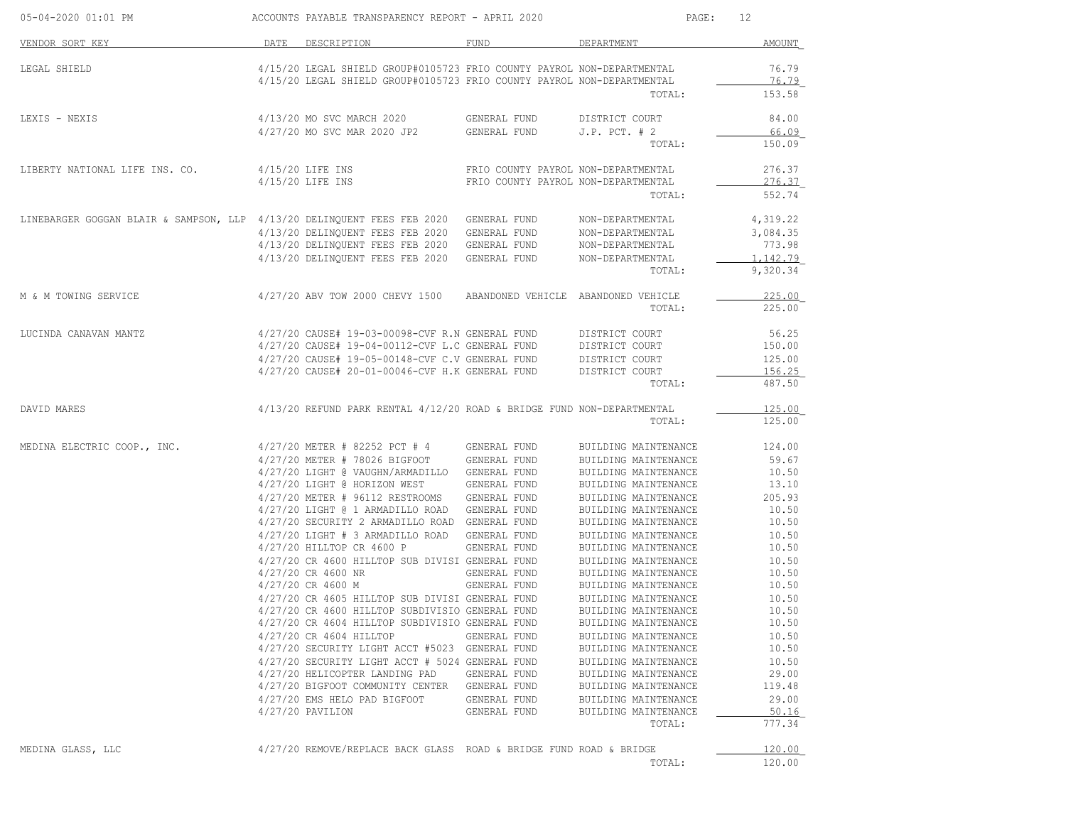# ACCOUNTS PAYABLE TRANSPARENCY REPORT - APRIL 2020

| VENDOR SORT KEY | DATE | DESCRIPTION | FUND | DEPARTMENT | AMOUNT |
|---|---|---|---|---|---|
| LEGAL SHIELD | 4/15/20 | LEGAL SHIELD GROUP#0105723 | FRIO COUNTY PAYROL | NON-DEPARTMENTAL | 76.79 |
| | 4/15/20 | LEGAL SHIELD GROUP#0105723 | FRIO COUNTY PAYROL | NON-DEPARTMENTAL | 76.79 |
| | | | | TOTAL: | 153.58 |
| LEXIS - NEXIS | 4/13/20 | MO SVC MARCH 2020 | GENERAL FUND | DISTRICT COURT | 84.00 |
| | 4/27/20 | MO SVC MAR 2020 JP2 | GENERAL FUND | J.P. PCT. # 2 | 66.09 |
| | | | | TOTAL: | 150.09 |
| LIBERTY NATIONAL LIFE INS. CO. | 4/15/20 | LIFE INS | FRIO COUNTY PAYROL | NON-DEPARTMENTAL | 276.37 |
| | 4/15/20 | LIFE INS | FRIO COUNTY PAYROL | NON-DEPARTMENTAL | 276.37 |
| | | | | TOTAL: | 552.74 |
| LINEBARGER GOGGAN BLAIR & SAMPSON, LLP | 4/13/20 | DELINQUENT FEES FEB 2020 | GENERAL FUND | NON-DEPARTMENTAL | 4,319.22 |
| | 4/13/20 | DELINQUENT FEES FEB 2020 | GENERAL FUND | NON-DEPARTMENTAL | 3,084.35 |
| | 4/13/20 | DELINQUENT FEES FEB 2020 | GENERAL FUND | NON-DEPARTMENTAL | 773.98 |
| | 4/13/20 | DELINQUENT FEES FEB 2020 | GENERAL FUND | NON-DEPARTMENTAL | 1,142.79 |
| | | | | TOTAL: | 9,320.34 |
| M & M TOWING SERVICE | 4/27/20 | ABV TOW 2000 CHEVY 1500 | ABANDONED VEHICLE | ABANDONED VEHICLE | 225.00 |
| | | | | TOTAL: | 225.00 |
| LUCINDA CANAVAN MANTZ | 4/27/20 | CAUSE# 19-03-00098-CVF R.N | GENERAL FUND | DISTRICT COURT | 56.25 |
| | 4/27/20 | CAUSE# 19-04-00112-CVF L.C | GENERAL FUND | DISTRICT COURT | 150.00 |
| | 4/27/20 | CAUSE# 19-05-00148-CVF C.V | GENERAL FUND | DISTRICT COURT | 125.00 |
| | 4/27/20 | CAUSE# 20-01-00046-CVF H.K | GENERAL FUND | DISTRICT COURT | 156.25 |
| | | | | TOTAL: | 487.50 |
| DAVID MARES | 4/13/20 | REFUND PARK RENTAL 4/12/20 | ROAD & BRIDGE FUND | NON-DEPARTMENTAL | 125.00 |
| | | | | TOTAL: | 125.00 |
| MEDINA ELECTRIC COOP., INC. | 4/27/20 | METER # 82252 PCT # 4 | GENERAL FUND | BUILDING MAINTENANCE | 124.00 |
| | 4/27/20 | METER # 78026 BIGFOOT | GENERAL FUND | BUILDING MAINTENANCE | 59.67 |
| | 4/27/20 | LIGHT @ VAUGHN/ARMADILLO | GENERAL FUND | BUILDING MAINTENANCE | 10.50 |
| | 4/27/20 | LIGHT @ HORIZON WEST | GENERAL FUND | BUILDING MAINTENANCE | 13.10 |
| | 4/27/20 | METER # 96112 RESTROOMS | GENERAL FUND | BUILDING MAINTENANCE | 205.93 |
| | 4/27/20 | LIGHT @ 1 ARMADILLO ROAD | GENERAL FUND | BUILDING MAINTENANCE | 10.50 |
| | 4/27/20 | SECURITY 2 ARMADILLO ROAD | GENERAL FUND | BUILDING MAINTENANCE | 10.50 |
| | 4/27/20 | LIGHT # 3 ARMADILLO ROAD | GENERAL FUND | BUILDING MAINTENANCE | 10.50 |
| | 4/27/20 | HILLTOP CR 4600 P | GENERAL FUND | BUILDING MAINTENANCE | 10.50 |
| | 4/27/20 | CR 4600 HILLTOP SUB DIVISI | GENERAL FUND | BUILDING MAINTENANCE | 10.50 |
| | 4/27/20 | CR 4600 NR | GENERAL FUND | BUILDING MAINTENANCE | 10.50 |
| | 4/27/20 | CR 4600 M | GENERAL FUND | BUILDING MAINTENANCE | 10.50 |
| | 4/27/20 | CR 4605 HILLTOP SUB DIVISI | GENERAL FUND | BUILDING MAINTENANCE | 10.50 |
| | 4/27/20 | CR 4600 HILLTOP SUBDIVISIO | GENERAL FUND | BUILDING MAINTENANCE | 10.50 |
| | 4/27/20 | CR 4604 HILLTOP SUBDIVISIO | GENERAL FUND | BUILDING MAINTENANCE | 10.50 |
| | 4/27/20 | CR 4604 HILLTOP | GENERAL FUND | BUILDING MAINTENANCE | 10.50 |
| | 4/27/20 | SECURITY LIGHT ACCT #5023 | GENERAL FUND | BUILDING MAINTENANCE | 10.50 |
| | 4/27/20 | SECURITY LIGHT ACCT # 5024 | GENERAL FUND | BUILDING MAINTENANCE | 10.50 |
| | 4/27/20 | HELICOPTER LANDING PAD | GENERAL FUND | BUILDING MAINTENANCE | 29.00 |
| | 4/27/20 | BIGFOOT COMMUNITY CENTER | GENERAL FUND | BUILDING MAINTENANCE | 119.48 |
| | 4/27/20 | EMS HELO PAD BIGFOOT | GENERAL FUND | BUILDING MAINTENANCE | 29.00 |
| | 4/27/20 | PAVILION | GENERAL FUND | BUILDING MAINTENANCE | 50.16 |
| | | | | TOTAL: | 777.34 |
| MEDINA GLASS, LLC | 4/27/20 | REMOVE/REPLACE BACK GLASS | ROAD & BRIDGE FUND | ROAD & BRIDGE | 120.00 |
| | | | | TOTAL: | 120.00 |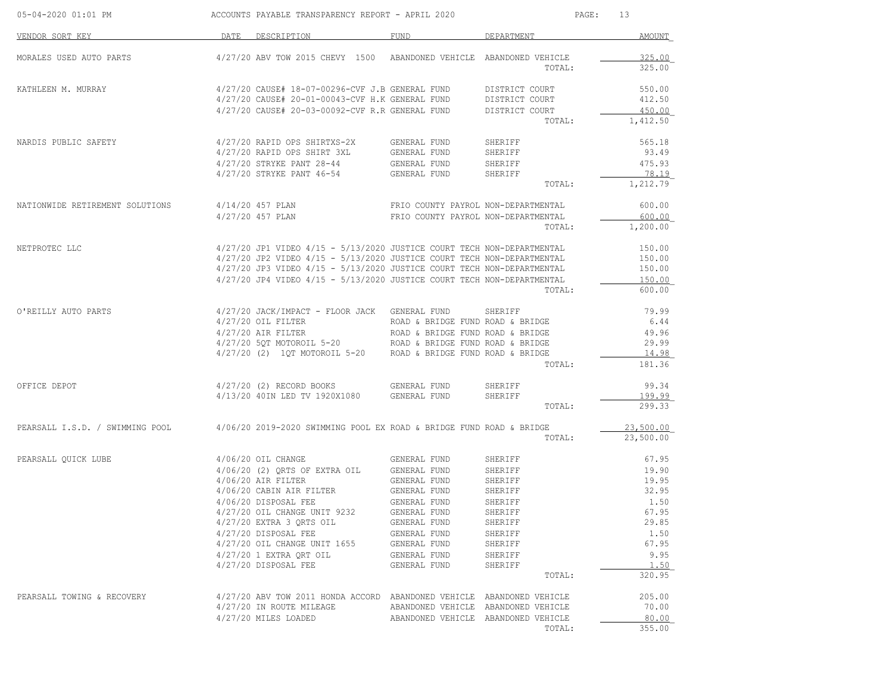# ACCOUNTS PAYABLE TRANSPARENCY REPORT - APRIL 2020

| VENDOR SORT KEY | DATE | DESCRIPTION | FUND | DEPARTMENT | AMOUNT |
|---|---|---|---|---|---|
| MORALES USED AUTO PARTS | 4/27/20 | ABV TOW 2015 CHEVY 1500 | ABANDONED VEHICLE | ABANDONED VEHICLE | 325.00 |
| | | | | TOTAL: | 325.00 |
| KATHLEEN M. MURRAY | 4/27/20 | CAUSE# 18-07-00296-CVF J.B | GENERAL FUND | DISTRICT COURT | 550.00 |
| | 4/27/20 | CAUSE# 20-01-00043-CVF H.K | GENERAL FUND | DISTRICT COURT | 412.50 |
| | 4/27/20 | CAUSE# 20-03-00092-CVF R.R | GENERAL FUND | DISTRICT COURT | 450.00 |
| | | | | TOTAL: | 1,412.50 |
| NARDIS PUBLIC SAFETY | 4/27/20 | RAPID OPS SHIRTXS-2X | GENERAL FUND | SHERIFF | 565.18 |
| | 4/27/20 | RAPID OPS SHIRT 3XL | GENERAL FUND | SHERIFF | 93.49 |
| | 4/27/20 | STRYKE PANT 28-44 | GENERAL FUND | SHERIFF | 475.93 |
| | 4/27/20 | STRYKE PANT 46-54 | GENERAL FUND | SHERIFF | 78.19 |
| | | | | TOTAL: | 1,212.79 |
| NATIONWIDE RETIREMENT SOLUTIONS | 4/14/20 | 457 PLAN | FRIO COUNTY PAYROL | NON-DEPARTMENTAL | 600.00 |
| | 4/27/20 | 457 PLAN | FRIO COUNTY PAYROL | NON-DEPARTMENTAL | 600.00 |
| | | | | TOTAL: | 1,200.00 |
| NETPROTEC LLC | 4/27/20 | JP1 VIDEO 4/15 - 5/13/2020 | JUSTICE COURT TECH | NON-DEPARTMENTAL | 150.00 |
| | 4/27/20 | JP2 VIDEO 4/15 - 5/13/2020 | JUSTICE COURT TECH | NON-DEPARTMENTAL | 150.00 |
| | 4/27/20 | JP3 VIDEO 4/15 - 5/13/2020 | JUSTICE COURT TECH | NON-DEPARTMENTAL | 150.00 |
| | 4/27/20 | JP4 VIDEO 4/15 - 5/13/2020 | JUSTICE COURT TECH | NON-DEPARTMENTAL | 150.00 |
| | | | | TOTAL: | 600.00 |
| O'REILLY AUTO PARTS | 4/27/20 | JACK/IMPACT - FLOOR JACK | GENERAL FUND | SHERIFF | 79.99 |
| | 4/27/20 | OIL FILTER | ROAD & BRIDGE FUND | ROAD & BRIDGE | 6.44 |
| | 4/27/20 | AIR FILTER | ROAD & BRIDGE FUND | ROAD & BRIDGE | 49.96 |
| | 4/27/20 | 5QT MOTOROIL 5-20 | ROAD & BRIDGE FUND | ROAD & BRIDGE | 29.99 |
| | 4/27/20 | (2) 1QT MOTOROIL 5-20 | ROAD & BRIDGE FUND | ROAD & BRIDGE | 14.98 |
| | | | | TOTAL: | 181.36 |
| OFFICE DEPOT | 4/27/20 | (2) RECORD BOOKS | GENERAL FUND | SHERIFF | 99.34 |
| | 4/13/20 | 40IN LED TV 1920X1080 | GENERAL FUND | SHERIFF | 199.99 |
| | | | | TOTAL: | 299.33 |
| PEARSALL I.S.D. / SWIMMING POOL | 4/06/20 | 2019-2020 SWIMMING POOL EX | ROAD & BRIDGE FUND | ROAD & BRIDGE | 23,500.00 |
| | | | | TOTAL: | 23,500.00 |
| PEARSALL QUICK LUBE | 4/06/20 | OIL CHANGE | GENERAL FUND | SHERIFF | 67.95 |
| | 4/06/20 | (2) QRTS OF EXTRA OIL | GENERAL FUND | SHERIFF | 19.90 |
| | 4/06/20 | AIR FILTER | GENERAL FUND | SHERIFF | 19.95 |
| | 4/06/20 | CABIN AIR FILTER | GENERAL FUND | SHERIFF | 32.95 |
| | 4/06/20 | DISPOSAL FEE | GENERAL FUND | SHERIFF | 1.50 |
| | 4/27/20 | OIL CHANGE UNIT 9232 | GENERAL FUND | SHERIFF | 67.95 |
| | 4/27/20 | EXTRA 3 QRTS OIL | GENERAL FUND | SHERIFF | 29.85 |
| | 4/27/20 | DISPOSAL FEE | GENERAL FUND | SHERIFF | 1.50 |
| | 4/27/20 | OIL CHANGE UNIT 1655 | GENERAL FUND | SHERIFF | 67.95 |
| | 4/27/20 | 1 EXTRA QRT OIL | GENERAL FUND | SHERIFF | 9.95 |
| | 4/27/20 | DISPOSAL FEE | GENERAL FUND | SHERIFF | 1.50 |
| | | | | TOTAL: | 320.95 |
| PEARSALL TOWING & RECOVERY | 4/27/20 | ABV TOW 2011 HONDA ACCORD | ABANDONED VEHICLE | ABANDONED VEHICLE | 205.00 |
| | 4/27/20 | IN ROUTE MILEAGE | ABANDONED VEHICLE | ABANDONED VEHICLE | 70.00 |
| | 4/27/20 | MILES LOADED | ABANDONED VEHICLE | ABANDONED VEHICLE | 80.00 |
| | | | | TOTAL: | 355.00 |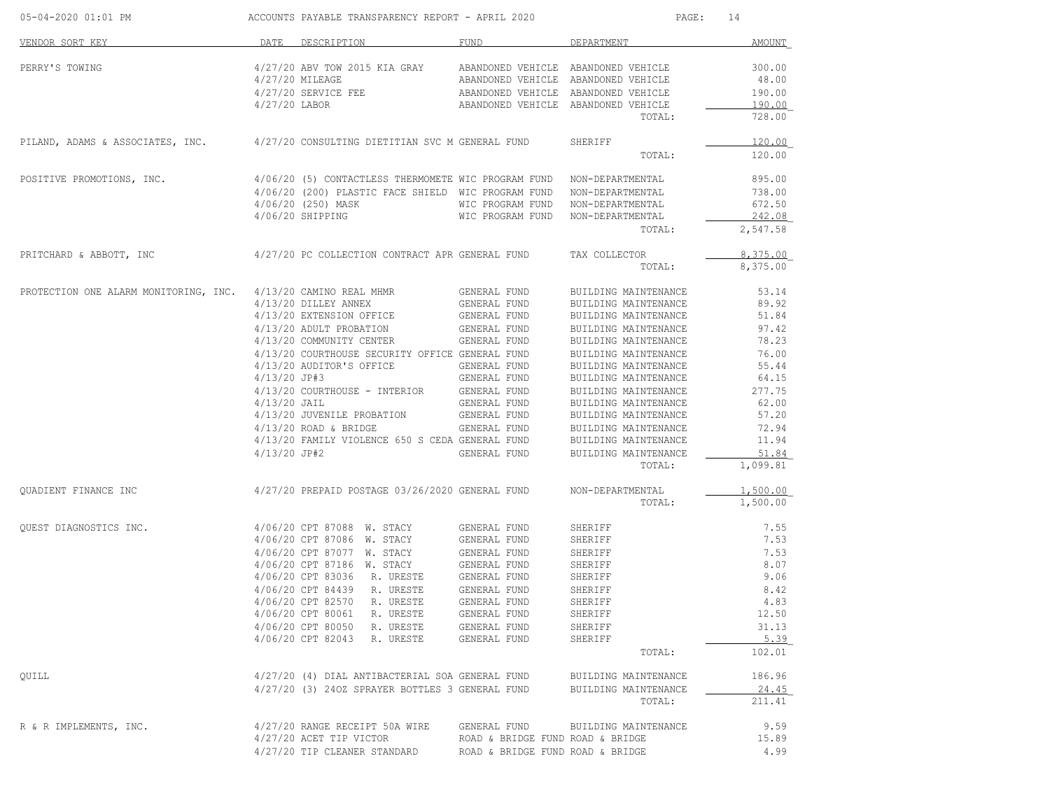| VENDOR SORT KEY | DATE | DESCRIPTION | FUND | DEPARTMENT | AMOUNT |
|---|---|---|---|---|---|
| PERRY'S TOWING | 4/27/20 | ABV TOW 2015 KIA GRAY | ABANDONED VEHICLE | ABANDONED VEHICLE | 300.00 |
| | 4/27/20 | MILEAGE | ABANDONED VEHICLE | ABANDONED VEHICLE | 48.00 |
| | 4/27/20 | SERVICE FEE | ABANDONED VEHICLE | ABANDONED VEHICLE | 190.00 |
| | 4/27/20 | LABOR | ABANDONED VEHICLE | ABANDONED VEHICLE | 190.00 |
| | | | | TOTAL: | 728.00 |
| PILAND, ADAMS & ASSOCIATES, INC. | 4/27/20 | CONSULTING DIETITIAN SVC M | GENERAL FUND | SHERIFF | 120.00 |
| | | | | TOTAL: | 120.00 |
| POSITIVE PROMOTIONS, INC. | 4/06/20 | (5) CONTACTLESS THERMOMETE | WIC PROGRAM FUND | NON-DEPARTMENTAL | 895.00 |
| | 4/06/20 | (200) PLASTIC FACE SHIELD | WIC PROGRAM FUND | NON-DEPARTMENTAL | 738.00 |
| | 4/06/20 | (250) MASK | WIC PROGRAM FUND | NON-DEPARTMENTAL | 672.50 |
| | 4/06/20 | SHIPPING | WIC PROGRAM FUND | NON-DEPARTMENTAL | 242.08 |
| | | | | TOTAL: | 2,547.58 |
| PRITCHARD & ABBOTT, INC | 4/27/20 | PC COLLECTION CONTRACT APR | GENERAL FUND | TAX COLLECTOR | 8,375.00 |
| | | | | TOTAL: | 8,375.00 |
| PROTECTION ONE ALARM MONITORING, INC. | 4/13/20 | CAMINO REAL MHMR | GENERAL FUND | BUILDING MAINTENANCE | 53.14 |
| | 4/13/20 | DILLEY ANNEX | GENERAL FUND | BUILDING MAINTENANCE | 89.92 |
| | 4/13/20 | EXTENSION OFFICE | GENERAL FUND | BUILDING MAINTENANCE | 51.84 |
| | 4/13/20 | ADULT PROBATION | GENERAL FUND | BUILDING MAINTENANCE | 97.42 |
| | 4/13/20 | COMMUNITY CENTER | GENERAL FUND | BUILDING MAINTENANCE | 78.23 |
| | 4/13/20 | COURTHOUSE SECURITY OFFICE | GENERAL FUND | BUILDING MAINTENANCE | 76.00 |
| | 4/13/20 | AUDITOR'S OFFICE | GENERAL FUND | BUILDING MAINTENANCE | 55.44 |
| | 4/13/20 | JP#3 | GENERAL FUND | BUILDING MAINTENANCE | 64.15 |
| | 4/13/20 | COURTHOUSE - INTERIOR | GENERAL FUND | BUILDING MAINTENANCE | 277.75 |
| | 4/13/20 | JAIL | GENERAL FUND | BUILDING MAINTENANCE | 62.00 |
| | 4/13/20 | JUVENILE PROBATION | GENERAL FUND | BUILDING MAINTENANCE | 57.20 |
| | 4/13/20 | ROAD & BRIDGE | GENERAL FUND | BUILDING MAINTENANCE | 72.94 |
| | 4/13/20 | FAMILY VIOLENCE 650 S CEDA | GENERAL FUND | BUILDING MAINTENANCE | 11.94 |
| | 4/13/20 | JP#2 | GENERAL FUND | BUILDING MAINTENANCE | 51.84 |
| | | | | TOTAL: | 1,099.81 |
| QUADIENT FINANCE INC | 4/27/20 | PREPAID POSTAGE 03/26/2020 | GENERAL FUND | NON-DEPARTMENTAL | 1,500.00 |
| | | | | TOTAL: | 1,500.00 |
| QUEST DIAGNOSTICS INC. | 4/06/20 | CPT 87088 W. STACY | GENERAL FUND | SHERIFF | 7.55 |
| | 4/06/20 | CPT 87086 W. STACY | GENERAL FUND | SHERIFF | 7.53 |
| | 4/06/20 | CPT 87077 W. STACY | GENERAL FUND | SHERIFF | 7.53 |
| | 4/06/20 | CPT 87186 W. STACY | GENERAL FUND | SHERIFF | 8.07 |
| | 4/06/20 | CPT 83036 R. URESTE | GENERAL FUND | SHERIFF | 9.06 |
| | 4/06/20 | CPT 84439 R. URESTE | GENERAL FUND | SHERIFF | 8.42 |
| | 4/06/20 | CPT 82570 R. URESTE | GENERAL FUND | SHERIFF | 4.83 |
| | 4/06/20 | CPT 80061 R. URESTE | GENERAL FUND | SHERIFF | 12.50 |
| | 4/06/20 | CPT 80050 R. URESTE | GENERAL FUND | SHERIFF | 31.13 |
| | 4/06/20 | CPT 82043 R. URESTE | GENERAL FUND | SHERIFF | 5.39 |
| | | | | TOTAL: | 102.01 |
| QUILL | 4/27/20 | (4) DIAL ANTIBACTERIAL SOA | GENERAL FUND | BUILDING MAINTENANCE | 186.96 |
| | 4/27/20 | (3) 24OZ SPRAYER BOTTLES 3 | GENERAL FUND | BUILDING MAINTENANCE | 24.45 |
| | | | | TOTAL: | 211.41 |
| R & R IMPLEMENTS, INC. | 4/27/20 | RANGE RECEIPT 50A WIRE | GENERAL FUND | BUILDING MAINTENANCE | 9.59 |
| | 4/27/20 | ACET TIP VICTOR | ROAD & BRIDGE FUND | ROAD & BRIDGE | 15.89 |
| | 4/27/20 | TIP CLEANER STANDARD | ROAD & BRIDGE FUND | ROAD & BRIDGE | 4.99 |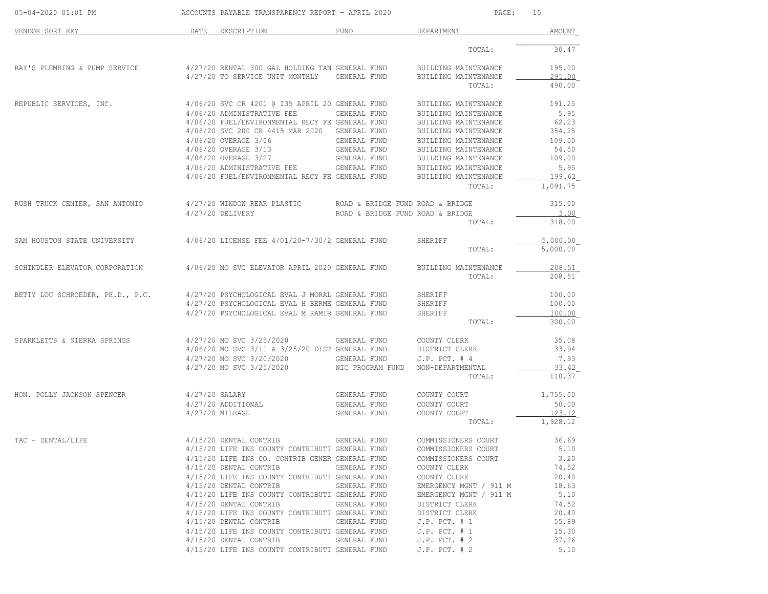| VENDOR SORT KEY | DATE | DESCRIPTION | FUND | DEPARTMENT | AMOUNT |
|---|---|---|---|---|---|
| | | | | TOTAL: | 30.47 |
| RAY'S PLUMBING & PUMP SERVICE | 4/27/20 | RENTAL 300 GAL HOLDING TAN | GENERAL FUND | BUILDING MAINTENANCE | 195.00 |
| | 4/27/20 | TO SERVICE UNIT MONTHLY | GENERAL FUND | BUILDING MAINTENANCE | 295.00 |
| | | | | TOTAL: | 490.00 |
| REPUBLIC SERVICES, INC. | 4/06/20 | SVC CR 4201 @ I35 APRIL 20 | GENERAL FUND | BUILDING MAINTENANCE | 191.25 |
| | 4/06/20 | ADMINISTRATIVE FEE | GENERAL FUND | BUILDING MAINTENANCE | 5.95 |
| | 4/06/20 | FUEL/ENVIRONMENTAL RECY FE | GENERAL FUND | BUILDING MAINTENANCE | 62.23 |
| | 4/06/20 | SVC 200 CR 4415 MAR 2020 | GENERAL FUND | BUILDING MAINTENANCE | 354.25 |
| | 4/06/20 | OVERAGE 3/06 | GENERAL FUND | BUILDING MAINTENANCE | 109.00 |
| | 4/06/20 | OVERAGE 3/13 | GENERAL FUND | BUILDING MAINTENANCE | 54.50 |
| | 4/06/20 | OVERAGE 3/27 | GENERAL FUND | BUILDING MAINTENANCE | 109.00 |
| | 4/06/20 | ADMINISTRATIVE FEE | GENERAL FUND | BUILDING MAINTENANCE | 5.95 |
| | 4/06/20 | FUEL/ENVIRONMENTAL RECY FE | GENERAL FUND | BUILDING MAINTENANCE | 199.62 |
| | | | | TOTAL: | 1,091.75 |
| RUSH TRUCK CENTER, SAN ANTONIO | 4/27/20 | WINDOW REAR PLASTIC | ROAD & BRIDGE FUND | ROAD & BRIDGE | 315.00 |
| | 4/27/20 | DELIVERY | ROAD & BRIDGE FUND | ROAD & BRIDGE | 3.00 |
| | | | | TOTAL: | 318.00 |
| SAM HOUSTON STATE UNIVERSITY | 4/06/20 | LICENSE FEE 4/01/20-7/30/2 | GENERAL FUND | SHERIFF | 5,000.00 |
| | | | | TOTAL: | 5,000.00 |
| SCHINDLER ELEVATOR CORPORATION | 4/06/20 | MO SVC ELEVATOR APRIL 2020 | GENERAL FUND | BUILDING MAINTENANCE | 208.51 |
| | | | | TOTAL: | 208.51 |
| BETTY LOU SCHROEDER, PH.D., P.C. | 4/27/20 | PSYCHOLOGICAL EVAL J MORAL | GENERAL FUND | SHERIFF | 100.00 |
| | 4/27/20 | PSYCHOLOGICAL EVAL H BERME | GENERAL FUND | SHERIFF | 100.00 |
| | 4/27/20 | PSYCHOLOGICAL EVAL M RAMIR | GENERAL FUND | SHERIFF | 100.00 |
| | | | | TOTAL: | 300.00 |
| SPARKLETTS & SIERRA SPRINGS | 4/27/20 | MO SVC 3/25/2020 | GENERAL FUND | COUNTY CLERK | 35.08 |
| | 4/06/20 | MO SVC 3/11 & 3/25/20 DIST | GENERAL FUND | DISTRICT CLERK | 33.94 |
| | 4/27/20 | MO SVC 3/20/2020 | GENERAL FUND | J.P. PCT. # 4 | 7.93 |
| | 4/27/20 | MO SVC 3/25/2020 | WIC PROGRAM FUND | NON-DEPARTMENTAL | 33.42 |
| | | | | TOTAL: | 110.37 |
| HON. POLLY JACKSON SPENCER | 4/27/20 | SALARY | GENERAL FUND | COUNTY COURT | 1,755.00 |
| | 4/27/20 | ADDITIONAL | GENERAL FUND | COUNTY COURT | 50.00 |
| | 4/27/20 | MILEAGE | GENERAL FUND | COUNTY COURT | 123.12 |
| | | | | TOTAL: | 1,928.12 |
| TAC - DENTAL/LIFE | 4/15/20 | DENTAL CONTRIB | GENERAL FUND | COMMISSIONERS COURT | 36.69 |
| | 4/15/20 | LIFE INS COUNTY CONTRIBUTI | GENERAL FUND | COMMISSIONERS COURT | 5.10 |
| | 4/15/20 | LIFE INS CO. CONTRIB GENER | GENERAL FUND | COMMISSIONERS COURT | 3.20 |
| | 4/15/20 | DENTAL CONTRIB | GENERAL FUND | COUNTY CLERK | 74.52 |
| | 4/15/20 | LIFE INS COUNTY CONTRIBUTI | GENERAL FUND | COUNTY CLERK | 20.40 |
| | 4/15/20 | DENTAL CONTRIB | GENERAL FUND | EMERGENCY MGNT / 911 M | 18.63 |
| | 4/15/20 | LIFE INS COUNTY CONTRIBUTI | GENERAL FUND | EMERGENCY MGNT / 911 M | 5.10 |
| | 4/15/20 | DENTAL CONTRIB | GENERAL FUND | DISTRICT CLERK | 74.52 |
| | 4/15/20 | LIFE INS COUNTY CONTRIBUTI | GENERAL FUND | DISTRICT CLERK | 20.40 |
| | 4/15/20 | DENTAL CONTRIB | GENERAL FUND | J.P. PCT. # 1 | 55.89 |
| | 4/15/20 | LIFE INS COUNTY CONTRIBUTI | GENERAL FUND | J.P. PCT. # 1 | 15.30 |
| | 4/15/20 | DENTAL CONTRIB | GENERAL FUND | J.P. PCT. # 2 | 37.26 |
| | 4/15/20 | LIFE INS COUNTY CONTRIBUTI | GENERAL FUND | J.P. PCT. # 2 | 5.10 |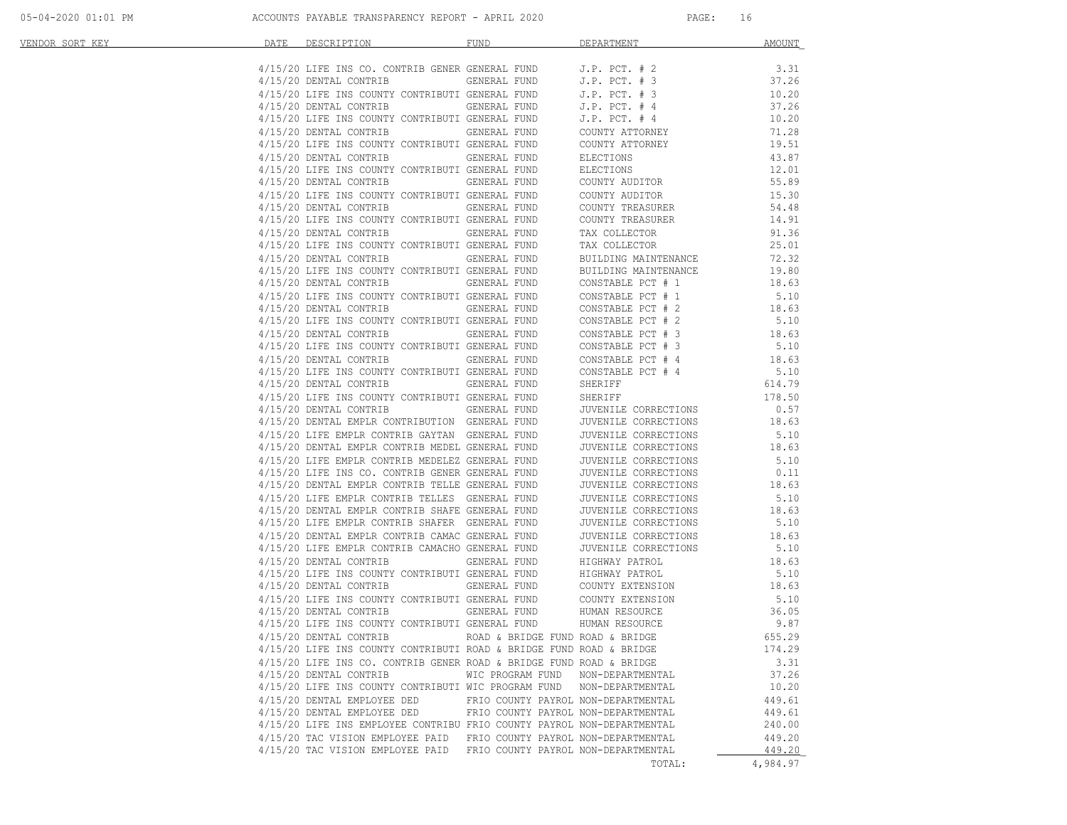| VENDOR SORT KEY | DATE | DESCRIPTION | FUND | DEPARTMENT | AMOUNT |
|---|---|---|---|---|---|
| | 4/15/20 | LIFE INS CO. CONTRIB GENER | GENERAL FUND | J.P. PCT. # 2 | 3.31 |
| | 4/15/20 | DENTAL CONTRIB | GENERAL FUND | J.P. PCT. # 3 | 37.26 |
| | 4/15/20 | LIFE INS COUNTY CONTRIBUTI | GENERAL FUND | J.P. PCT. # 3 | 10.20 |
| | 4/15/20 | DENTAL CONTRIB | GENERAL FUND | J.P. PCT. # 4 | 37.26 |
| | 4/15/20 | LIFE INS COUNTY CONTRIBUTI | GENERAL FUND | J.P. PCT. # 4 | 10.20 |
| | 4/15/20 | DENTAL CONTRIB | GENERAL FUND | COUNTY ATTORNEY | 71.28 |
| | 4/15/20 | LIFE INS COUNTY CONTRIBUTI | GENERAL FUND | COUNTY ATTORNEY | 19.51 |
| | 4/15/20 | DENTAL CONTRIB | GENERAL FUND | ELECTIONS | 43.87 |
| | 4/15/20 | LIFE INS COUNTY CONTRIBUTI | GENERAL FUND | ELECTIONS | 12.01 |
| | 4/15/20 | DENTAL CONTRIB | GENERAL FUND | COUNTY AUDITOR | 55.89 |
| | 4/15/20 | LIFE INS COUNTY CONTRIBUTI | GENERAL FUND | COUNTY AUDITOR | 15.30 |
| | 4/15/20 | DENTAL CONTRIB | GENERAL FUND | COUNTY TREASURER | 54.48 |
| | 4/15/20 | LIFE INS COUNTY CONTRIBUTI | GENERAL FUND | COUNTY TREASURER | 14.91 |
| | 4/15/20 | DENTAL CONTRIB | GENERAL FUND | TAX COLLECTOR | 91.36 |
| | 4/15/20 | LIFE INS COUNTY CONTRIBUTI | GENERAL FUND | TAX COLLECTOR | 25.01 |
| | 4/15/20 | DENTAL CONTRIB | GENERAL FUND | BUILDING MAINTENANCE | 72.32 |
| | 4/15/20 | LIFE INS COUNTY CONTRIBUTI | GENERAL FUND | BUILDING MAINTENANCE | 19.80 |
| | 4/15/20 | DENTAL CONTRIB | GENERAL FUND | CONSTABLE PCT # 1 | 18.63 |
| | 4/15/20 | LIFE INS COUNTY CONTRIBUTI | GENERAL FUND | CONSTABLE PCT # 1 | 5.10 |
| | 4/15/20 | DENTAL CONTRIB | GENERAL FUND | CONSTABLE PCT # 2 | 18.63 |
| | 4/15/20 | LIFE INS COUNTY CONTRIBUTI | GENERAL FUND | CONSTABLE PCT # 2 | 5.10 |
| | 4/15/20 | DENTAL CONTRIB | GENERAL FUND | CONSTABLE PCT # 3 | 18.63 |
| | 4/15/20 | LIFE INS COUNTY CONTRIBUTI | GENERAL FUND | CONSTABLE PCT # 3 | 5.10 |
| | 4/15/20 | DENTAL CONTRIB | GENERAL FUND | CONSTABLE PCT # 4 | 18.63 |
| | 4/15/20 | LIFE INS COUNTY CONTRIBUTI | GENERAL FUND | CONSTABLE PCT # 4 | 5.10 |
| | 4/15/20 | DENTAL CONTRIB | GENERAL FUND | SHERIFF | 614.79 |
| | 4/15/20 | LIFE INS COUNTY CONTRIBUTI | GENERAL FUND | SHERIFF | 178.50 |
| | 4/15/20 | DENTAL CONTRIB | GENERAL FUND | JUVENILE CORRECTIONS | 0.57 |
| | 4/15/20 | DENTAL EMPLR CONTRIBUTION | GENERAL FUND | JUVENILE CORRECTIONS | 18.63 |
| | 4/15/20 | LIFE EMPLR CONTRIB GAYTAN | GENERAL FUND | JUVENILE CORRECTIONS | 5.10 |
| | 4/15/20 | DENTAL EMPLR CONTRIB MEDEL | GENERAL FUND | JUVENILE CORRECTIONS | 18.63 |
| | 4/15/20 | LIFE EMPLR CONTRIB MEDELEZ | GENERAL FUND | JUVENILE CORRECTIONS | 5.10 |
| | 4/15/20 | LIFE INS CO. CONTRIB GENER | GENERAL FUND | JUVENILE CORRECTIONS | 0.11 |
| | 4/15/20 | DENTAL EMPLR CONTRIB TELLE | GENERAL FUND | JUVENILE CORRECTIONS | 18.63 |
| | 4/15/20 | LIFE EMPLR CONTRIB TELLES | GENERAL FUND | JUVENILE CORRECTIONS | 5.10 |
| | 4/15/20 | DENTAL EMPLR CONTRIB SHAFE | GENERAL FUND | JUVENILE CORRECTIONS | 18.63 |
| | 4/15/20 | LIFE EMPLR CONTRIB SHAFER | GENERAL FUND | JUVENILE CORRECTIONS | 5.10 |
| | 4/15/20 | DENTAL EMPLR CONTRIB CAMAC | GENERAL FUND | JUVENILE CORRECTIONS | 18.63 |
| | 4/15/20 | LIFE EMPLR CONTRIB CAMACHO | GENERAL FUND | JUVENILE CORRECTIONS | 5.10 |
| | 4/15/20 | DENTAL CONTRIB | GENERAL FUND | HIGHWAY PATROL | 18.63 |
| | 4/15/20 | LIFE INS COUNTY CONTRIBUTI | GENERAL FUND | HIGHWAY PATROL | 5.10 |
| | 4/15/20 | DENTAL CONTRIB | GENERAL FUND | COUNTY EXTENSION | 18.63 |
| | 4/15/20 | LIFE INS COUNTY CONTRIBUTI | GENERAL FUND | COUNTY EXTENSION | 5.10 |
| | 4/15/20 | DENTAL CONTRIB | GENERAL FUND | HUMAN RESOURCE | 36.05 |
| | 4/15/20 | LIFE INS COUNTY CONTRIBUTI | GENERAL FUND | HUMAN RESOURCE | 9.87 |
| | 4/15/20 | DENTAL CONTRIB | ROAD & BRIDGE FUND | ROAD & BRIDGE | 655.29 |
| | 4/15/20 | LIFE INS COUNTY CONTRIBUTI | ROAD & BRIDGE FUND | ROAD & BRIDGE | 174.29 |
| | 4/15/20 | LIFE INS CO. CONTRIB GENER | ROAD & BRIDGE FUND | ROAD & BRIDGE | 3.31 |
| | 4/15/20 | DENTAL CONTRIB | WIC PROGRAM FUND | NON-DEPARTMENTAL | 37.26 |
| | 4/15/20 | LIFE INS COUNTY CONTRIBUTI | WIC PROGRAM FUND | NON-DEPARTMENTAL | 10.20 |
| | 4/15/20 | DENTAL EMPLOYEE DED | FRIO COUNTY PAYROL | NON-DEPARTMENTAL | 449.61 |
| | 4/15/20 | DENTAL EMPLOYEE DED | FRIO COUNTY PAYROL | NON-DEPARTMENTAL | 449.61 |
| | 4/15/20 | LIFE INS EMPLOYEE CONTRIBU | FRIO COUNTY PAYROL | NON-DEPARTMENTAL | 240.00 |
| | 4/15/20 | TAC VISION EMPLOYEE PAID | FRIO COUNTY PAYROL | NON-DEPARTMENTAL | 449.20 |
| | 4/15/20 | TAC VISION EMPLOYEE PAID | FRIO COUNTY PAYROL | NON-DEPARTMENTAL | 449.20 |
| | | | | TOTAL: | 4,984.97 |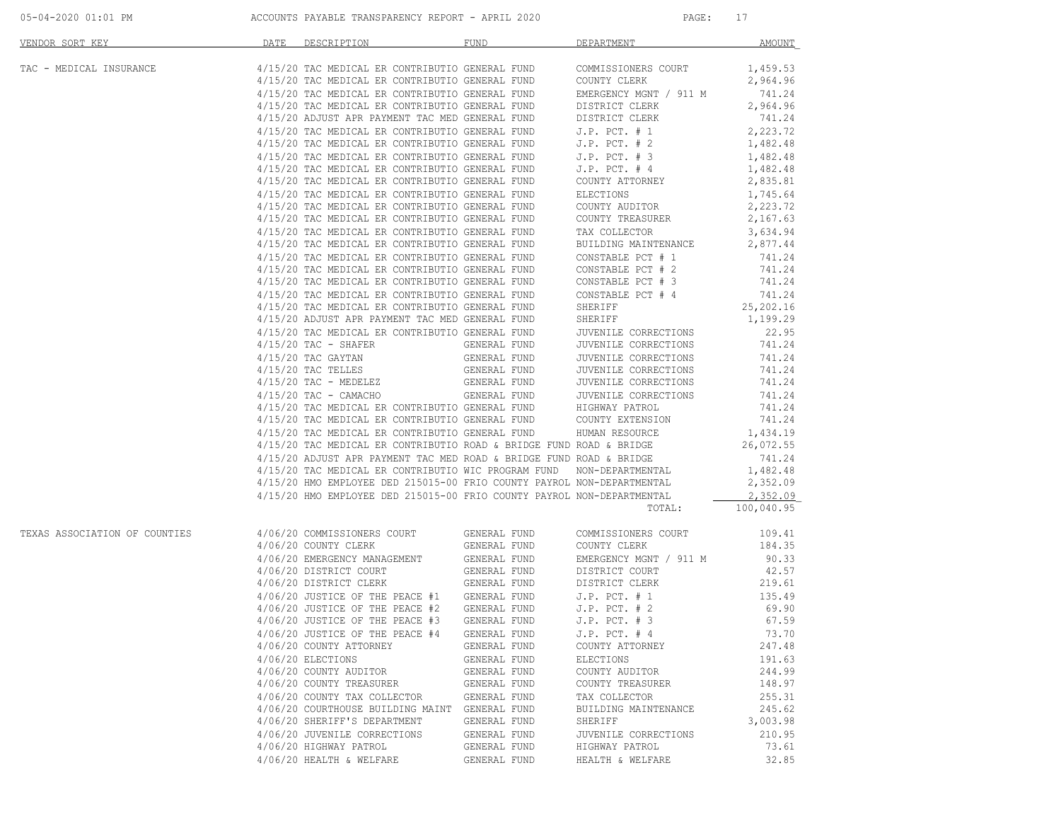| VENDOR SORT KEY | DATE | DESCRIPTION | FUND | DEPARTMENT | AMOUNT |
|---|---|---|---|---|---|
| TAC - MEDICAL INSURANCE | 4/15/20 | TAC MEDICAL ER CONTRIBUTIO | GENERAL FUND | COMMISSIONERS COURT | 1,459.53 |
| | 4/15/20 | TAC MEDICAL ER CONTRIBUTIO | GENERAL FUND | COUNTY CLERK | 2,964.96 |
| | 4/15/20 | TAC MEDICAL ER CONTRIBUTIO | GENERAL FUND | EMERGENCY MGNT / 911 M | 741.24 |
| | 4/15/20 | TAC MEDICAL ER CONTRIBUTIO | GENERAL FUND | DISTRICT CLERK | 2,964.96 |
| | 4/15/20 | ADJUST APR PAYMENT TAC MED | GENERAL FUND | DISTRICT CLERK | 741.24 |
| | 4/15/20 | TAC MEDICAL ER CONTRIBUTIO | GENERAL FUND | J.P. PCT. # 1 | 2,223.72 |
| | 4/15/20 | TAC MEDICAL ER CONTRIBUTIO | GENERAL FUND | J.P. PCT. # 2 | 1,482.48 |
| | 4/15/20 | TAC MEDICAL ER CONTRIBUTIO | GENERAL FUND | J.P. PCT. # 3 | 1,482.48 |
| | 4/15/20 | TAC MEDICAL ER CONTRIBUTIO | GENERAL FUND | J.P. PCT. # 4 | 1,482.48 |
| | 4/15/20 | TAC MEDICAL ER CONTRIBUTIO | GENERAL FUND | COUNTY ATTORNEY | 2,835.81 |
| | 4/15/20 | TAC MEDICAL ER CONTRIBUTIO | GENERAL FUND | ELECTIONS | 1,745.64 |
| | 4/15/20 | TAC MEDICAL ER CONTRIBUTIO | GENERAL FUND | COUNTY AUDITOR | 2,223.72 |
| | 4/15/20 | TAC MEDICAL ER CONTRIBUTIO | GENERAL FUND | COUNTY TREASURER | 2,167.63 |
| | 4/15/20 | TAC MEDICAL ER CONTRIBUTIO | GENERAL FUND | TAX COLLECTOR | 3,634.94 |
| | 4/15/20 | TAC MEDICAL ER CONTRIBUTIO | GENERAL FUND | BUILDING MAINTENANCE | 2,877.44 |
| | 4/15/20 | TAC MEDICAL ER CONTRIBUTIO | GENERAL FUND | CONSTABLE PCT # 1 | 741.24 |
| | 4/15/20 | TAC MEDICAL ER CONTRIBUTIO | GENERAL FUND | CONSTABLE PCT # 2 | 741.24 |
| | 4/15/20 | TAC MEDICAL ER CONTRIBUTIO | GENERAL FUND | CONSTABLE PCT # 3 | 741.24 |
| | 4/15/20 | TAC MEDICAL ER CONTRIBUTIO | GENERAL FUND | CONSTABLE PCT # 4 | 741.24 |
| | 4/15/20 | TAC MEDICAL ER CONTRIBUTIO | GENERAL FUND | SHERIFF | 25,202.16 |
| | 4/15/20 | ADJUST APR PAYMENT TAC MED | GENERAL FUND | SHERIFF | 1,199.29 |
| | 4/15/20 | TAC MEDICAL ER CONTRIBUTIO | GENERAL FUND | JUVENILE CORRECTIONS | 22.95 |
| | 4/15/20 | TAC - SHAFER | GENERAL FUND | JUVENILE CORRECTIONS | 741.24 |
| | 4/15/20 | TAC GAYTAN | GENERAL FUND | JUVENILE CORRECTIONS | 741.24 |
| | 4/15/20 | TAC TELLES | GENERAL FUND | JUVENILE CORRECTIONS | 741.24 |
| | 4/15/20 | TAC - MEDELEZ | GENERAL FUND | JUVENILE CORRECTIONS | 741.24 |
| | 4/15/20 | TAC - CAMACHO | GENERAL FUND | JUVENILE CORRECTIONS | 741.24 |
| | 4/15/20 | TAC MEDICAL ER CONTRIBUTIO | GENERAL FUND | HIGHWAY PATROL | 741.24 |
| | 4/15/20 | TAC MEDICAL ER CONTRIBUTIO | GENERAL FUND | COUNTY EXTENSION | 741.24 |
| | 4/15/20 | TAC MEDICAL ER CONTRIBUTIO | GENERAL FUND | HUMAN RESOURCE | 1,434.19 |
| | 4/15/20 | TAC MEDICAL ER CONTRIBUTIO | ROAD & BRIDGE FUND | ROAD & BRIDGE | 26,072.55 |
| | 4/15/20 | ADJUST APR PAYMENT TAC MED | ROAD & BRIDGE FUND | ROAD & BRIDGE | 741.24 |
| | 4/15/20 | TAC MEDICAL ER CONTRIBUTIO | WIC PROGRAM FUND | NON-DEPARTMENTAL | 1,482.48 |
| | 4/15/20 | HMO EMPLOYEE DED 215015-00 | FRIO COUNTY PAYROL | NON-DEPARTMENTAL | 2,352.09 |
| | 4/15/20 | HMO EMPLOYEE DED 215015-00 | FRIO COUNTY PAYROL | NON-DEPARTMENTAL | 2,352.09 |
| | | | | TOTAL: | 100,040.95 |
| TEXAS ASSOCIATION OF COUNTIES | 4/06/20 | COMMISSIONERS COURT | GENERAL FUND | COMMISSIONERS COURT | 109.41 |
| | 4/06/20 | COUNTY CLERK | GENERAL FUND | COUNTY CLERK | 184.35 |
| | 4/06/20 | EMERGENCY MANAGEMENT | GENERAL FUND | EMERGENCY MGNT / 911 M | 90.33 |
| | 4/06/20 | DISTRICT COURT | GENERAL FUND | DISTRICT COURT | 42.57 |
| | 4/06/20 | DISTRICT CLERK | GENERAL FUND | DISTRICT CLERK | 219.61 |
| | 4/06/20 | JUSTICE OF THE PEACE #1 | GENERAL FUND | J.P. PCT. # 1 | 135.49 |
| | 4/06/20 | JUSTICE OF THE PEACE #2 | GENERAL FUND | J.P. PCT. # 2 | 69.90 |
| | 4/06/20 | JUSTICE OF THE PEACE #3 | GENERAL FUND | J.P. PCT. # 3 | 67.59 |
| | 4/06/20 | JUSTICE OF THE PEACE #4 | GENERAL FUND | J.P. PCT. # 4 | 73.70 |
| | 4/06/20 | COUNTY ATTORNEY | GENERAL FUND | COUNTY ATTORNEY | 247.48 |
| | 4/06/20 | ELECTIONS | GENERAL FUND | ELECTIONS | 191.63 |
| | 4/06/20 | COUNTY AUDITOR | GENERAL FUND | COUNTY AUDITOR | 244.99 |
| | 4/06/20 | COUNTY TREASURER | GENERAL FUND | COUNTY TREASURER | 148.97 |
| | 4/06/20 | COUNTY TAX COLLECTOR | GENERAL FUND | TAX COLLECTOR | 255.31 |
| | 4/06/20 | COURTHOUSE BUILDING MAINT | GENERAL FUND | BUILDING MAINTENANCE | 245.62 |
| | 4/06/20 | SHERIFF'S DEPARTMENT | GENERAL FUND | SHERIFF | 3,003.98 |
| | 4/06/20 | JUVENILE CORRECTIONS | GENERAL FUND | JUVENILE CORRECTIONS | 210.95 |
| | 4/06/20 | HIGHWAY PATROL | GENERAL FUND | HIGHWAY PATROL | 73.61 |
| | 4/06/20 | HEALTH & WELFARE | GENERAL FUND | HEALTH & WELFARE | 32.85 |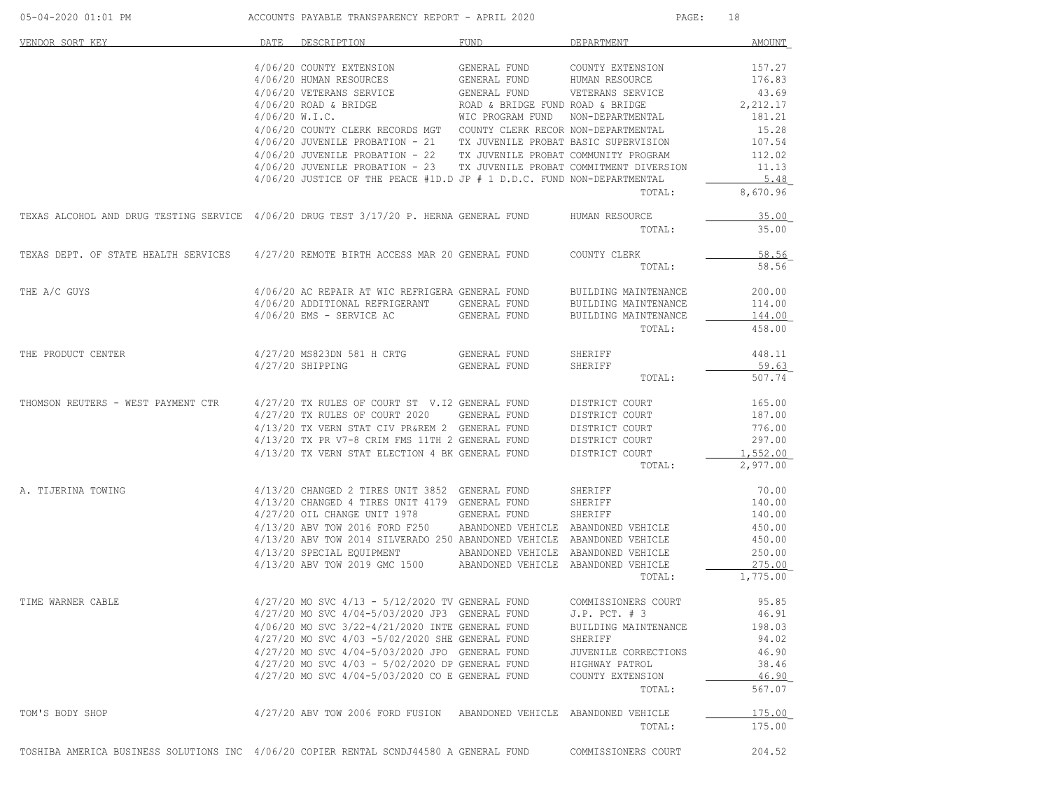| VENDOR SORT KEY | DATE | DESCRIPTION | FUND | DEPARTMENT | AMOUNT |
|---|---|---|---|---|---|
| | 4/06/20 | COUNTY EXTENSION | GENERAL FUND | COUNTY EXTENSION | 157.27 |
| | 4/06/20 | HUMAN RESOURCES | GENERAL FUND | HUMAN RESOURCE | 176.83 |
| | 4/06/20 | VETERANS SERVICE | GENERAL FUND | VETERANS SERVICE | 43.69 |
| | 4/06/20 | ROAD & BRIDGE | ROAD & BRIDGE FUND | ROAD & BRIDGE | 2,212.17 |
| | 4/06/20 | W.I.C. | WIC PROGRAM FUND | NON-DEPARTMENTAL | 181.21 |
| | 4/06/20 | COUNTY CLERK RECORDS MGT | COUNTY CLERK RECOR | NON-DEPARTMENTAL | 15.28 |
| | 4/06/20 | JUVENILE PROBATION - 21 | TX JUVENILE PROBAT | BASIC SUPERVISION | 107.54 |
| | 4/06/20 | JUVENILE PROBATION - 22 | TX JUVENILE PROBAT | COMMUNITY PROGRAM | 112.02 |
| | 4/06/20 | JUVENILE PROBATION - 23 | TX JUVENILE PROBAT | COMMITMENT DIVERSION | 11.13 |
| | 4/06/20 | JUSTICE OF THE PEACE #1D.D | JP # 1 D.D.C. FUND | NON-DEPARTMENTAL | 5.48 |
| | | | | TOTAL: | 8,670.96 |
| TEXAS ALCOHOL AND DRUG TESTING SERVICE | 4/06/20 | DRUG TEST 3/17/20 P. HERNA | GENERAL FUND | HUMAN RESOURCE | 35.00 |
| | | | | TOTAL: | 35.00 |
| TEXAS DEPT. OF STATE HEALTH SERVICES | 4/27/20 | REMOTE BIRTH ACCESS MAR 20 | GENERAL FUND | COUNTY CLERK | 58.56 |
| | | | | TOTAL: | 58.56 |
| THE A/C GUYS | 4/06/20 | AC REPAIR AT WIC REFRIGERA | GENERAL FUND | BUILDING MAINTENANCE | 200.00 |
| | 4/06/20 | ADDITIONAL REFRIGERANT | GENERAL FUND | BUILDING MAINTENANCE | 114.00 |
| | 4/06/20 | EMS - SERVICE AC | GENERAL FUND | BUILDING MAINTENANCE | 144.00 |
| | | | | TOTAL: | 458.00 |
| THE PRODUCT CENTER | 4/27/20 | MS823DN 581 H CRTG | GENERAL FUND | SHERIFF | 448.11 |
| | 4/27/20 | SHIPPING | GENERAL FUND | SHERIFF | 59.63 |
| | | | | TOTAL: | 507.74 |
| THOMSON REUTERS - WEST PAYMENT CTR | 4/27/20 | TX RULES OF COURT ST V.I2 | GENERAL FUND | DISTRICT COURT | 165.00 |
| | 4/27/20 | TX RULES OF COURT 2020 | GENERAL FUND | DISTRICT COURT | 187.00 |
| | 4/13/20 | TX VERN STAT CIV PR&REM 2 | GENERAL FUND | DISTRICT COURT | 776.00 |
| | 4/13/20 | TX PR V7-8 CRIM FMS 11TH 2 | GENERAL FUND | DISTRICT COURT | 297.00 |
| | 4/13/20 | TX VERN STAT ELECTION 4 BK | GENERAL FUND | DISTRICT COURT | 1,552.00 |
| | | | | TOTAL: | 2,977.00 |
| A. TIJERINA TOWING | 4/13/20 | CHANGED 2 TIRES UNIT 3852 | GENERAL FUND | SHERIFF | 70.00 |
| | 4/13/20 | CHANGED 4 TIRES UNIT 4179 | GENERAL FUND | SHERIFF | 140.00 |
| | 4/27/20 | OIL CHANGE UNIT 1978 | GENERAL FUND | SHERIFF | 140.00 |
| | 4/13/20 | ABV TOW 2016 FORD F250 | ABANDONED VEHICLE | ABANDONED VEHICLE | 450.00 |
| | 4/13/20 | ABV TOW 2014 SILVERADO 250 | ABANDONED VEHICLE | ABANDONED VEHICLE | 450.00 |
| | 4/13/20 | SPECIAL EQUIPMENT | ABANDONED VEHICLE | ABANDONED VEHICLE | 250.00 |
| | 4/13/20 | ABV TOW 2019 GMC 1500 | ABANDONED VEHICLE | ABANDONED VEHICLE | 275.00 |
| | | | | TOTAL: | 1,775.00 |
| TIME WARNER CABLE | 4/27/20 | MO SVC 4/13 - 5/12/2020 TV | GENERAL FUND | COMMISSIONERS COURT | 95.85 |
| | 4/27/20 | MO SVC 4/04-5/03/2020 JP3 | GENERAL FUND | J.P. PCT. # 3 | 46.91 |
| | 4/06/20 | MO SVC 3/22-4/21/2020 INTE | GENERAL FUND | BUILDING MAINTENANCE | 198.03 |
| | 4/27/20 | MO SVC 4/03 -5/02/2020 SHE | GENERAL FUND | SHERIFF | 94.02 |
| | 4/27/20 | MO SVC 4/04-5/03/2020 JPO | GENERAL FUND | JUVENILE CORRECTIONS | 46.90 |
| | 4/27/20 | MO SVC 4/03 - 5/02/2020 DP | GENERAL FUND | HIGHWAY PATROL | 38.46 |
| | 4/27/20 | MO SVC 4/04-5/03/2020 CO E | GENERAL FUND | COUNTY EXTENSION | 46.90 |
| | | | | TOTAL: | 567.07 |
| TOM'S BODY SHOP | 4/27/20 | ABV TOW 2006 FORD FUSION | ABANDONED VEHICLE | ABANDONED VEHICLE | 175.00 |
| | | | | TOTAL: | 175.00 |
| TOSHIBA AMERICA BUSINESS SOLUTIONS INC | 4/06/20 | COPIER RENTAL SCNDJ44580 A | GENERAL FUND | COMMISSIONERS COURT | 204.52 |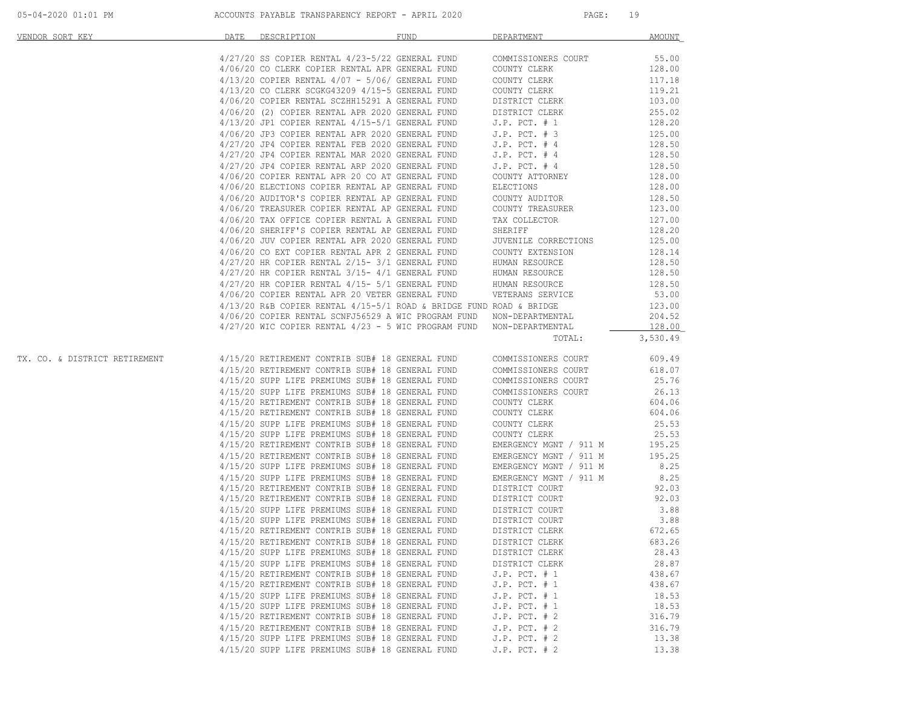| VENDOR SORT KEY | DATE | DESCRIPTION | FUND | DEPARTMENT | AMOUNT |
|---|---|---|---|---|---|
| | 4/27/20 | SS COPIER RENTAL 4/23-5/22 | GENERAL FUND | COMMISSIONERS COURT | 55.00 |
| | 4/06/20 | CO CLERK COPIER RENTAL APR | GENERAL FUND | COUNTY CLERK | 128.00 |
| | 4/13/20 | COPIER RENTAL 4/07 - 5/06/ | GENERAL FUND | COUNTY CLERK | 117.18 |
| | 4/13/20 | CO CLERK SCGKG43209 4/15-5 | GENERAL FUND | COUNTY CLERK | 119.21 |
| | 4/06/20 | COPIER RENTAL SCZHH15291 A | GENERAL FUND | DISTRICT CLERK | 103.00 |
| | 4/06/20 | (2) COPIER RENTAL APR 2020 | GENERAL FUND | DISTRICT CLERK | 255.02 |
| | 4/13/20 | JP1 COPIER RENTAL 4/15-5/1 | GENERAL FUND | J.P. PCT. # 1 | 128.20 |
| | 4/06/20 | JP3 COPIER RENTAL APR 2020 | GENERAL FUND | J.P. PCT. # 3 | 125.00 |
| | 4/27/20 | JP4 COPIER RENTAL FEB 2020 | GENERAL FUND | J.P. PCT. # 4 | 128.50 |
| | 4/27/20 | JP4 COPIER RENTAL MAR 2020 | GENERAL FUND | J.P. PCT. # 4 | 128.50 |
| | 4/27/20 | JP4 COPIER RENTAL ARP 2020 | GENERAL FUND | J.P. PCT. # 4 | 128.50 |
| | 4/06/20 | COPIER RENTAL APR 20 CO AT | GENERAL FUND | COUNTY ATTORNEY | 128.00 |
| | 4/06/20 | ELECTIONS COPIER RENTAL AP | GENERAL FUND | ELECTIONS | 128.00 |
| | 4/06/20 | AUDITOR'S COPIER RENTAL AP | GENERAL FUND | COUNTY AUDITOR | 128.50 |
| | 4/06/20 | TREASURER COPIER RENTAL AP | GENERAL FUND | COUNTY TREASURER | 123.00 |
| | 4/06/20 | TAX OFFICE COPIER RENTAL A | GENERAL FUND | TAX COLLECTOR | 127.00 |
| | 4/06/20 | SHERIFF'S COPIER RENTAL AP | GENERAL FUND | SHERIFF | 128.20 |
| | 4/06/20 | JUV COPIER RENTAL APR 2020 | GENERAL FUND | JUVENILE CORRECTIONS | 125.00 |
| | 4/06/20 | CO EXT COPIER RENTAL APR 2 | GENERAL FUND | COUNTY EXTENSION | 128.14 |
| | 4/27/20 | HR COPIER RENTAL 2/15- 3/1 | GENERAL FUND | HUMAN RESOURCE | 128.50 |
| | 4/27/20 | HR COPIER RENTAL 3/15- 4/1 | GENERAL FUND | HUMAN RESOURCE | 128.50 |
| | 4/27/20 | HR COPIER RENTAL 4/15- 5/1 | GENERAL FUND | HUMAN RESOURCE | 128.50 |
| | 4/06/20 | COPIER RENTAL APR 20 VETER | GENERAL FUND | VETERANS SERVICE | 53.00 |
| | 4/13/20 | R&B COPIER RENTAL 4/15-5/1 | ROAD & BRIDGE FUND | ROAD & BRIDGE | 123.00 |
| | 4/06/20 | COPIER RENTAL SCNFJ56529 A | WIC PROGRAM FUND | NON-DEPARTMENTAL | 204.52 |
| | 4/27/20 | WIC COPIER RENTAL 4/23 - 5 | WIC PROGRAM FUND | NON-DEPARTMENTAL | 128.00 |
| | | | | TOTAL: | 3,530.49 |
| TX. CO. & DISTRICT RETIREMENT | 4/15/20 | RETIREMENT CONTRIB SUB# 18 | GENERAL FUND | COMMISSIONERS COURT | 609.49 |
| | 4/15/20 | RETIREMENT CONTRIB SUB# 18 | GENERAL FUND | COMMISSIONERS COURT | 618.07 |
| | 4/15/20 | SUPP LIFE PREMIUMS SUB# 18 | GENERAL FUND | COMMISSIONERS COURT | 25.76 |
| | 4/15/20 | SUPP LIFE PREMIUMS SUB# 18 | GENERAL FUND | COMMISSIONERS COURT | 26.13 |
| | 4/15/20 | RETIREMENT CONTRIB SUB# 18 | GENERAL FUND | COUNTY CLERK | 604.06 |
| | 4/15/20 | RETIREMENT CONTRIB SUB# 18 | GENERAL FUND | COUNTY CLERK | 604.06 |
| | 4/15/20 | SUPP LIFE PREMIUMS SUB# 18 | GENERAL FUND | COUNTY CLERK | 25.53 |
| | 4/15/20 | SUPP LIFE PREMIUMS SUB# 18 | GENERAL FUND | COUNTY CLERK | 25.53 |
| | 4/15/20 | RETIREMENT CONTRIB SUB# 18 | GENERAL FUND | EMERGENCY MGNT / 911 M | 195.25 |
| | 4/15/20 | RETIREMENT CONTRIB SUB# 18 | GENERAL FUND | EMERGENCY MGNT / 911 M | 195.25 |
| | 4/15/20 | SUPP LIFE PREMIUMS SUB# 18 | GENERAL FUND | EMERGENCY MGNT / 911 M | 8.25 |
| | 4/15/20 | SUPP LIFE PREMIUMS SUB# 18 | GENERAL FUND | EMERGENCY MGNT / 911 M | 8.25 |
| | 4/15/20 | RETIREMENT CONTRIB SUB# 18 | GENERAL FUND | DISTRICT COURT | 92.03 |
| | 4/15/20 | RETIREMENT CONTRIB SUB# 18 | GENERAL FUND | DISTRICT COURT | 92.03 |
| | 4/15/20 | SUPP LIFE PREMIUMS SUB# 18 | GENERAL FUND | DISTRICT COURT | 3.88 |
| | 4/15/20 | SUPP LIFE PREMIUMS SUB# 18 | GENERAL FUND | DISTRICT COURT | 3.88 |
| | 4/15/20 | RETIREMENT CONTRIB SUB# 18 | GENERAL FUND | DISTRICT CLERK | 672.65 |
| | 4/15/20 | RETIREMENT CONTRIB SUB# 18 | GENERAL FUND | DISTRICT CLERK | 683.26 |
| | 4/15/20 | SUPP LIFE PREMIUMS SUB# 18 | GENERAL FUND | DISTRICT CLERK | 28.43 |
| | 4/15/20 | SUPP LIFE PREMIUMS SUB# 18 | GENERAL FUND | DISTRICT CLERK | 28.87 |
| | 4/15/20 | RETIREMENT CONTRIB SUB# 18 | GENERAL FUND | J.P. PCT. # 1 | 438.67 |
| | 4/15/20 | RETIREMENT CONTRIB SUB# 18 | GENERAL FUND | J.P. PCT. # 1 | 438.67 |
| | 4/15/20 | SUPP LIFE PREMIUMS SUB# 18 | GENERAL FUND | J.P. PCT. # 1 | 18.53 |
| | 4/15/20 | SUPP LIFE PREMIUMS SUB# 18 | GENERAL FUND | J.P. PCT. # 1 | 18.53 |
| | 4/15/20 | RETIREMENT CONTRIB SUB# 18 | GENERAL FUND | J.P. PCT. # 2 | 316.79 |
| | 4/15/20 | RETIREMENT CONTRIB SUB# 18 | GENERAL FUND | J.P. PCT. # 2 | 316.79 |
| | 4/15/20 | SUPP LIFE PREMIUMS SUB# 18 | GENERAL FUND | J.P. PCT. # 2 | 13.38 |
| | 4/15/20 | SUPP LIFE PREMIUMS SUB# 18 | GENERAL FUND | J.P. PCT. # 2 | 13.38 |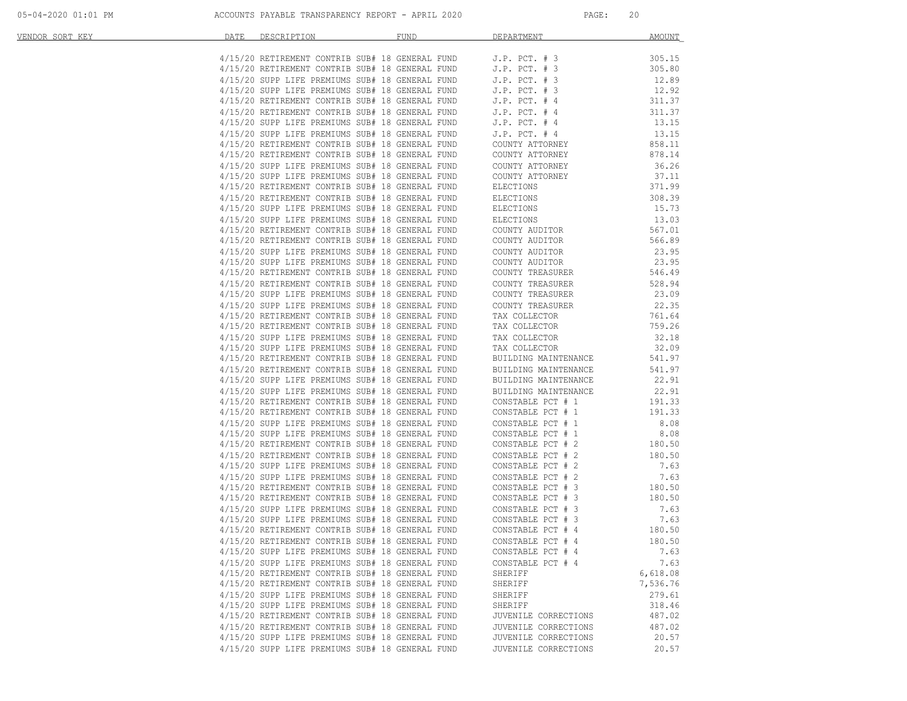| VENDOR SORT KEY | DATE | DESCRIPTION | FUND | DEPARTMENT | AMOUNT |
|---|---|---|---|---|---|
| | 4/15/20 | RETIREMENT CONTRIB SUB# 18 | GENERAL FUND | J.P. PCT. # 3 | 305.15 |
| | 4/15/20 | RETIREMENT CONTRIB SUB# 18 | GENERAL FUND | J.P. PCT. # 3 | 305.80 |
| | 4/15/20 | SUPP LIFE PREMIUMS SUB# 18 | GENERAL FUND | J.P. PCT. # 3 | 12.89 |
| | 4/15/20 | SUPP LIFE PREMIUMS SUB# 18 | GENERAL FUND | J.P. PCT. # 3 | 12.92 |
| | 4/15/20 | RETIREMENT CONTRIB SUB# 18 | GENERAL FUND | J.P. PCT. # 4 | 311.37 |
| | 4/15/20 | RETIREMENT CONTRIB SUB# 18 | GENERAL FUND | J.P. PCT. # 4 | 311.37 |
| | 4/15/20 | SUPP LIFE PREMIUMS SUB# 18 | GENERAL FUND | J.P. PCT. # 4 | 13.15 |
| | 4/15/20 | SUPP LIFE PREMIUMS SUB# 18 | GENERAL FUND | J.P. PCT. # 4 | 13.15 |
| | 4/15/20 | RETIREMENT CONTRIB SUB# 18 | GENERAL FUND | COUNTY ATTORNEY | 858.11 |
| | 4/15/20 | RETIREMENT CONTRIB SUB# 18 | GENERAL FUND | COUNTY ATTORNEY | 878.14 |
| | 4/15/20 | SUPP LIFE PREMIUMS SUB# 18 | GENERAL FUND | COUNTY ATTORNEY | 36.26 |
| | 4/15/20 | SUPP LIFE PREMIUMS SUB# 18 | GENERAL FUND | COUNTY ATTORNEY | 37.11 |
| | 4/15/20 | RETIREMENT CONTRIB SUB# 18 | GENERAL FUND | ELECTIONS | 371.99 |
| | 4/15/20 | RETIREMENT CONTRIB SUB# 18 | GENERAL FUND | ELECTIONS | 308.39 |
| | 4/15/20 | SUPP LIFE PREMIUMS SUB# 18 | GENERAL FUND | ELECTIONS | 15.73 |
| | 4/15/20 | SUPP LIFE PREMIUMS SUB# 18 | GENERAL FUND | ELECTIONS | 13.03 |
| | 4/15/20 | RETIREMENT CONTRIB SUB# 18 | GENERAL FUND | COUNTY AUDITOR | 567.01 |
| | 4/15/20 | RETIREMENT CONTRIB SUB# 18 | GENERAL FUND | COUNTY AUDITOR | 566.89 |
| | 4/15/20 | SUPP LIFE PREMIUMS SUB# 18 | GENERAL FUND | COUNTY AUDITOR | 23.95 |
| | 4/15/20 | SUPP LIFE PREMIUMS SUB# 18 | GENERAL FUND | COUNTY AUDITOR | 23.95 |
| | 4/15/20 | RETIREMENT CONTRIB SUB# 18 | GENERAL FUND | COUNTY TREASURER | 546.49 |
| | 4/15/20 | RETIREMENT CONTRIB SUB# 18 | GENERAL FUND | COUNTY TREASURER | 528.94 |
| | 4/15/20 | SUPP LIFE PREMIUMS SUB# 18 | GENERAL FUND | COUNTY TREASURER | 23.09 |
| | 4/15/20 | SUPP LIFE PREMIUMS SUB# 18 | GENERAL FUND | COUNTY TREASURER | 22.35 |
| | 4/15/20 | RETIREMENT CONTRIB SUB# 18 | GENERAL FUND | TAX COLLECTOR | 761.64 |
| | 4/15/20 | RETIREMENT CONTRIB SUB# 18 | GENERAL FUND | TAX COLLECTOR | 759.26 |
| | 4/15/20 | SUPP LIFE PREMIUMS SUB# 18 | GENERAL FUND | TAX COLLECTOR | 32.18 |
| | 4/15/20 | SUPP LIFE PREMIUMS SUB# 18 | GENERAL FUND | TAX COLLECTOR | 32.09 |
| | 4/15/20 | RETIREMENT CONTRIB SUB# 18 | GENERAL FUND | BUILDING MAINTENANCE | 541.97 |
| | 4/15/20 | RETIREMENT CONTRIB SUB# 18 | GENERAL FUND | BUILDING MAINTENANCE | 541.97 |
| | 4/15/20 | SUPP LIFE PREMIUMS SUB# 18 | GENERAL FUND | BUILDING MAINTENANCE | 22.91 |
| | 4/15/20 | SUPP LIFE PREMIUMS SUB# 18 | GENERAL FUND | BUILDING MAINTENANCE | 22.91 |
| | 4/15/20 | RETIREMENT CONTRIB SUB# 18 | GENERAL FUND | CONSTABLE PCT # 1 | 191.33 |
| | 4/15/20 | RETIREMENT CONTRIB SUB# 18 | GENERAL FUND | CONSTABLE PCT # 1 | 191.33 |
| | 4/15/20 | SUPP LIFE PREMIUMS SUB# 18 | GENERAL FUND | CONSTABLE PCT # 1 | 8.08 |
| | 4/15/20 | SUPP LIFE PREMIUMS SUB# 18 | GENERAL FUND | CONSTABLE PCT # 1 | 8.08 |
| | 4/15/20 | RETIREMENT CONTRIB SUB# 18 | GENERAL FUND | CONSTABLE PCT # 2 | 180.50 |
| | 4/15/20 | RETIREMENT CONTRIB SUB# 18 | GENERAL FUND | CONSTABLE PCT # 2 | 180.50 |
| | 4/15/20 | SUPP LIFE PREMIUMS SUB# 18 | GENERAL FUND | CONSTABLE PCT # 2 | 7.63 |
| | 4/15/20 | SUPP LIFE PREMIUMS SUB# 18 | GENERAL FUND | CONSTABLE PCT # 2 | 7.63 |
| | 4/15/20 | RETIREMENT CONTRIB SUB# 18 | GENERAL FUND | CONSTABLE PCT # 3 | 180.50 |
| | 4/15/20 | RETIREMENT CONTRIB SUB# 18 | GENERAL FUND | CONSTABLE PCT # 3 | 180.50 |
| | 4/15/20 | SUPP LIFE PREMIUMS SUB# 18 | GENERAL FUND | CONSTABLE PCT # 3 | 7.63 |
| | 4/15/20 | SUPP LIFE PREMIUMS SUB# 18 | GENERAL FUND | CONSTABLE PCT # 3 | 7.63 |
| | 4/15/20 | RETIREMENT CONTRIB SUB# 18 | GENERAL FUND | CONSTABLE PCT # 4 | 180.50 |
| | 4/15/20 | RETIREMENT CONTRIB SUB# 18 | GENERAL FUND | CONSTABLE PCT # 4 | 180.50 |
| | 4/15/20 | SUPP LIFE PREMIUMS SUB# 18 | GENERAL FUND | CONSTABLE PCT # 4 | 7.63 |
| | 4/15/20 | SUPP LIFE PREMIUMS SUB# 18 | GENERAL FUND | CONSTABLE PCT # 4 | 7.63 |
| | 4/15/20 | RETIREMENT CONTRIB SUB# 18 | GENERAL FUND | SHERIFF | 6,618.08 |
| | 4/15/20 | RETIREMENT CONTRIB SUB# 18 | GENERAL FUND | SHERIFF | 7,536.76 |
| | 4/15/20 | SUPP LIFE PREMIUMS SUB# 18 | GENERAL FUND | SHERIFF | 279.61 |
| | 4/15/20 | SUPP LIFE PREMIUMS SUB# 18 | GENERAL FUND | SHERIFF | 318.46 |
| | 4/15/20 | RETIREMENT CONTRIB SUB# 18 | GENERAL FUND | JUVENILE CORRECTIONS | 487.02 |
| | 4/15/20 | RETIREMENT CONTRIB SUB# 18 | GENERAL FUND | JUVENILE CORRECTIONS | 487.02 |
| | 4/15/20 | SUPP LIFE PREMIUMS SUB# 18 | GENERAL FUND | JUVENILE CORRECTIONS | 20.57 |
| | 4/15/20 | SUPP LIFE PREMIUMS SUB# 18 | GENERAL FUND | JUVENILE CORRECTIONS | 20.57 |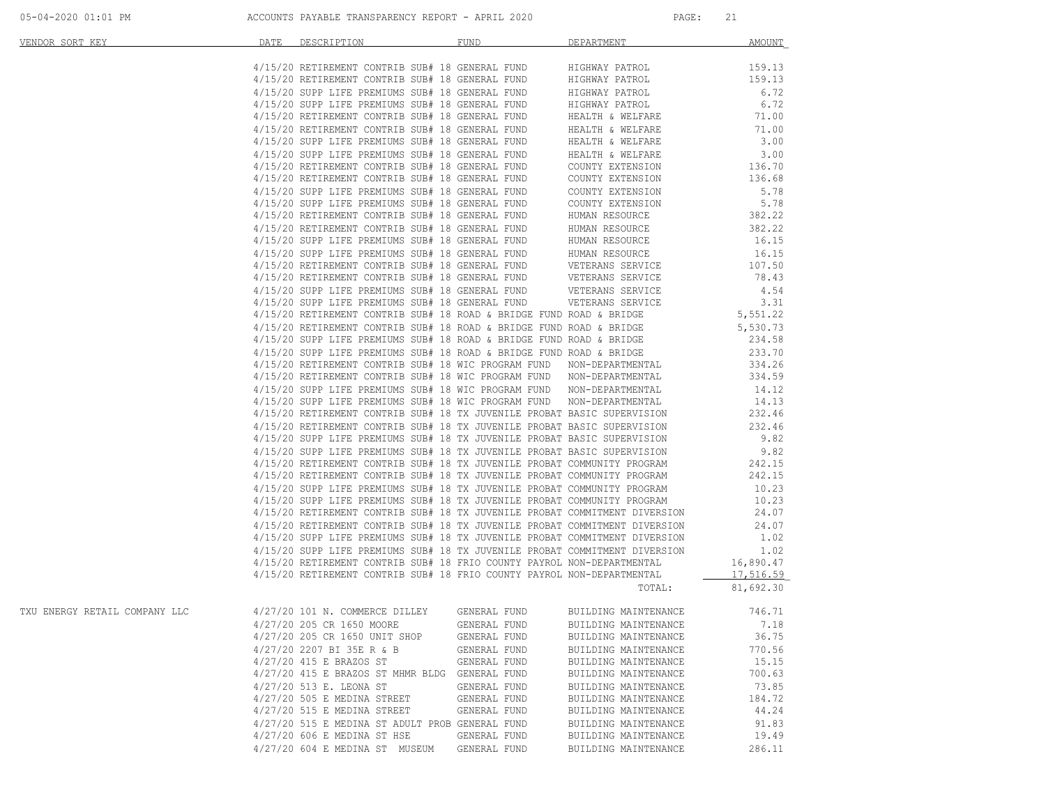| VENDOR SORT KEY | DATE | DESCRIPTION | FUND | DEPARTMENT | AMOUNT |
|---|---|---|---|---|---|
| | 4/15/20 | RETIREMENT CONTRIB SUB# 18 | GENERAL FUND | HIGHWAY PATROL | 159.13 |
| | 4/15/20 | RETIREMENT CONTRIB SUB# 18 | GENERAL FUND | HIGHWAY PATROL | 159.13 |
| | 4/15/20 | SUPP LIFE PREMIUMS SUB# 18 | GENERAL FUND | HIGHWAY PATROL | 6.72 |
| | 4/15/20 | SUPP LIFE PREMIUMS SUB# 18 | GENERAL FUND | HIGHWAY PATROL | 6.72 |
| | 4/15/20 | RETIREMENT CONTRIB SUB# 18 | GENERAL FUND | HEALTH & WELFARE | 71.00 |
| | 4/15/20 | RETIREMENT CONTRIB SUB# 18 | GENERAL FUND | HEALTH & WELFARE | 71.00 |
| | 4/15/20 | SUPP LIFE PREMIUMS SUB# 18 | GENERAL FUND | HEALTH & WELFARE | 3.00 |
| | 4/15/20 | SUPP LIFE PREMIUMS SUB# 18 | GENERAL FUND | HEALTH & WELFARE | 3.00 |
| | 4/15/20 | RETIREMENT CONTRIB SUB# 18 | GENERAL FUND | COUNTY EXTENSION | 136.70 |
| | 4/15/20 | RETIREMENT CONTRIB SUB# 18 | GENERAL FUND | COUNTY EXTENSION | 136.68 |
| | 4/15/20 | SUPP LIFE PREMIUMS SUB# 18 | GENERAL FUND | COUNTY EXTENSION | 5.78 |
| | 4/15/20 | SUPP LIFE PREMIUMS SUB# 18 | GENERAL FUND | COUNTY EXTENSION | 5.78 |
| | 4/15/20 | RETIREMENT CONTRIB SUB# 18 | GENERAL FUND | HUMAN RESOURCE | 382.22 |
| | 4/15/20 | RETIREMENT CONTRIB SUB# 18 | GENERAL FUND | HUMAN RESOURCE | 382.22 |
| | 4/15/20 | SUPP LIFE PREMIUMS SUB# 18 | GENERAL FUND | HUMAN RESOURCE | 16.15 |
| | 4/15/20 | SUPP LIFE PREMIUMS SUB# 18 | GENERAL FUND | HUMAN RESOURCE | 16.15 |
| | 4/15/20 | RETIREMENT CONTRIB SUB# 18 | GENERAL FUND | VETERANS SERVICE | 107.50 |
| | 4/15/20 | RETIREMENT CONTRIB SUB# 18 | GENERAL FUND | VETERANS SERVICE | 78.43 |
| | 4/15/20 | SUPP LIFE PREMIUMS SUB# 18 | GENERAL FUND | VETERANS SERVICE | 4.54 |
| | 4/15/20 | SUPP LIFE PREMIUMS SUB# 18 | GENERAL FUND | VETERANS SERVICE | 3.31 |
| | 4/15/20 | RETIREMENT CONTRIB SUB# 18 | ROAD & BRIDGE FUND | ROAD & BRIDGE | 5,551.22 |
| | 4/15/20 | RETIREMENT CONTRIB SUB# 18 | ROAD & BRIDGE FUND | ROAD & BRIDGE | 5,530.73 |
| | 4/15/20 | SUPP LIFE PREMIUMS SUB# 18 | ROAD & BRIDGE FUND | ROAD & BRIDGE | 234.58 |
| | 4/15/20 | SUPP LIFE PREMIUMS SUB# 18 | ROAD & BRIDGE FUND | ROAD & BRIDGE | 233.70 |
| | 4/15/20 | RETIREMENT CONTRIB SUB# 18 | WIC PROGRAM FUND | NON-DEPARTMENTAL | 334.26 |
| | 4/15/20 | RETIREMENT CONTRIB SUB# 18 | WIC PROGRAM FUND | NON-DEPARTMENTAL | 334.59 |
| | 4/15/20 | SUPP LIFE PREMIUMS SUB# 18 | WIC PROGRAM FUND | NON-DEPARTMENTAL | 14.12 |
| | 4/15/20 | SUPP LIFE PREMIUMS SUB# 18 | WIC PROGRAM FUND | NON-DEPARTMENTAL | 14.13 |
| | 4/15/20 | RETIREMENT CONTRIB SUB# 18 | TX JUVENILE PROBAT | BASIC SUPERVISION | 232.46 |
| | 4/15/20 | RETIREMENT CONTRIB SUB# 18 | TX JUVENILE PROBAT | BASIC SUPERVISION | 232.46 |
| | 4/15/20 | SUPP LIFE PREMIUMS SUB# 18 | TX JUVENILE PROBAT | BASIC SUPERVISION | 9.82 |
| | 4/15/20 | SUPP LIFE PREMIUMS SUB# 18 | TX JUVENILE PROBAT | BASIC SUPERVISION | 9.82 |
| | 4/15/20 | RETIREMENT CONTRIB SUB# 18 | TX JUVENILE PROBAT | COMMUNITY PROGRAM | 242.15 |
| | 4/15/20 | RETIREMENT CONTRIB SUB# 18 | TX JUVENILE PROBAT | COMMUNITY PROGRAM | 242.15 |
| | 4/15/20 | SUPP LIFE PREMIUMS SUB# 18 | TX JUVENILE PROBAT | COMMUNITY PROGRAM | 10.23 |
| | 4/15/20 | SUPP LIFE PREMIUMS SUB# 18 | TX JUVENILE PROBAT | COMMUNITY PROGRAM | 10.23 |
| | 4/15/20 | RETIREMENT CONTRIB SUB# 18 | TX JUVENILE PROBAT | COMMITMENT DIVERSION | 24.07 |
| | 4/15/20 | RETIREMENT CONTRIB SUB# 18 | TX JUVENILE PROBAT | COMMITMENT DIVERSION | 24.07 |
| | 4/15/20 | SUPP LIFE PREMIUMS SUB# 18 | TX JUVENILE PROBAT | COMMITMENT DIVERSION | 1.02 |
| | 4/15/20 | SUPP LIFE PREMIUMS SUB# 18 | TX JUVENILE PROBAT | COMMITMENT DIVERSION | 1.02 |
| | 4/15/20 | RETIREMENT CONTRIB SUB# 18 | FRIO COUNTY PAYROL | NON-DEPARTMENTAL | 16,890.47 |
| | 4/15/20 | RETIREMENT CONTRIB SUB# 18 | FRIO COUNTY PAYROL | NON-DEPARTMENTAL | 17,516.59 |
| | | | | TOTAL: | 81,692.30 |
| TXU ENERGY RETAIL COMPANY LLC | 4/27/20 | 101 N. COMMERCE DILLEY | GENERAL FUND | BUILDING MAINTENANCE | 746.71 |
| | 4/27/20 | 205 CR 1650 MOORE | GENERAL FUND | BUILDING MAINTENANCE | 7.18 |
| | 4/27/20 | 205 CR 1650 UNIT SHOP | GENERAL FUND | BUILDING MAINTENANCE | 36.75 |
| | 4/27/20 | 2207 BI 35E R & B | GENERAL FUND | BUILDING MAINTENANCE | 770.56 |
| | 4/27/20 | 415 E BRAZOS ST | GENERAL FUND | BUILDING MAINTENANCE | 15.15 |
| | 4/27/20 | 415 E BRAZOS ST MHMR BLDG | GENERAL FUND | BUILDING MAINTENANCE | 700.63 |
| | 4/27/20 | 513 E. LEONA ST | GENERAL FUND | BUILDING MAINTENANCE | 73.85 |
| | 4/27/20 | 505 E MEDINA STREET | GENERAL FUND | BUILDING MAINTENANCE | 184.72 |
| | 4/27/20 | 515 E MEDINA STREET | GENERAL FUND | BUILDING MAINTENANCE | 44.24 |
| | 4/27/20 | 515 E MEDINA ST ADULT PROB | GENERAL FUND | BUILDING MAINTENANCE | 91.83 |
| | 4/27/20 | 606 E MEDINA ST HSE | GENERAL FUND | BUILDING MAINTENANCE | 19.49 |
| | 4/27/20 | 604 E MEDINA ST MUSEUM | GENERAL FUND | BUILDING MAINTENANCE | 286.11 |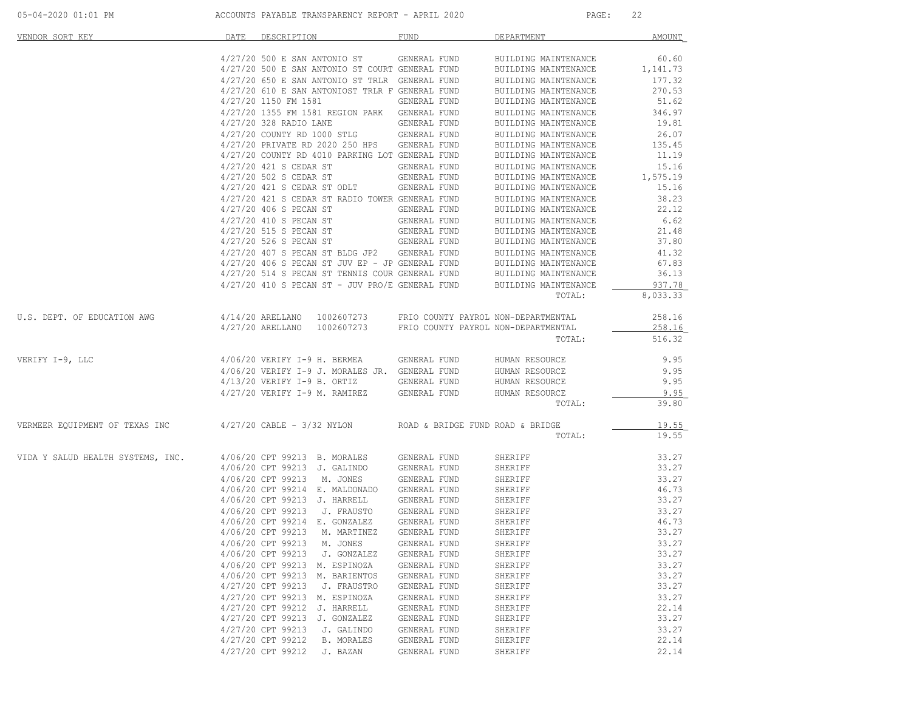| VENDOR SORT KEY | DATE | DESCRIPTION | FUND | DEPARTMENT | AMOUNT |
|---|---|---|---|---|---|
| | 4/27/20 | 500 E SAN ANTONIO ST | GENERAL FUND | BUILDING MAINTENANCE | 60.60 |
| | 4/27/20 | 500 E SAN ANTONIO ST COURT | GENERAL FUND | BUILDING MAINTENANCE | 1,141.73 |
| | 4/27/20 | 650 E SAN ANTONIO ST TRLR | GENERAL FUND | BUILDING MAINTENANCE | 177.32 |
| | 4/27/20 | 610 E SAN ANTONIOST TRLR F | GENERAL FUND | BUILDING MAINTENANCE | 270.53 |
| | 4/27/20 | 1150 FM 1581 | GENERAL FUND | BUILDING MAINTENANCE | 51.62 |
| | 4/27/20 | 1355 FM 1581 REGION PARK | GENERAL FUND | BUILDING MAINTENANCE | 346.97 |
| | 4/27/20 | 328 RADIO LANE | GENERAL FUND | BUILDING MAINTENANCE | 19.81 |
| | 4/27/20 | COUNTY RD 1000 STLG | GENERAL FUND | BUILDING MAINTENANCE | 26.07 |
| | 4/27/20 | PRIVATE RD 2020 250 HPS | GENERAL FUND | BUILDING MAINTENANCE | 135.45 |
| | 4/27/20 | COUNTY RD 4010 PARKING LOT | GENERAL FUND | BUILDING MAINTENANCE | 11.19 |
| | 4/27/20 | 421 S CEDAR ST | GENERAL FUND | BUILDING MAINTENANCE | 15.16 |
| | 4/27/20 | 502 S CEDAR ST | GENERAL FUND | BUILDING MAINTENANCE | 1,575.19 |
| | 4/27/20 | 421 S CEDAR ST ODLT | GENERAL FUND | BUILDING MAINTENANCE | 15.16 |
| | 4/27/20 | 421 S CEDAR ST RADIO TOWER | GENERAL FUND | BUILDING MAINTENANCE | 38.23 |
| | 4/27/20 | 406 S PECAN ST | GENERAL FUND | BUILDING MAINTENANCE | 22.12 |
| | 4/27/20 | 410 S PECAN ST | GENERAL FUND | BUILDING MAINTENANCE | 6.62 |
| | 4/27/20 | 515 S PECAN ST | GENERAL FUND | BUILDING MAINTENANCE | 21.48 |
| | 4/27/20 | 526 S PECAN ST | GENERAL FUND | BUILDING MAINTENANCE | 37.80 |
| | 4/27/20 | 407 S PECAN ST BLDG JP2 | GENERAL FUND | BUILDING MAINTENANCE | 41.32 |
| | 4/27/20 | 406 S PECAN ST JUV EP - JP | GENERAL FUND | BUILDING MAINTENANCE | 67.83 |
| | 4/27/20 | 514 S PECAN ST TENNIS COUR | GENERAL FUND | BUILDING MAINTENANCE | 36.13 |
| | 4/27/20 | 410 S PECAN ST - JUV PRO/E | GENERAL FUND | BUILDING MAINTENANCE | 937.78 |
| | | | | TOTAL: | 8,033.33 |
| U.S. DEPT. OF EDUCATION AWG | 4/14/20 | ARELLANO 1002607273 | FRIO COUNTY PAYROL | NON-DEPARTMENTAL | 258.16 |
| | 4/27/20 | ARELLANO 1002607273 | FRIO COUNTY PAYROL | NON-DEPARTMENTAL | 258.16 |
| | | | | TOTAL: | 516.32 |
| VERIFY I-9, LLC | 4/06/20 | VERIFY I-9 H. BERMEA | GENERAL FUND | HUMAN RESOURCE | 9.95 |
| | 4/06/20 | VERIFY I-9 J. MORALES JR. | GENERAL FUND | HUMAN RESOURCE | 9.95 |
| | 4/13/20 | VERIFY I-9 B. ORTIZ | GENERAL FUND | HUMAN RESOURCE | 9.95 |
| | 4/27/20 | VERIFY I-9 M. RAMIREZ | GENERAL FUND | HUMAN RESOURCE | 9.95 |
| | | | | TOTAL: | 39.80 |
| VERMEER EQUIPMENT OF TEXAS INC | 4/27/20 | CABLE - 3/32 NYLON | ROAD & BRIDGE FUND | ROAD & BRIDGE | 19.55 |
| | | | | TOTAL: | 19.55 |
| VIDA Y SALUD HEALTH SYSTEMS, INC. | 4/06/20 | CPT 99213 B. MORALES | GENERAL FUND | SHERIFF | 33.27 |
| | 4/06/20 | CPT 99213 J. GALINDO | GENERAL FUND | SHERIFF | 33.27 |
| | 4/06/20 | CPT 99213 M. JONES | GENERAL FUND | SHERIFF | 33.27 |
| | 4/06/20 | CPT 99214 E. MALDONADO | GENERAL FUND | SHERIFF | 46.73 |
| | 4/06/20 | CPT 99213 J. HARRELL | GENERAL FUND | SHERIFF | 33.27 |
| | 4/06/20 | CPT 99213 J. FRAUSTO | GENERAL FUND | SHERIFF | 33.27 |
| | 4/06/20 | CPT 99214 E. GONZALEZ | GENERAL FUND | SHERIFF | 46.73 |
| | 4/06/20 | CPT 99213 M. MARTINEZ | GENERAL FUND | SHERIFF | 33.27 |
| | 4/06/20 | CPT 99213 M. JONES | GENERAL FUND | SHERIFF | 33.27 |
| | 4/06/20 | CPT 99213 J. GONZALEZ | GENERAL FUND | SHERIFF | 33.27 |
| | 4/06/20 | CPT 99213 M. ESPINOZA | GENERAL FUND | SHERIFF | 33.27 |
| | 4/06/20 | CPT 99213 M. BARIENTOS | GENERAL FUND | SHERIFF | 33.27 |
| | 4/27/20 | CPT 99213 J. FRAUSTRO | GENERAL FUND | SHERIFF | 33.27 |
| | 4/27/20 | CPT 99213 M. ESPINOZA | GENERAL FUND | SHERIFF | 33.27 |
| | 4/27/20 | CPT 99212 J. HARRELL | GENERAL FUND | SHERIFF | 22.14 |
| | 4/27/20 | CPT 99213 J. GONZALEZ | GENERAL FUND | SHERIFF | 33.27 |
| | 4/27/20 | CPT 99213 J. GALINDO | GENERAL FUND | SHERIFF | 33.27 |
| | 4/27/20 | CPT 99212 B. MORALES | GENERAL FUND | SHERIFF | 22.14 |
| | 4/27/20 | CPT 99212 J. BAZAN | GENERAL FUND | SHERIFF | 22.14 |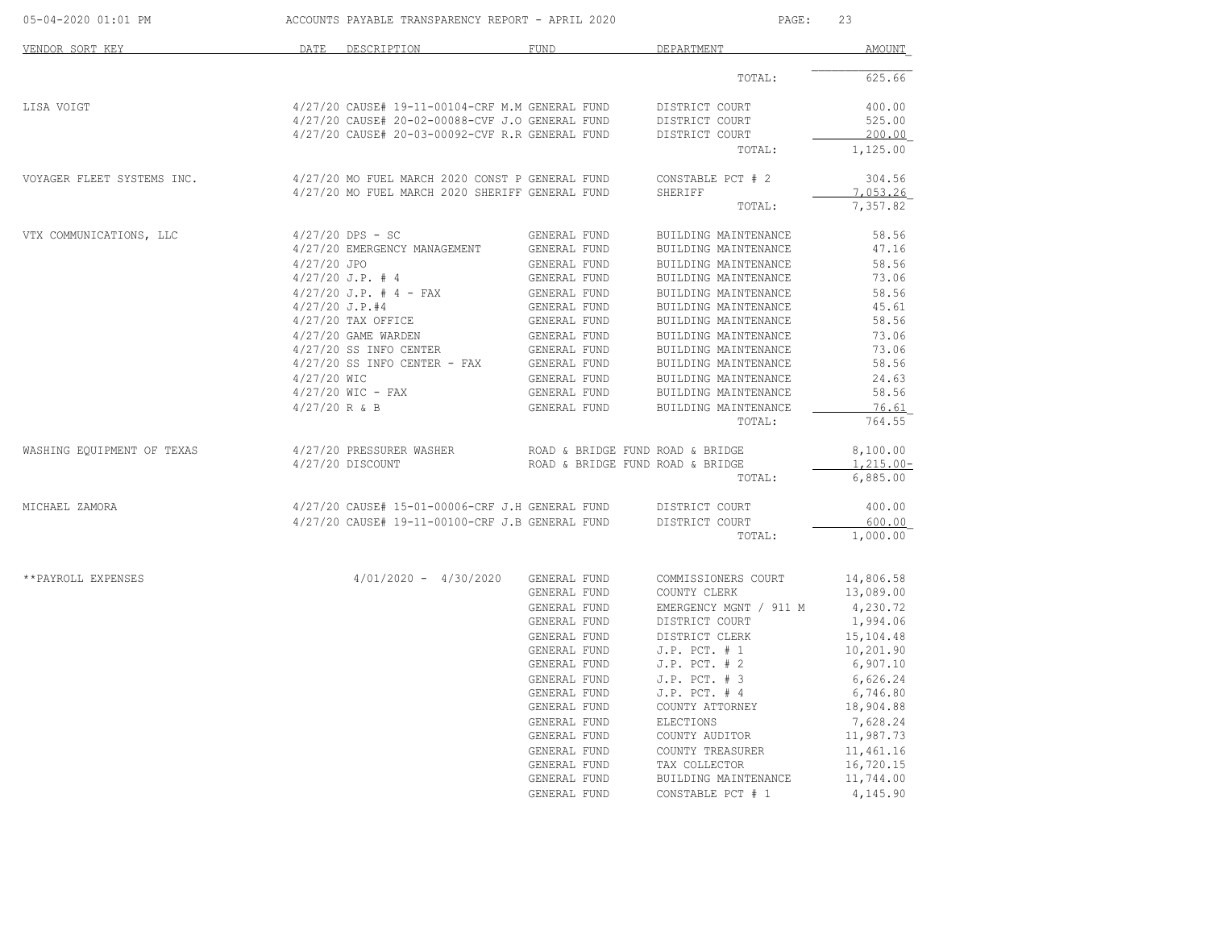05-04-2020 01:01 PM ACCOUNTS PAYABLE TRANSPARENCY REPORT - APRIL 2020

| VENDOR SORT KEY | DATE | DESCRIPTION | FUND | DEPARTMENT | AMOUNT |
|---|---|---|---|---|---|
| | | | | TOTAL: | 625.66 |
| LISA VOIGT | 4/27/20 | CAUSE# 19-11-00104-CRF M.M | GENERAL FUND | DISTRICT COURT | 400.00 |
| | 4/27/20 | CAUSE# 20-02-00088-CVF J.O | GENERAL FUND | DISTRICT COURT | 525.00 |
| | 4/27/20 | CAUSE# 20-03-00092-CVF R.R | GENERAL FUND | DISTRICT COURT | 200.00 |
| | | | | TOTAL: | 1,125.00 |
| VOYAGER FLEET SYSTEMS INC. | 4/27/20 | MO FUEL MARCH 2020 CONST P | GENERAL FUND | CONSTABLE PCT # 2 | 304.56 |
| | 4/27/20 | MO FUEL MARCH 2020 SHERIFF | GENERAL FUND | SHERIFF | 7,053.26 |
| | | | | TOTAL: | 7,357.82 |
| VTX COMMUNICATIONS, LLC | 4/27/20 | DPS - SC | GENERAL FUND | BUILDING MAINTENANCE | 58.56 |
| | 4/27/20 | EMERGENCY MANAGEMENT | GENERAL FUND | BUILDING MAINTENANCE | 47.16 |
| | 4/27/20 | JPO | GENERAL FUND | BUILDING MAINTENANCE | 58.56 |
| | 4/27/20 | J.P. # 4 | GENERAL FUND | BUILDING MAINTENANCE | 73.06 |
| | 4/27/20 | J.P. # 4 - FAX | GENERAL FUND | BUILDING MAINTENANCE | 58.56 |
| | 4/27/20 | J.P.#4 | GENERAL FUND | BUILDING MAINTENANCE | 45.61 |
| | 4/27/20 | TAX OFFICE | GENERAL FUND | BUILDING MAINTENANCE | 58.56 |
| | 4/27/20 | GAME WARDEN | GENERAL FUND | BUILDING MAINTENANCE | 73.06 |
| | 4/27/20 | SS INFO CENTER | GENERAL FUND | BUILDING MAINTENANCE | 73.06 |
| | 4/27/20 | SS INFO CENTER - FAX | GENERAL FUND | BUILDING MAINTENANCE | 58.56 |
| | 4/27/20 | WIC | GENERAL FUND | BUILDING MAINTENANCE | 24.63 |
| | 4/27/20 | WIC - FAX | GENERAL FUND | BUILDING MAINTENANCE | 58.56 |
| | 4/27/20 | R & B | GENERAL FUND | BUILDING MAINTENANCE | 76.61 |
| | | | | TOTAL: | 764.55 |
| WASHING EQUIPMENT OF TEXAS | 4/27/20 | PRESSURER WASHER | ROAD & BRIDGE FUND | ROAD & BRIDGE | 8,100.00 |
| | 4/27/20 | DISCOUNT | ROAD & BRIDGE FUND | ROAD & BRIDGE | 1,215.00- |
| | | | | TOTAL: | 6,885.00 |
| MICHAEL ZAMORA | 4/27/20 | CAUSE# 15-01-00006-CRF J.H | GENERAL FUND | DISTRICT COURT | 400.00 |
| | 4/27/20 | CAUSE# 19-11-00100-CRF J.B | GENERAL FUND | DISTRICT COURT | 600.00 |
| | | | | TOTAL: | 1,000.00 |
| **PAYROLL EXPENSES | | 4/01/2020 - 4/30/2020 | GENERAL FUND | COMMISSIONERS COURT | 14,806.58 |
| | | | GENERAL FUND | COUNTY CLERK | 13,089.00 |
| | | | GENERAL FUND | EMERGENCY MGNT / 911 M | 4,230.72 |
| | | | GENERAL FUND | DISTRICT COURT | 1,994.06 |
| | | | GENERAL FUND | DISTRICT CLERK | 15,104.48 |
| | | | GENERAL FUND | J.P. PCT. # 1 | 10,201.90 |
| | | | GENERAL FUND | J.P. PCT. # 2 | 6,907.10 |
| | | | GENERAL FUND | J.P. PCT. # 3 | 6,626.24 |
| | | | GENERAL FUND | J.P. PCT. # 4 | 6,746.80 |
| | | | GENERAL FUND | COUNTY ATTORNEY | 18,904.88 |
| | | | GENERAL FUND | ELECTIONS | 7,628.24 |
| | | | GENERAL FUND | COUNTY AUDITOR | 11,987.73 |
| | | | GENERAL FUND | COUNTY TREASURER | 11,461.16 |
| | | | GENERAL FUND | TAX COLLECTOR | 16,720.15 |
| | | | GENERAL FUND | BUILDING MAINTENANCE | 11,744.00 |
| | | | GENERAL FUND | CONSTABLE PCT # 1 | 4,145.90 |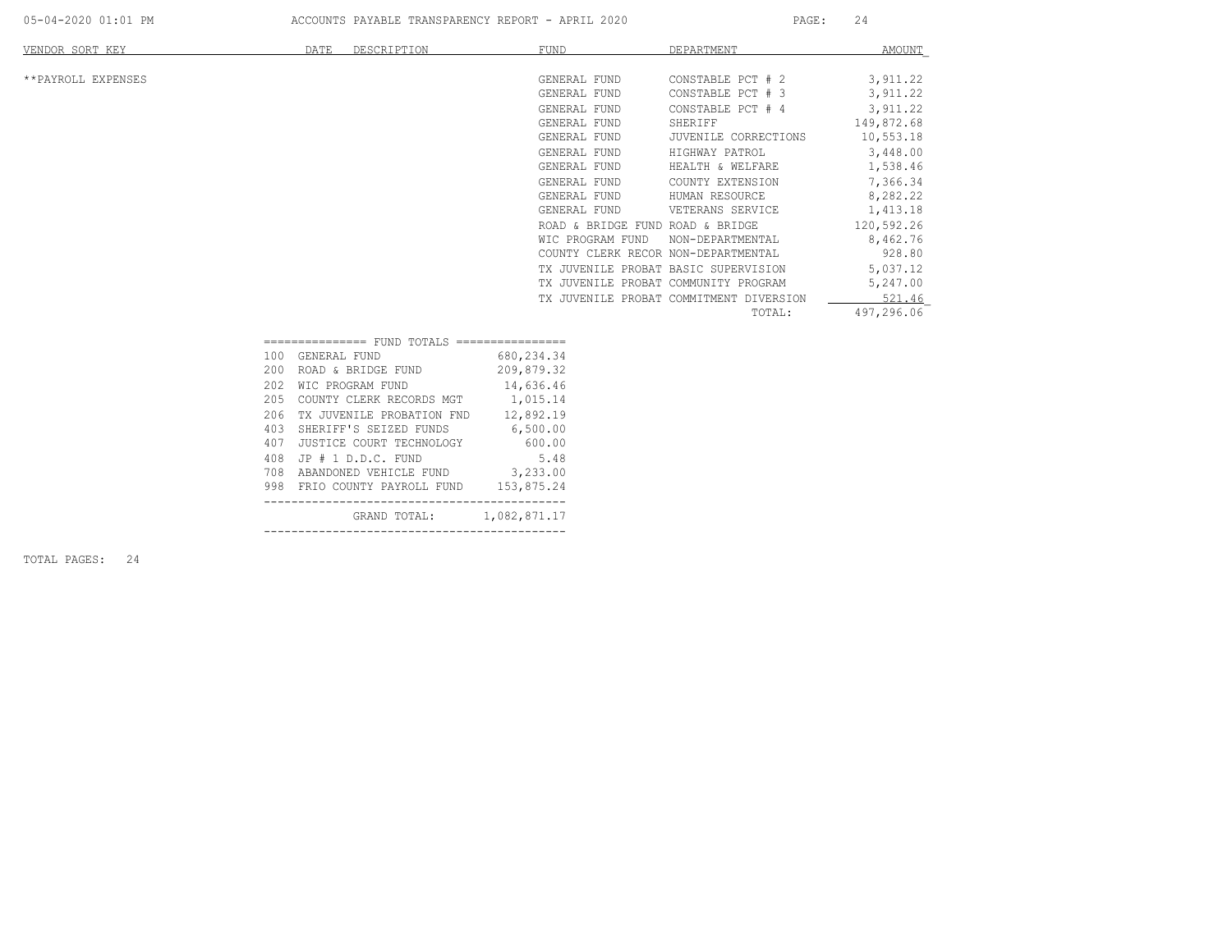| VENDOR SORT KEY | DATE | DESCRIPTION | FUND | DEPARTMENT | AMOUNT |
|---|---|---|---|---|---|
| **PAYROLL EXPENSES | | | GENERAL FUND | CONSTABLE PCT # 2 | 3,911.22 |
| | | | GENERAL FUND | CONSTABLE PCT # 3 | 3,911.22 |
| | | | GENERAL FUND | CONSTABLE PCT # 4 | 3,911.22 |
| | | | GENERAL FUND | SHERIFF | 149,872.68 |
| | | | GENERAL FUND | JUVENILE CORRECTIONS | 10,553.18 |
| | | | GENERAL FUND | HIGHWAY PATROL | 3,448.00 |
| | | | GENERAL FUND | HEALTH & WELFARE | 1,538.46 |
| | | | GENERAL FUND | COUNTY EXTENSION | 7,366.34 |
| | | | GENERAL FUND | HUMAN RESOURCE | 8,282.22 |
| | | | GENERAL FUND | VETERANS SERVICE | 1,413.18 |
| | | | ROAD & BRIDGE FUND | ROAD & BRIDGE | 120,592.26 |
| | | | WIC PROGRAM FUND | NON-DEPARTMENTAL | 8,462.76 |
| | | | COUNTY CLERK RECOR | NON-DEPARTMENTAL | 928.80 |
| | | | TX JUVENILE PROBAT | BASIC SUPERVISION | 5,037.12 |
| | | | TX JUVENILE PROBAT | COMMUNITY PROGRAM | 5,247.00 |
| | | | TX JUVENILE PROBAT | COMMITMENT DIVERSION | 521.46 |
| | | | | TOTAL: | 497,296.06 |

=============== FUND TOTALS ================

| | | |
|---|---|---|
| 100 | GENERAL FUND | 680,234.34 |
| 200 | ROAD & BRIDGE FUND | 209,879.32 |
| 202 | WIC PROGRAM FUND | 14,636.46 |
| 205 | COUNTY CLERK RECORDS MGT | 1,015.14 |
| 206 | TX JUVENILE PROBATION FND | 12,892.19 |
| 403 | SHERIFF'S SEIZED FUNDS | 6,500.00 |
| 407 | JUSTICE COURT TECHNOLOGY | 600.00 |
| 408 | JP # 1 D.D.C. FUND | 5.48 |
| 708 | ABANDONED VEHICLE FUND | 3,233.00 |
| 998 | FRIO COUNTY PAYROLL FUND | 153,875.24 |
| | GRAND TOTAL: | 1,082,871.17 |

TOTAL PAGES: 24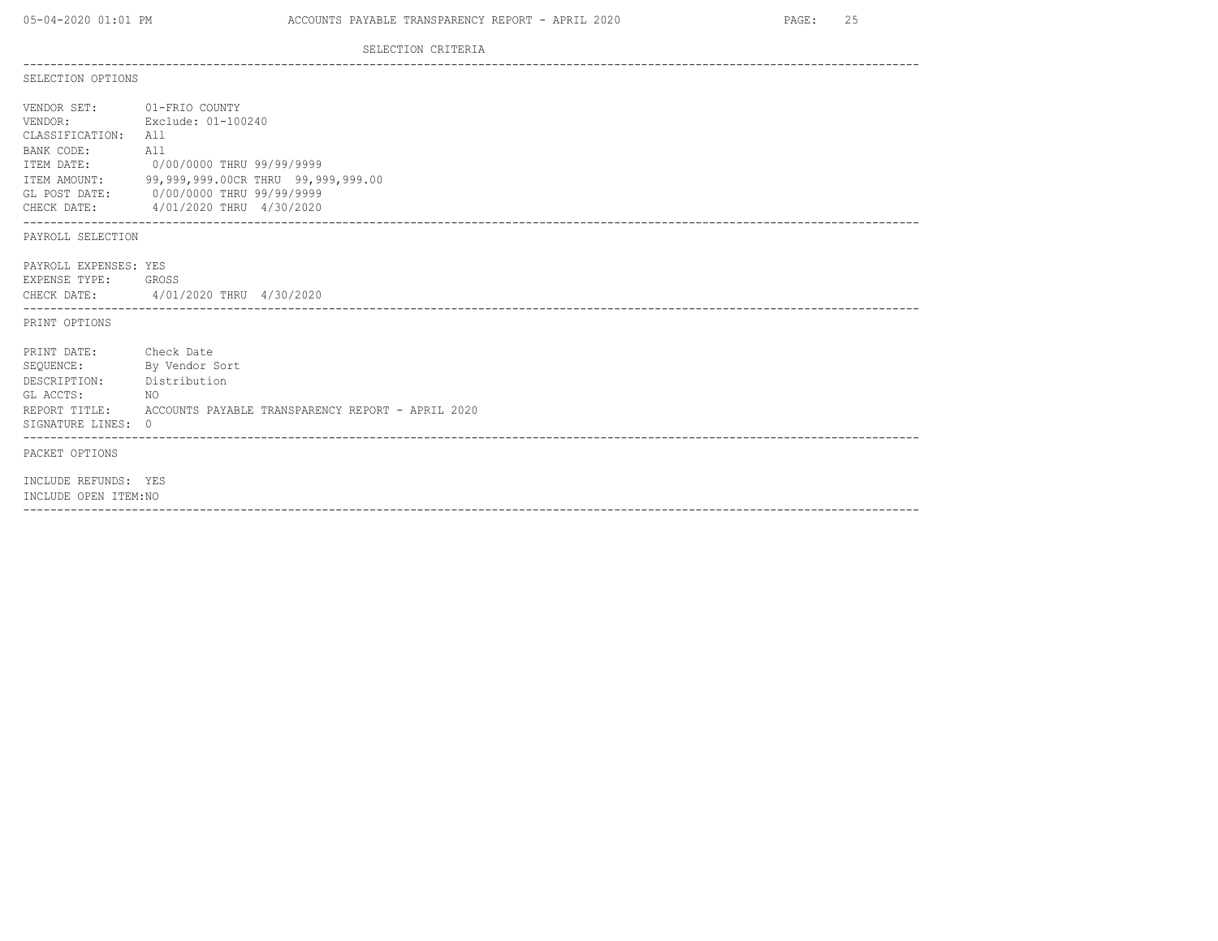## SELECTION CRITERIA

---

### SELECTION OPTIONS

VENDOR SET: 01-FRIO COUNTY
VENDOR: Exclude: 01-100240
CLASSIFICATION: All
BANK CODE: All
ITEM DATE: 0/00/0000 THRU 99/99/9999
ITEM AMOUNT: 99,999,999.00CR THRU 99,999,999.00
GL POST DATE: 0/00/0000 THRU 99/99/9999
CHECK DATE: 4/01/2020 THRU 4/30/2020

---

### PAYROLL SELECTION

PAYROLL EXPENSES: YES
EXPENSE TYPE: GROSS
CHECK DATE: 4/01/2020 THRU 4/30/2020

---

### PRINT OPTIONS

PRINT DATE: Check Date
SEQUENCE: By Vendor Sort
DESCRIPTION: Distribution
GL ACCTS: NO
REPORT TITLE: ACCOUNTS PAYABLE TRANSPARENCY REPORT - APRIL 2020
SIGNATURE LINES: 0

---

### PACKET OPTIONS

INCLUDE REFUNDS: YES
INCLUDE OPEN ITEM:NO

---